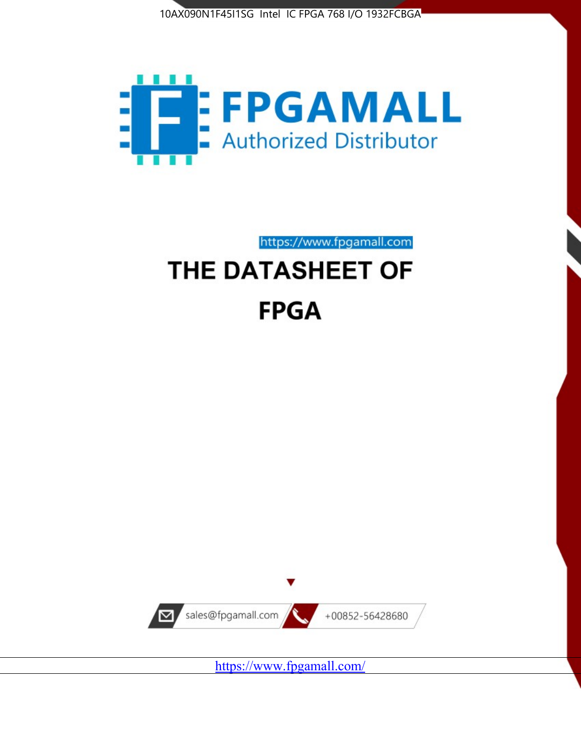10AX090N1F45I1SG Intel IC FPGA 768 I/O 1932FCBGA

FPGAMALL

Authorized Distributor

https://www.fpgamall.com

# THE DATASHEET OF

# FPGA

sales@fpgamall.com

+00852-56428680

https://www.fpgamall.com/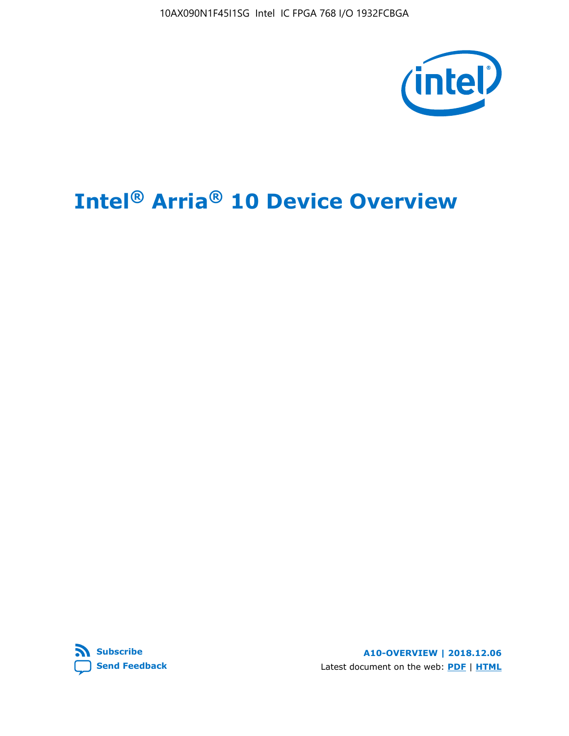# Intel® Arria® 10 Device Overview

Subscribe

Send Feedback

**A10-OVERVIEW | 2018.12.06**

Latest document on the web: **PDF** | **HTML**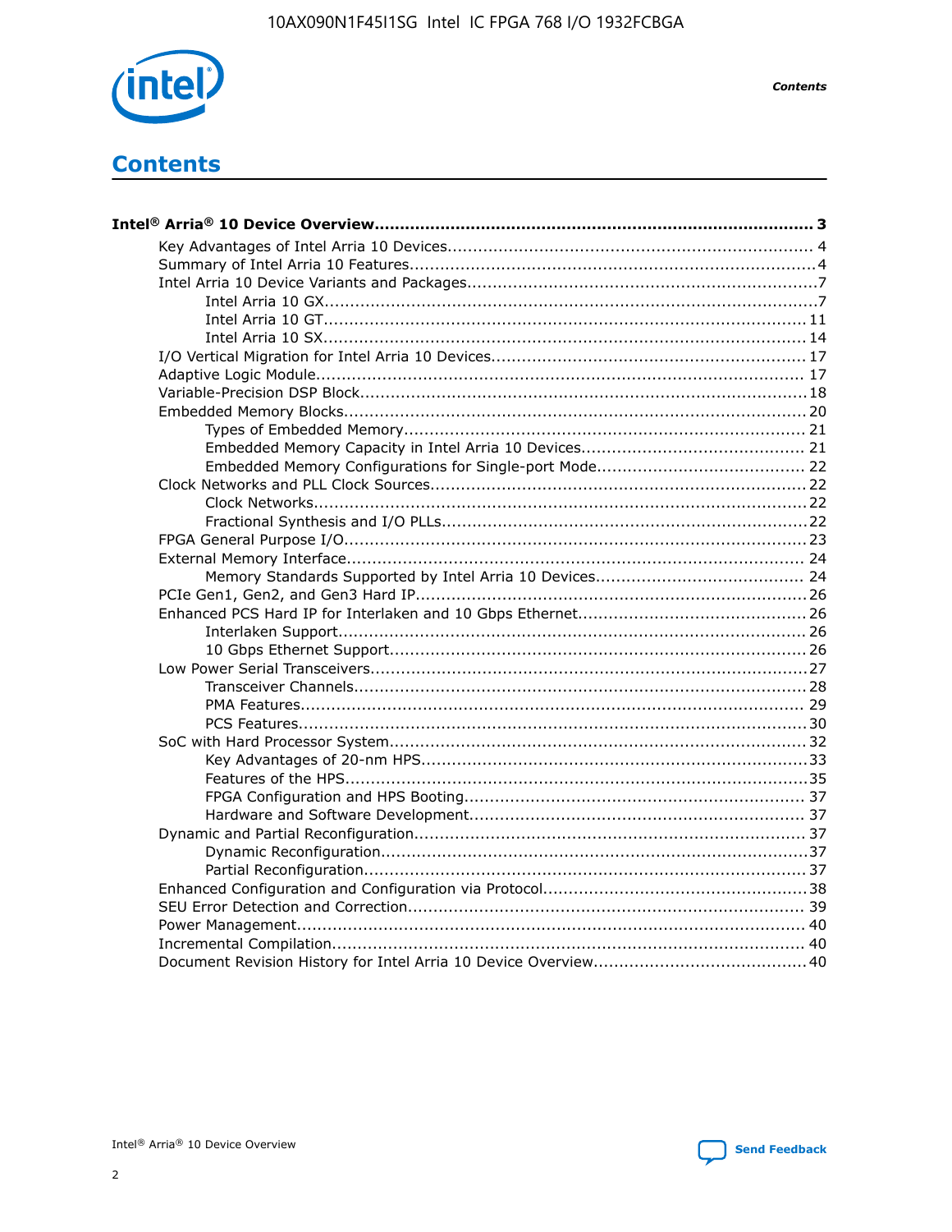# Contents

**Intel® Arria® 10 Device Overview....................................................................................... 3**

- Key Advantages of Intel Arria 10 Devices....................................................................... 4
- Summary of Intel Arria 10 Features................................................................................4
- Intel Arria 10 Device Variants and Packages....................................................................7
    - Intel Arria 10 GX..................................................................................................7
    - Intel Arria 10 GT................................................................................................ 11
    - Intel Arria 10 SX................................................................................................ 14
- I/O Vertical Migration for Intel Arria 10 Devices............................................................. 17
- Adaptive Logic Module................................................................................................ 17
- Variable-Precision DSP Block.......................................................................................18
- Embedded Memory Blocks........................................................................................... 20
    - Types of Embedded Memory............................................................................... 21
    - Embedded Memory Capacity in Intel Arria 10 Devices............................................ 21
    - Embedded Memory Configurations for Single-port Mode......................................... 22
- Clock Networks and PLL Clock Sources.........................................................................22
    - Clock Networks.................................................................................................22
    - Fractional Synthesis and I/O PLLs........................................................................22
- FPGA General Purpose I/O...........................................................................................23
- External Memory Interface.......................................................................................... 24
    - Memory Standards Supported by Intel Arria 10 Devices......................................... 24
- PCIe Gen1, Gen2, and Gen3 Hard IP.............................................................................26
- Enhanced PCS Hard IP for Interlaken and 10 Gbps Ethernet............................................. 26
    - Interlaken Support............................................................................................ 26
    - 10 Gbps Ethernet Support.................................................................................. 26
- Low Power Serial Transceivers.....................................................................................27
    - Transceiver Channels.........................................................................................28
    - PMA Features................................................................................................... 29
    - PCS Features....................................................................................................30
- SoC with Hard Processor System..................................................................................32
    - Key Advantages of 20-nm HPS............................................................................33
    - Features of the HPS...........................................................................................35
    - FPGA Configuration and HPS Booting................................................................... 37
    - Hardware and Software Development.................................................................. 37
- Dynamic and Partial Reconfiguration............................................................................ 37
    - Dynamic Reconfiguration....................................................................................37
    - Partial Reconfiguration.......................................................................................37
- Enhanced Configuration and Configuration via Protocol....................................................38
- SEU Error Detection and Correction............................................................................. 39
- Power Management................................................................................................... 40
- Incremental Compilation............................................................................................ 40
- Document Revision History for Intel Arria 10 Device Overview..........................................40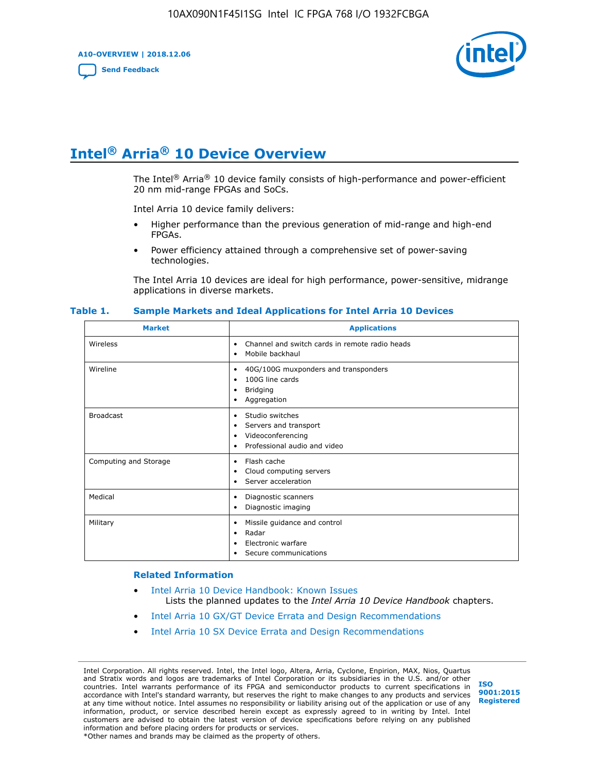# Intel® Arria® 10 Device Overview

The Intel® Arria® 10 device family consists of high-performance and power-efficient 20 nm mid-range FPGAs and SoCs.

Intel Arria 10 device family delivers:

- Higher performance than the previous generation of mid-range and high-end FPGAs.
- Power efficiency attained through a comprehensive set of power-saving technologies.

The Intel Arria 10 devices are ideal for high performance, power-sensitive, midrange applications in diverse markets.

**Table 1. Sample Markets and Ideal Applications for Intel Arria 10 Devices**

| Market | Applications |
| --- | --- |
| Wireless | • Channel and switch cards in remote radio heads<br>• Mobile backhaul |
| Wireline | • 40G/100G muxponders and transponders<br>• 100G line cards<br>• Bridging<br>• Aggregation |
| Broadcast | • Studio switches<br>• Servers and transport<br>• Videoconferencing<br>• Professional audio and video |
| Computing and Storage | • Flash cache<br>• Cloud computing servers<br>• Server acceleration |
| Medical | • Diagnostic scanners<br>• Diagnostic imaging |
| Military | • Missile guidance and control<br>• Radar<br>• Electronic warfare<br>• Secure communications |

**Related Information**

- Intel Arria 10 Device Handbook: Known Issues
  Lists the planned updates to the *Intel Arria 10 Device Handbook* chapters.
- Intel Arria 10 GX/GT Device Errata and Design Recommendations
- Intel Arria 10 SX Device Errata and Design Recommendations

Intel Corporation. All rights reserved. Intel, the Intel logo, Altera, Arria, Cyclone, Enpirion, MAX, Nios, Quartus and Stratix words and logos are trademarks of Intel Corporation or its subsidiaries in the U.S. and/or other countries. Intel warrants performance of its FPGA and semiconductor products to current specifications in accordance with Intel's standard warranty, but reserves the right to make changes to any products and services at any time without notice. Intel assumes no responsibility or liability arising out of the application or use of any information, product, or service described herein except as expressly agreed to in writing by Intel. Intel customers are advised to obtain the latest version of device specifications before relying on any published information and before placing orders for products or services.
*Other names and brands may be claimed as the property of others.

ISO 9001:2015 Registered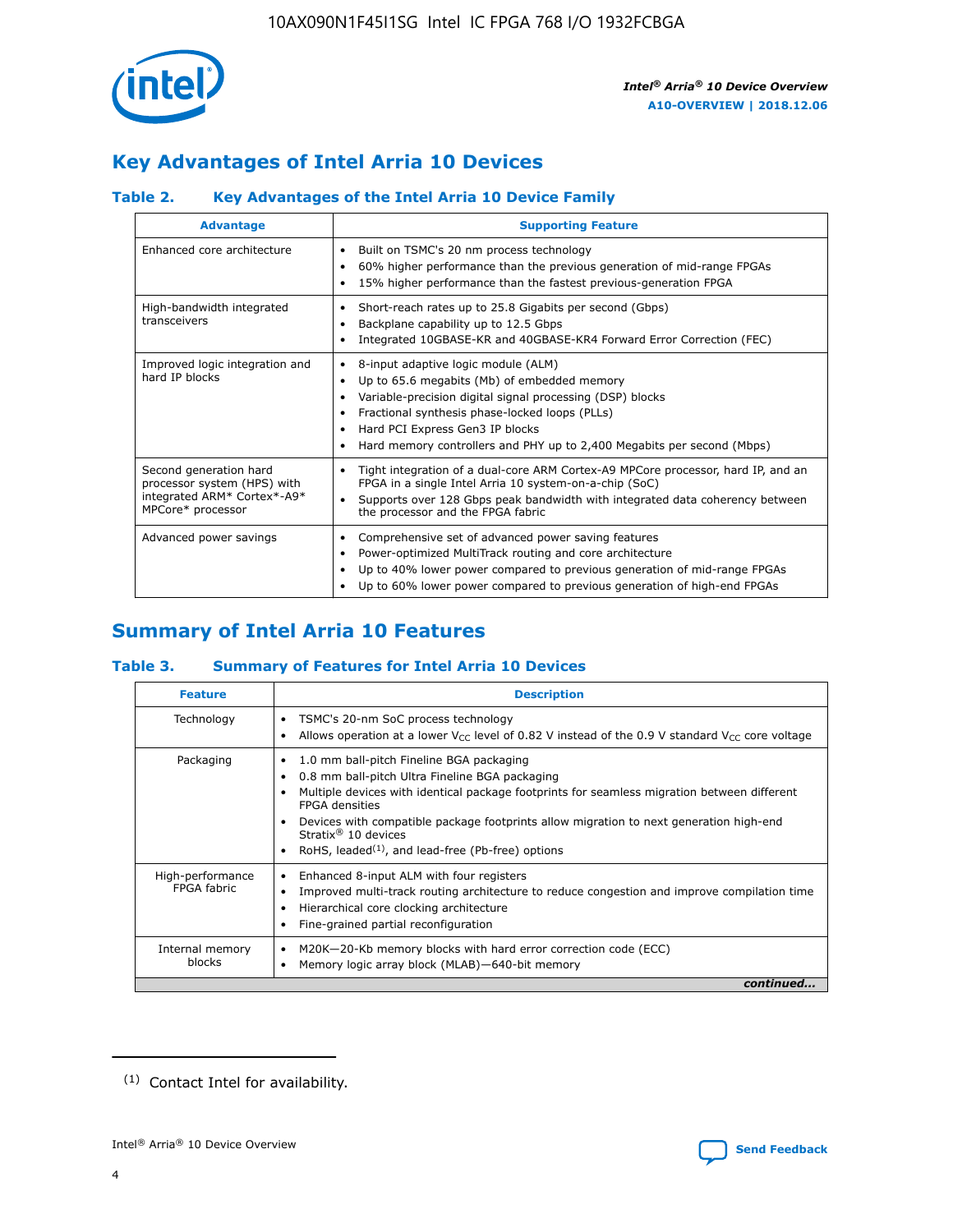## Key Advantages of Intel Arria 10 Devices

### Table 2. Key Advantages of the Intel Arria 10 Device Family

| Advantage | Supporting Feature |
|---|---|
| Enhanced core architecture | • Built on TSMC's 20 nm process technology<br>• 60% higher performance than the previous generation of mid-range FPGAs<br>• 15% higher performance than the fastest previous-generation FPGA |
| High-bandwidth integrated transceivers | • Short-reach rates up to 25.8 Gigabits per second (Gbps)<br>• Backplane capability up to 12.5 Gbps<br>• Integrated 10GBASE-KR and 40GBASE-KR4 Forward Error Correction (FEC) |
| Improved logic integration and hard IP blocks | • 8-input adaptive logic module (ALM)<br>• Up to 65.6 megabits (Mb) of embedded memory<br>• Variable-precision digital signal processing (DSP) blocks<br>• Fractional synthesis phase-locked loops (PLLs)<br>• Hard PCI Express Gen3 IP blocks<br>• Hard memory controllers and PHY up to 2,400 Megabits per second (Mbps) |
| Second generation hard processor system (HPS) with integrated ARM* Cortex*-A9* MPCore* processor | • Tight integration of a dual-core ARM Cortex-A9 MPCore processor, hard IP, and an FPGA in a single Intel Arria 10 system-on-a-chip (SoC)<br>• Supports over 128 Gbps peak bandwidth with integrated data coherency between the processor and the FPGA fabric |
| Advanced power savings | • Comprehensive set of advanced power saving features<br>• Power-optimized MultiTrack routing and core architecture<br>• Up to 40% lower power compared to previous generation of mid-range FPGAs<br>• Up to 60% lower power compared to previous generation of high-end FPGAs |

## Summary of Intel Arria 10 Features

### Table 3. Summary of Features for Intel Arria 10 Devices

| Feature | Description |
|---|---|
| Technology | • TSMC's 20-nm SoC process technology<br>• Allows operation at a lower $V_{CC}$ level of 0.82 V instead of the 0.9 V standard $V_{CC}$ core voltage |
| Packaging | • 1.0 mm ball-pitch Fineline BGA packaging<br>• 0.8 mm ball-pitch Ultra Fineline BGA packaging<br>• Multiple devices with identical package footprints for seamless migration between different FPGA densities<br>• Devices with compatible package footprints allow migration to next generation high-end Stratix® 10 devices<br>• RoHS, leaded[1], and lead-free (Pb-free) options |
| High-performance FPGA fabric | • Enhanced 8-input ALM with four registers<br>• Improved multi-track routing architecture to reduce congestion and improve compilation time<br>• Hierarchical core clocking architecture<br>• Fine-grained partial reconfiguration |
| Internal memory blocks | • M20K—20-Kb memory blocks with hard error correction code (ECC)<br>• Memory logic array block (MLAB)—640-bit memory |

*continued...*

(1) Contact Intel for availability.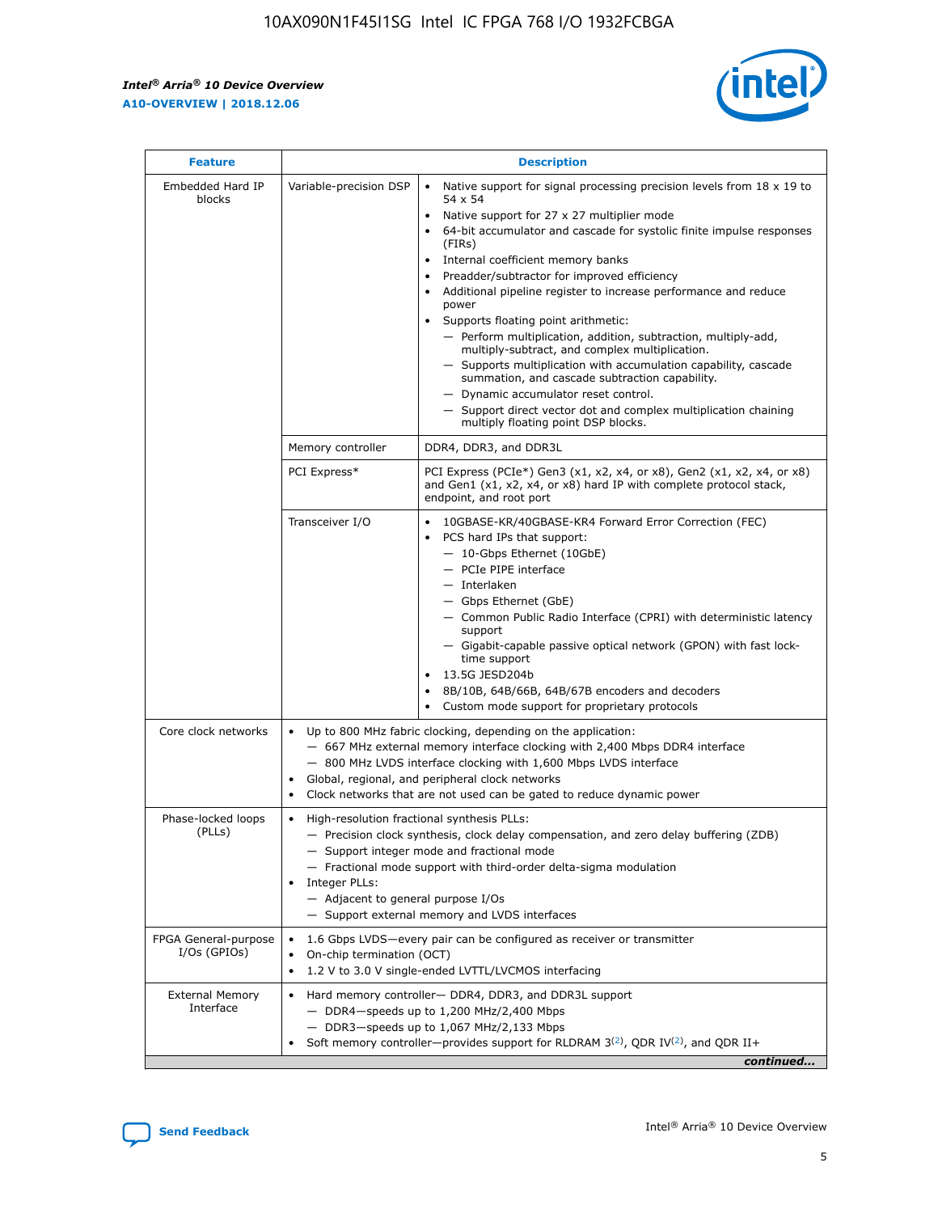| Feature | Description | |
|---|---|---|
| Embedded Hard IP blocks | Variable-precision DSP | • Native support for signal processing precision levels from 18 x 19 to 54 x 54<br>• Native support for 27 x 27 multiplier mode<br>• 64-bit accumulator and cascade for systolic finite impulse responses (FIRs)<br>• Internal coefficient memory banks<br>• Preadder/subtractor for improved efficiency<br>• Additional pipeline register to increase performance and reduce power<br>• Supports floating point arithmetic:<br>— Perform multiplication, addition, subtraction, multiply-add, multiply-subtract, and complex multiplication.<br>— Supports multiplication with accumulation capability, cascade summation, and cascade subtraction capability.<br>— Dynamic accumulator reset control.<br>— Support direct vector dot and complex multiplication chaining multiply floating point DSP blocks. |
| | Memory controller | DDR4, DDR3, and DDR3L |
| | PCI Express* | PCI Express (PCIe*) Gen3 (x1, x2, x4, or x8), Gen2 (x1, x2, x4, or x8) and Gen1 (x1, x2, x4, or x8) hard IP with complete protocol stack, endpoint, and root port |
| | Transceiver I/O | • 10GBASE-KR/40GBASE-KR4 Forward Error Correction (FEC)<br>• PCS hard IPs that support:<br>— 10-Gbps Ethernet (10GbE)<br>— PCIe PIPE interface<br>— Interlaken<br>— Gbps Ethernet (GbE)<br>— Common Public Radio Interface (CPRI) with deterministic latency support<br>— Gigabit-capable passive optical network (GPON) with fast lock-time support<br>• 13.5G JESD204b<br>• 8B/10B, 64B/66B, 64B/67B encoders and decoders<br>• Custom mode support for proprietary protocols |
| Core clock networks | • Up to 800 MHz fabric clocking, depending on the application:<br>— 667 MHz external memory interface clocking with 2,400 Mbps DDR4 interface<br>— 800 MHz LVDS interface clocking with 1,600 Mbps LVDS interface<br>• Global, regional, and peripheral clock networks<br>• Clock networks that are not used can be gated to reduce dynamic power | |
| Phase-locked loops (PLLs) | • High-resolution fractional synthesis PLLs:<br>— Precision clock synthesis, clock delay compensation, and zero delay buffering (ZDB)<br>— Support integer mode and fractional mode<br>— Fractional mode support with third-order delta-sigma modulation<br>• Integer PLLs:<br>— Adjacent to general purpose I/Os<br>— Support external memory and LVDS interfaces | |
| FPGA General-purpose I/Os (GPIOs) | • 1.6 Gbps LVDS—every pair can be configured as receiver or transmitter<br>• On-chip termination (OCT)<br>• 1.2 V to 3.0 V single-ended LVTTL/LVCMOS interfacing | |
| External Memory Interface | • Hard memory controller— DDR4, DDR3, and DDR3L support<br>— DDR4—speeds up to 1,200 MHz/2,400 Mbps<br>— DDR3—speeds up to 1,067 MHz/2,133 Mbps<br>• Soft memory controller—provides support for RLDRAM 3[(2)], QDR IV[(2)], and QDR II+ | |

*continued...*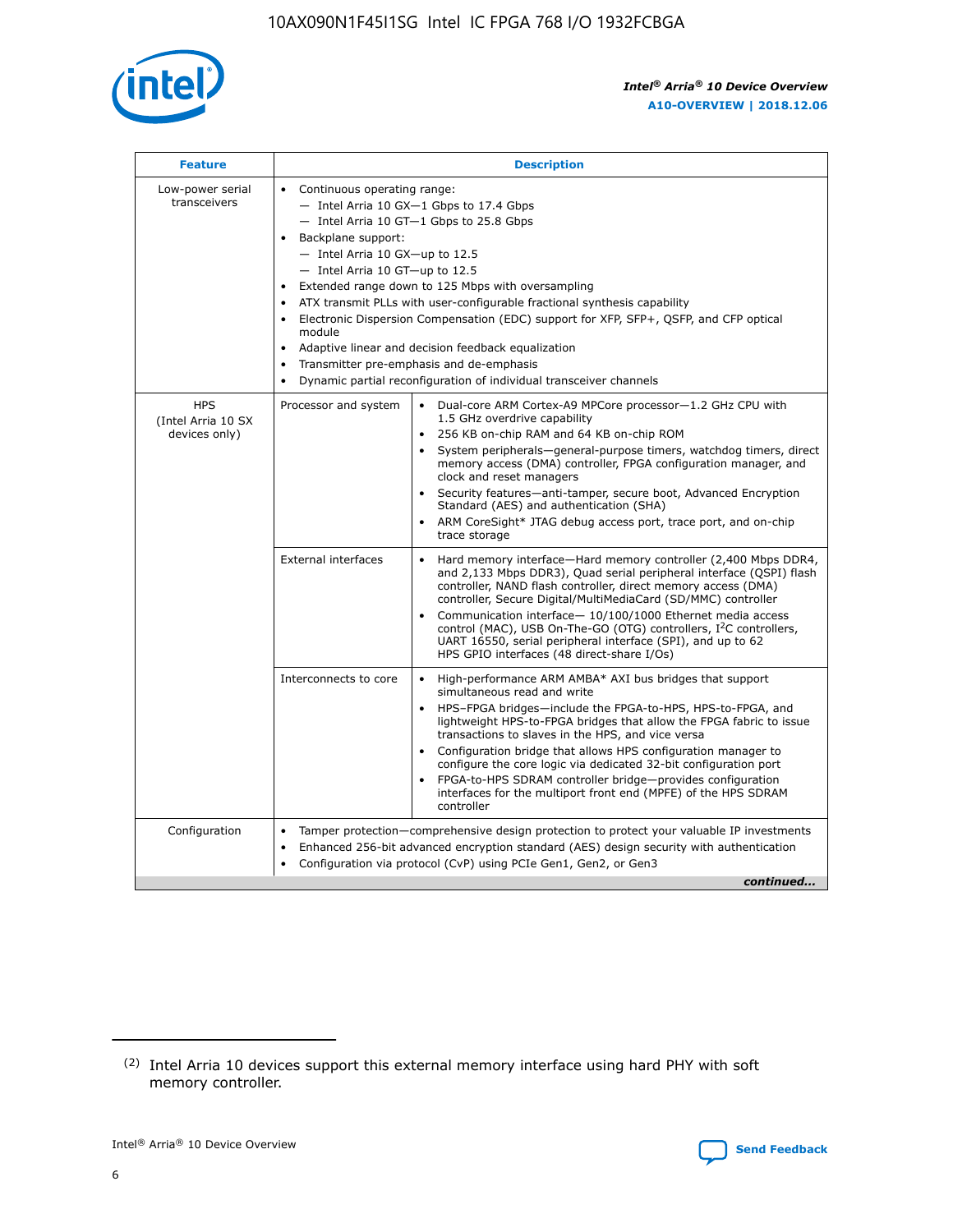| Feature | Description | |
|---|---|---|
| Low-power serial transceivers | • Continuous operating range:<br>— Intel Arria 10 GX—1 Gbps to 17.4 Gbps<br>— Intel Arria 10 GT—1 Gbps to 25.8 Gbps<br>• Backplane support:<br>— Intel Arria 10 GX—up to 12.5<br>— Intel Arria 10 GT—up to 12.5<br>• Extended range down to 125 Mbps with oversampling<br>• ATX transmit PLLs with user-configurable fractional synthesis capability<br>• Electronic Dispersion Compensation (EDC) support for XFP, SFP+, QSFP, and CFP optical module<br>• Adaptive linear and decision feedback equalization<br>• Transmitter pre-emphasis and de-emphasis<br>• Dynamic partial reconfiguration of individual transceiver channels | |
| HPS (Intel Arria 10 SX devices only) | Processor and system | • Dual-core ARM Cortex-A9 MPCore processor—1.2 GHz CPU with 1.5 GHz overdrive capability<br>• 256 KB on-chip RAM and 64 KB on-chip ROM<br>• System peripherals—general-purpose timers, watchdog timers, direct memory access (DMA) controller, FPGA configuration manager, and clock and reset managers<br>• Security features—anti-tamper, secure boot, Advanced Encryption Standard (AES) and authentication (SHA)<br>• ARM CoreSight* JTAG debug access port, trace port, and on-chip trace storage |
| | External interfaces | • Hard memory interface—Hard memory controller (2,400 Mbps DDR4, and 2,133 Mbps DDR3), Quad serial peripheral interface (QSPI) flash controller, NAND flash controller, direct memory access (DMA) controller, Secure Digital/MultiMediaCard (SD/MMC) controller<br>• Communication interface— 10/100/1000 Ethernet media access control (MAC), USB On-The-GO (OTG) controllers, I$^2$C controllers, UART 16550, serial peripheral interface (SPI), and up to 62 HPS GPIO interfaces (48 direct-share I/Os) |
| | Interconnects to core | • High-performance ARM AMBA* AXI bus bridges that support simultaneous read and write<br>• HPS–FPGA bridges—include the FPGA-to-HPS, HPS-to-FPGA, and lightweight HPS-to-FPGA bridges that allow the FPGA fabric to issue transactions to slaves in the HPS, and vice versa<br>• Configuration bridge that allows HPS configuration manager to configure the core logic via dedicated 32-bit configuration port<br>• FPGA-to-HPS SDRAM controller bridge—provides configuration interfaces for the multiport front end (MPFE) of the HPS SDRAM controller |
| Configuration | • Tamper protection—comprehensive design protection to protect your valuable IP investments<br>• Enhanced 256-bit advanced encryption standard (AES) design security with authentication<br>• Configuration via protocol (CvP) using PCIe Gen1, Gen2, or Gen3 | |

*continued...*

(2) Intel Arria 10 devices support this external memory interface using hard PHY with soft memory controller.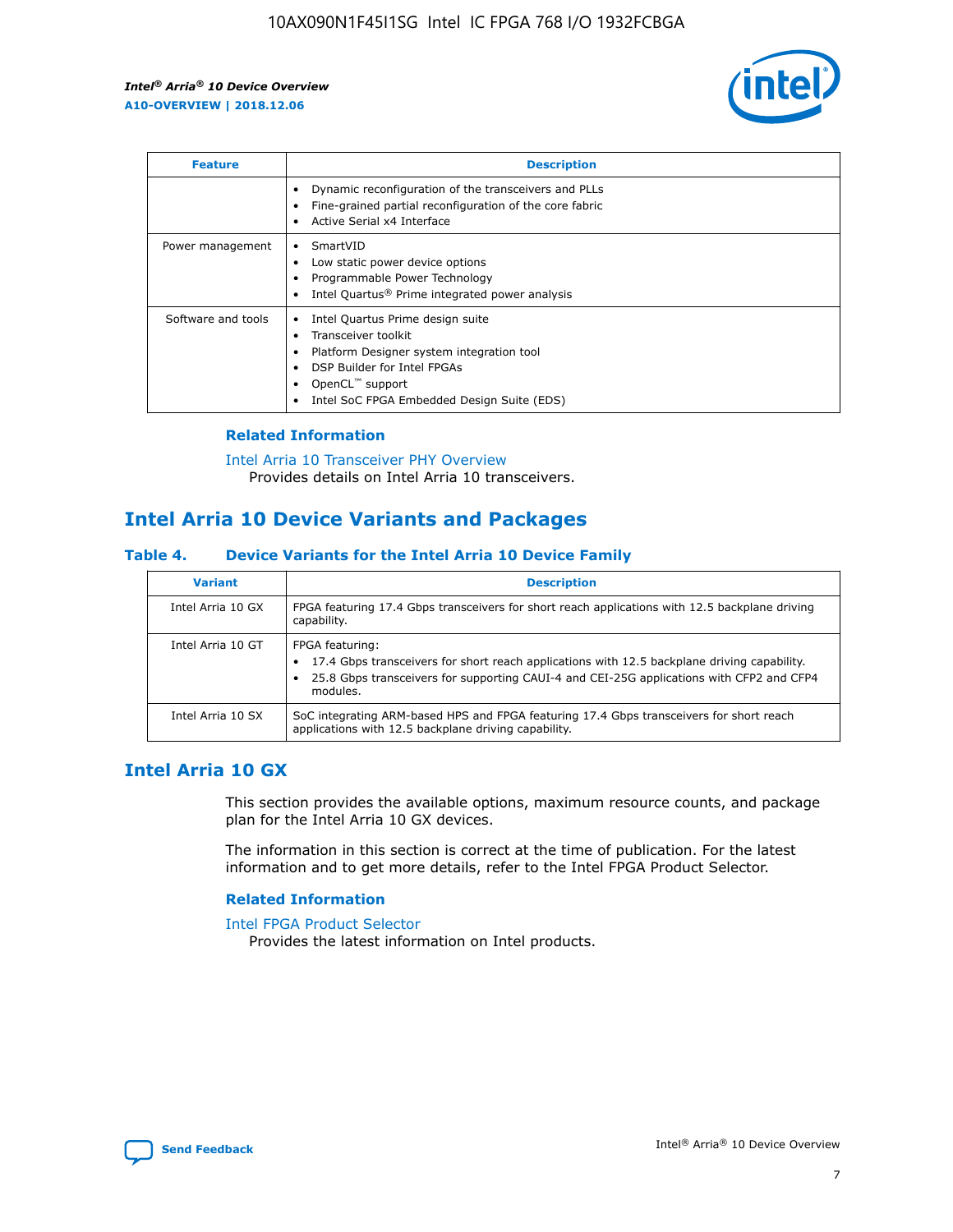| Feature | Description |
| --- | --- |
| | • Dynamic reconfiguration of the transceivers and PLLs<br>• Fine-grained partial reconfiguration of the core fabric<br>• Active Serial x4 Interface |
| Power management | • SmartVID<br>• Low static power device options<br>• Programmable Power Technology<br>• Intel Quartus® Prime integrated power analysis |
| Software and tools | • Intel Quartus Prime design suite<br>• Transceiver toolkit<br>• Platform Designer system integration tool<br>• DSP Builder for Intel FPGAs<br>• OpenCL™ support<br>• Intel SoC FPGA Embedded Design Suite (EDS) |

### Related Information

Intel Arria 10 Transceiver PHY Overview
Provides details on Intel Arria 10 transceivers.

## Intel Arria 10 Device Variants and Packages

#### Table 4. Device Variants for the Intel Arria 10 Device Family

| Variant | Description |
| --- | --- |
| Intel Arria 10 GX | FPGA featuring 17.4 Gbps transceivers for short reach applications with 12.5 backplane driving capability. |
| Intel Arria 10 GT | FPGA featuring:<br>• 17.4 Gbps transceivers for short reach applications with 12.5 backplane driving capability.<br>• 25.8 Gbps transceivers for supporting CAUI-4 and CEI-25G applications with CFP2 and CFP4 modules. |
| Intel Arria 10 SX | SoC integrating ARM-based HPS and FPGA featuring 17.4 Gbps transceivers for short reach applications with 12.5 backplane driving capability. |

## Intel Arria 10 GX

This section provides the available options, maximum resource counts, and package plan for the Intel Arria 10 GX devices.

The information in this section is correct at the time of publication. For the latest information and to get more details, refer to the Intel FPGA Product Selector.

### Related Information

Intel FPGA Product Selector
Provides the latest information on Intel products.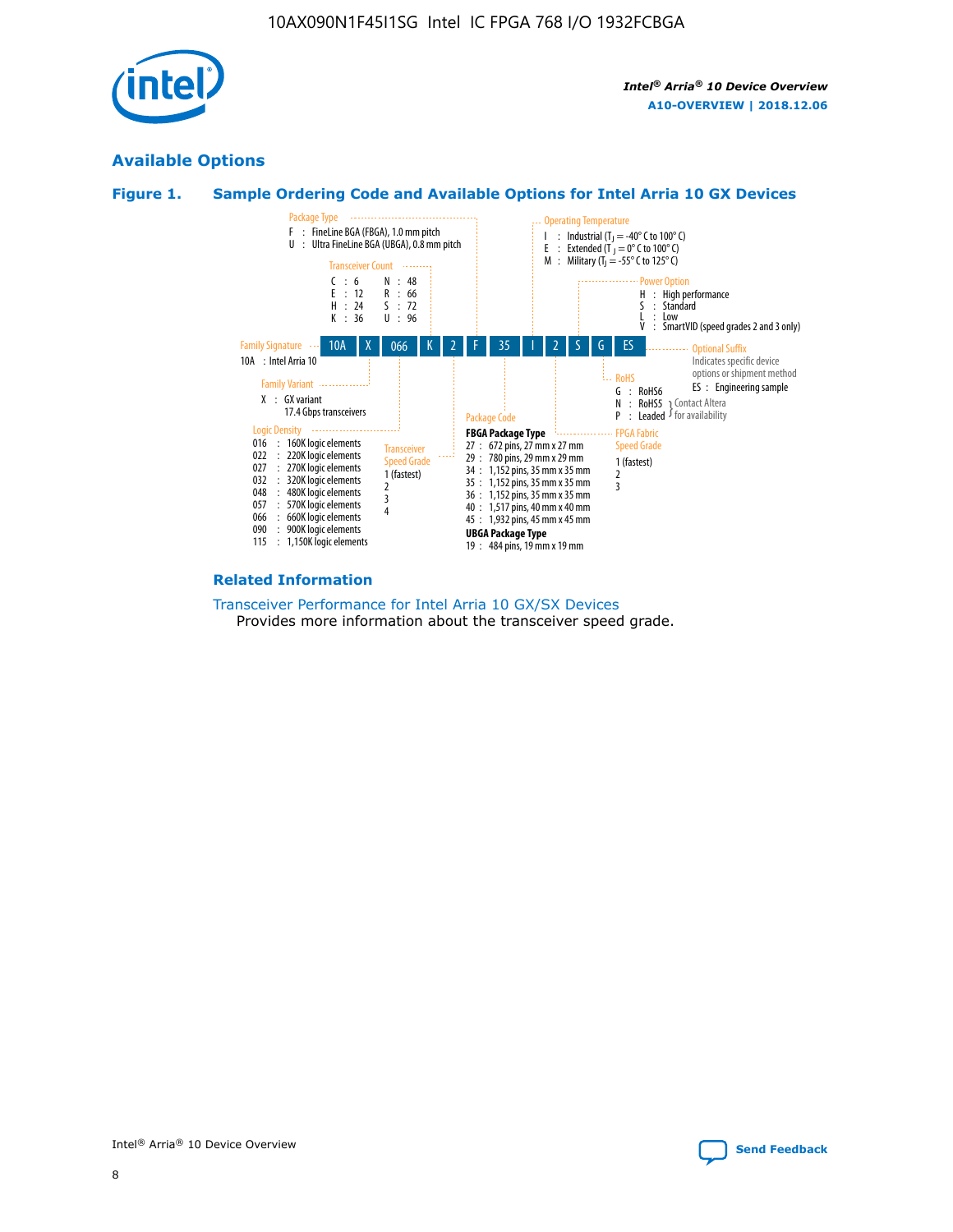## Available Options

### Figure 1. Sample Ordering Code and Available Options for Intel Arria 10 GX Devices

10A | X | 066 | K | 2 | F | 35 | I | 2 | S | G | ES

**Family Signature**
10A : Intel Arria 10

**Family Variant**
X : GX variant
17.4 Gbps transceivers

**Logic Density**
016 : 160K logic elements
022 : 220K logic elements
027 : 270K logic elements
032 : 320K logic elements
048 : 480K logic elements
057 : 570K logic elements
066 : 660K logic elements
090 : 900K logic elements
115 : 1,150K logic elements

**Transceiver Count**
C : 6
E : 12
H : 24
K : 36
N : 48
R : 66
S : 72
U : 96

**Transceiver Speed Grade**
1 (fastest)
2
3
4

**Package Type**
F : FineLine BGA (FBGA), 1.0 mm pitch
U : Ultra FineLine BGA (UBGA), 0.8 mm pitch

**Package Code**

**FBGA Package Type**
27 : 672 pins, 27 mm x 27 mm
29 : 780 pins, 29 mm x 29 mm
34 : 1,152 pins, 35 mm x 35 mm
35 : 1,152 pins, 35 mm x 35 mm
36 : 1,152 pins, 35 mm x 35 mm
40 : 1,517 pins, 40 mm x 40 mm
45 : 1,932 pins, 45 mm x 45 mm

**UBGA Package Type**
19 : 484 pins, 19 mm x 19 mm

**Operating Temperature**
I : Industrial ($T_J$ = -40° C to 100° C)
E : Extended ($T_J$ = 0° C to 100° C)
M : Military ($T_J$ = -55° C to 125° C)

**FPGA Fabric Speed Grade**
1 (fastest)
2
3

**Power Option**
H : High performance
S : Standard
L : Low
V : SmartVID (speed grades 2 and 3 only)

**RoHS**
G : RoHS6
N : RoHS5 (Contact Altera for availability)
P : Leaded (Contact Altera for availability)

**Optional Suffix**
Indicates specific device options or shipment method
ES : Engineering sample

### Related Information

Transceiver Performance for Intel Arria 10 GX/SX Devices
Provides more information about the transceiver speed grade.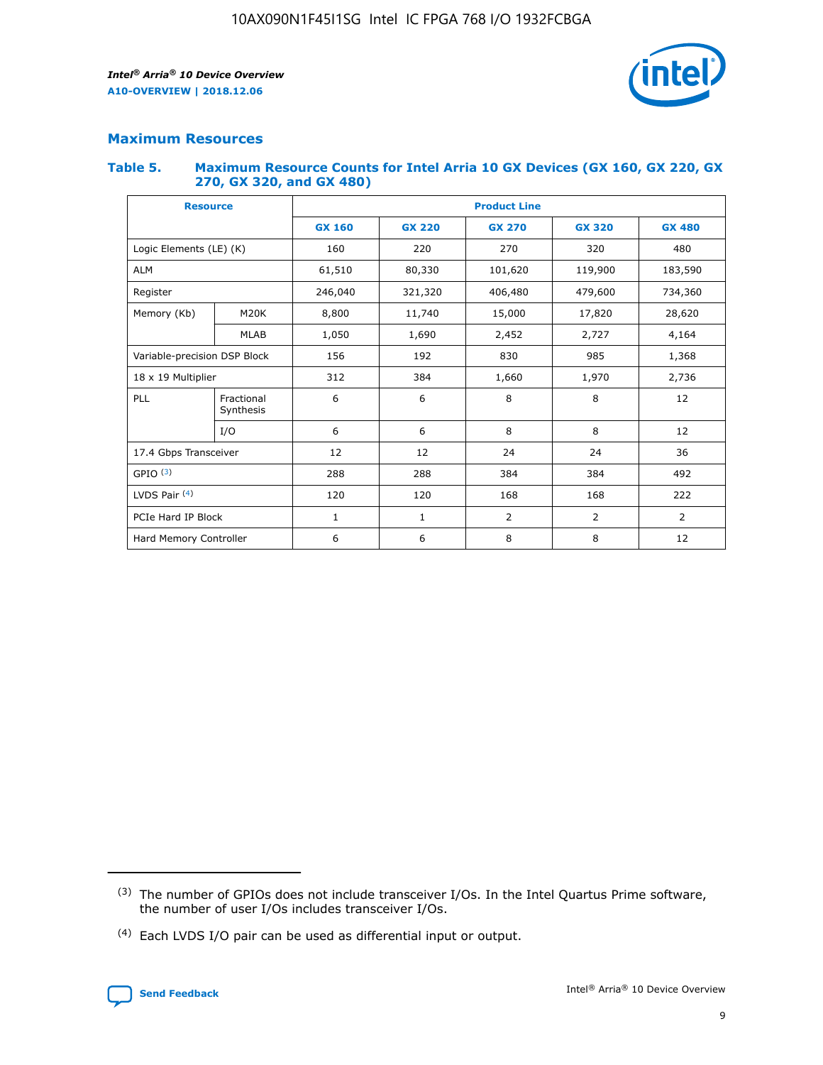## Maximum Resources

### Table 5. Maximum Resource Counts for Intel Arria 10 GX Devices (GX 160, GX 220, GX 270, GX 320, and GX 480)

| Resource | | Product Line | | | | |
|---|---|---|---|---|---|---|
| | | GX 160 | GX 220 | GX 270 | GX 320 | GX 480 |
| Logic Elements (LE) (K) | | 160 | 220 | 270 | 320 | 480 |
| ALM | | 61,510 | 80,330 | 101,620 | 119,900 | 183,590 |
| Register | | 246,040 | 321,320 | 406,480 | 479,600 | 734,360 |
| Memory (Kb) | M20K | 8,800 | 11,740 | 15,000 | 17,820 | 28,620 |
| | MLAB | 1,050 | 1,690 | 2,452 | 2,727 | 4,164 |
| Variable-precision DSP Block | | 156 | 192 | 830 | 985 | 1,368 |
| 18 x 19 Multiplier | | 312 | 384 | 1,660 | 1,970 | 2,736 |
| PLL | Fractional Synthesis | 6 | 6 | 8 | 8 | 12 |
| | I/O | 6 | 6 | 8 | 8 | 12 |
| 17.4 Gbps Transceiver | | 12 | 12 | 24 | 24 | 36 |
| GPIO (3) | | 288 | 288 | 384 | 384 | 492 |
| LVDS Pair (4) | | 120 | 120 | 168 | 168 | 222 |
| PCIe Hard IP Block | | 1 | 1 | 2 | 2 | 2 |
| Hard Memory Controller | | 6 | 6 | 8 | 8 | 12 |

(3) The number of GPIOs does not include transceiver I/Os. In the Intel Quartus Prime software, the number of user I/Os includes transceiver I/Os.

(4) Each LVDS I/O pair can be used as differential input or output.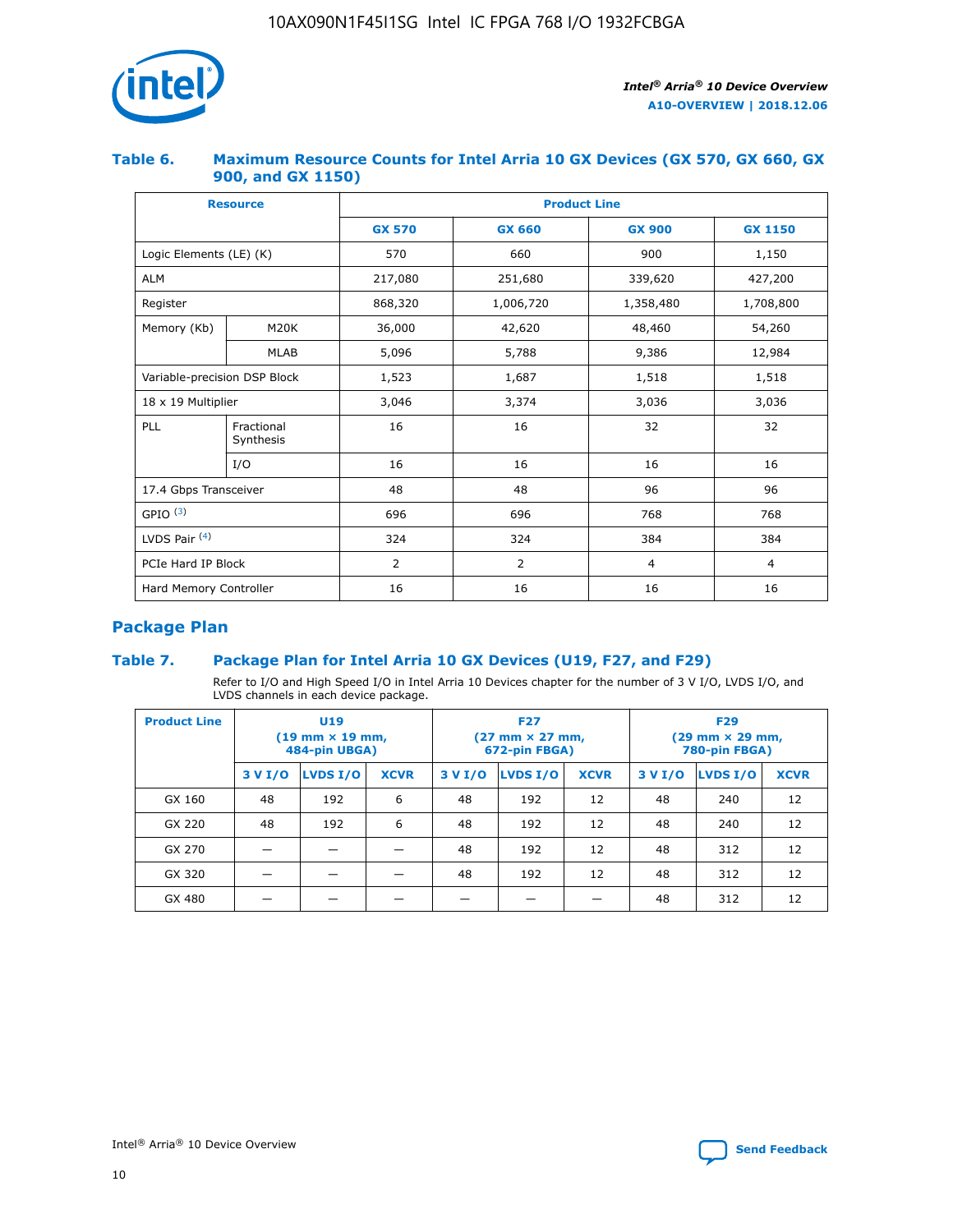### Table 6. Maximum Resource Counts for Intel Arria 10 GX Devices (GX 570, GX 660, GX 900, and GX 1150)

| Resource | | Product Line | | | |
|---|---|---|---|---|---|
| | | GX 570 | GX 660 | GX 900 | GX 1150 |
| Logic Elements (LE) (K) | | 570 | 660 | 900 | 1,150 |
| ALM | | 217,080 | 251,680 | 339,620 | 427,200 |
| Register | | 868,320 | 1,006,720 | 1,358,480 | 1,708,800 |
| Memory (Kb) | M20K | 36,000 | 42,620 | 48,460 | 54,260 |
| | MLAB | 5,096 | 5,788 | 9,386 | 12,984 |
| Variable-precision DSP Block | | 1,523 | 1,687 | 1,518 | 1,518 |
| 18 x 19 Multiplier | | 3,046 | 3,374 | 3,036 | 3,036 |
| PLL | Fractional Synthesis | 16 | 16 | 32 | 32 |
| | I/O | 16 | 16 | 16 | 16 |
| 17.4 Gbps Transceiver | | 48 | 48 | 96 | 96 |
| GPIO [(3)] | | 696 | 696 | 768 | 768 |
| LVDS Pair [(4)] | | 324 | 324 | 384 | 384 |
| PCIe Hard IP Block | | 2 | 2 | 4 | 4 |
| Hard Memory Controller | | 16 | 16 | 16 | 16 |

## Package Plan

### Table 7. Package Plan for Intel Arria 10 GX Devices (U19, F27, and F29)

Refer to I/O and High Speed I/O in Intel Arria 10 Devices chapter for the number of 3 V I/O, LVDS I/O, and LVDS channels in each device package.

| Product Line | U19 (19 mm × 19 mm, 484-pin UBGA) | | | F27 (27 mm × 27 mm, 672-pin FBGA) | | | F29 (29 mm × 29 mm, 780-pin FBGA) | | |
|---|---|---|---|---|---|---|---|---|---|
| | 3 V I/O | LVDS I/O | XCVR | 3 V I/O | LVDS I/O | XCVR | 3 V I/O | LVDS I/O | XCVR |
| GX 160 | 48 | 192 | 6 | 48 | 192 | 12 | 48 | 240 | 12 |
| GX 220 | 48 | 192 | 6 | 48 | 192 | 12 | 48 | 240 | 12 |
| GX 270 | — | — | — | 48 | 192 | 12 | 48 | 312 | 12 |
| GX 320 | — | — | — | 48 | 192 | 12 | 48 | 312 | 12 |
| GX 480 | — | — | — | — | — | — | 48 | 312 | 12 |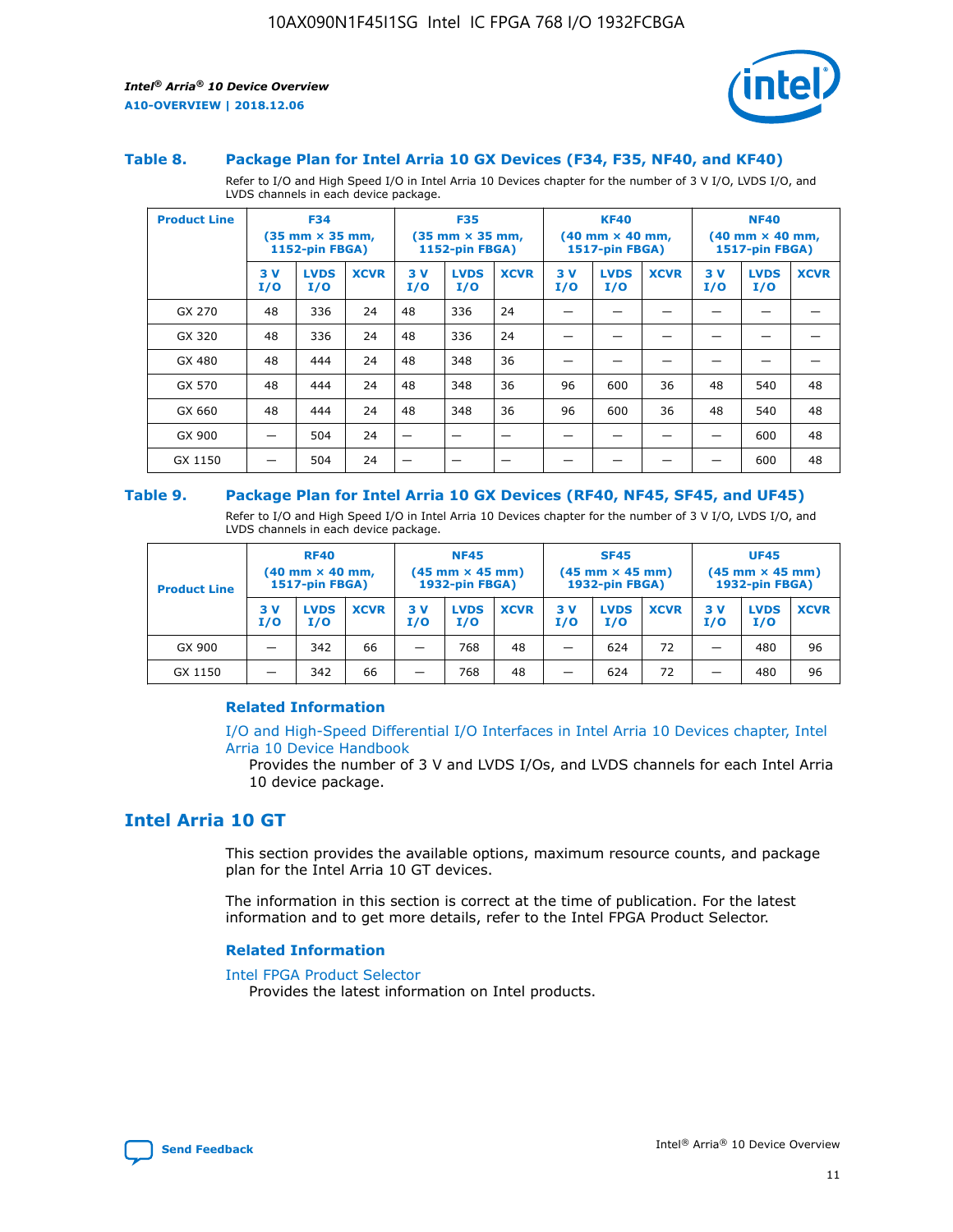### Table 8. Package Plan for Intel Arria 10 GX Devices (F34, F35, NF40, and KF40)

Refer to I/O and High Speed I/O in Intel Arria 10 Devices chapter for the number of 3 V I/O, LVDS I/O, and LVDS channels in each device package.

| Product Line | F34 (35 mm × 35 mm, 1152-pin FBGA) | | | F35 (35 mm × 35 mm, 1152-pin FBGA) | | | KF40 (40 mm × 40 mm, 1517-pin FBGA) | | | NF40 (40 mm × 40 mm, 1517-pin FBGA) | | |
|---|---|---|---|---|---|---|---|---|---|---|---|---|
| | 3 V I/O | LVDS I/O | XCVR | 3 V I/O | LVDS I/O | XCVR | 3 V I/O | LVDS I/O | XCVR | 3 V I/O | LVDS I/O | XCVR |
| GX 270 | 48 | 336 | 24 | 48 | 336 | 24 | — | — | — | — | — | — |
| GX 320 | 48 | 336 | 24 | 48 | 336 | 24 | — | — | — | — | — | — |
| GX 480 | 48 | 444 | 24 | 48 | 348 | 36 | — | — | — | — | — | — |
| GX 570 | 48 | 444 | 24 | 48 | 348 | 36 | 96 | 600 | 36 | 48 | 540 | 48 |
| GX 660 | 48 | 444 | 24 | 48 | 348 | 36 | 96 | 600 | 36 | 48 | 540 | 48 |
| GX 900 | — | 504 | 24 | — | — | — | — | — | — | — | 600 | 48 |
| GX 1150 | — | 504 | 24 | — | — | — | — | — | — | — | 600 | 48 |

### Table 9. Package Plan for Intel Arria 10 GX Devices (RF40, NF45, SF45, and UF45)

Refer to I/O and High Speed I/O in Intel Arria 10 Devices chapter for the number of 3 V I/O, LVDS I/O, and LVDS channels in each device package.

| Product Line | RF40 (40 mm × 40 mm, 1517-pin FBGA) | | | NF45 (45 mm × 45 mm) 1932-pin FBGA) | | | SF45 (45 mm × 45 mm) 1932-pin FBGA) | | | UF45 (45 mm × 45 mm) 1932-pin FBGA) | | |
|---|---|---|---|---|---|---|---|---|---|---|---|---|
| | 3 V I/O | LVDS I/O | XCVR | 3 V I/O | LVDS I/O | XCVR | 3 V I/O | LVDS I/O | XCVR | 3 V I/O | LVDS I/O | XCVR |
| GX 900 | — | 342 | 66 | — | 768 | 48 | — | 624 | 72 | — | 480 | 96 |
| GX 1150 | — | 342 | 66 | — | 768 | 48 | — | 624 | 72 | — | 480 | 96 |

#### Related Information

I/O and High-Speed Differential I/O Interfaces in Intel Arria 10 Devices chapter, Intel Arria 10 Device Handbook

Provides the number of 3 V and LVDS I/Os, and LVDS channels for each Intel Arria 10 device package.

## Intel Arria 10 GT

This section provides the available options, maximum resource counts, and package plan for the Intel Arria 10 GT devices.

The information in this section is correct at the time of publication. For the latest information and to get more details, refer to the Intel FPGA Product Selector.

#### Related Information

Intel FPGA Product Selector

Provides the latest information on Intel products.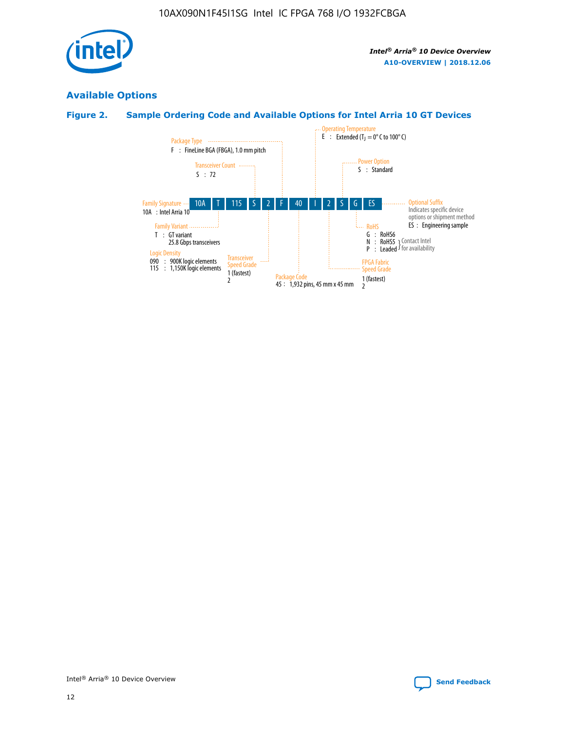## Available Options

### Figure 2. Sample Ordering Code and Available Options for Intel Arria 10 GT Devices

| 10A | T | 115 | S | 2 | F | 40 | I | 2 | S | G | ES |
|---|---|---|---|---|---|---|---|---|---|---|---|

**Family Signature**
10A : Intel Arria 10

**Family Variant**
T : GT variant
25.8 Gbps transceivers

**Logic Density**
090 : 900K logic elements
115 : 1,150K logic elements

**Transceiver Count**
S : 72

**Transceiver Speed Grade**
1 (fastest)
2

**Package Type**
F : FineLine BGA (FBGA), 1.0 mm pitch

**Package Code**
45 : 1,932 pins, 45 mm x 45 mm

**Operating Temperature**
E : Extended ($T_J$ = 0° C to 100° C)

**FPGA Fabric Speed Grade**
1 (fastest)
2

**Power Option**
S : Standard

**RoHS**
G : RoHS6
N : RoHS5 } Contact Intel for availability
P : Leaded } Contact Intel for availability

**Optional Suffix**
Indicates specific device options or shipment method
ES : Engineering sample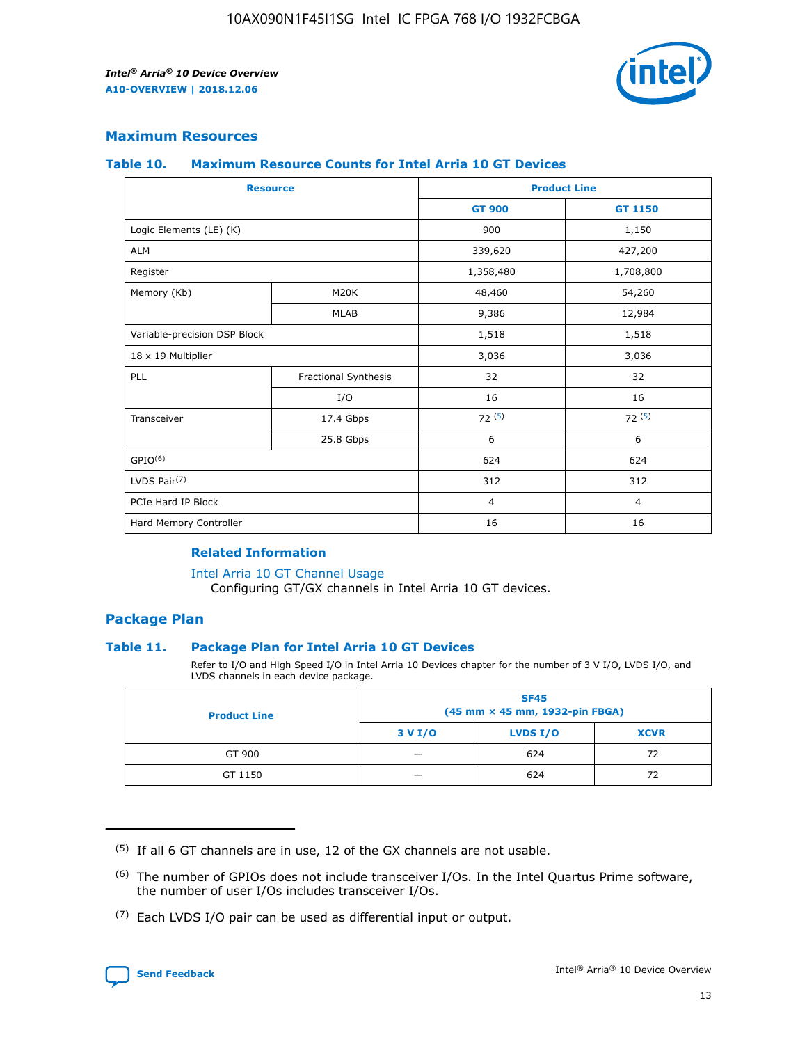## Maximum Resources

### Table 10. Maximum Resource Counts for Intel Arria 10 GT Devices

| Resource | | Product Line | |
|---|---|---|---|
| | | GT 900 | GT 1150 |
| Logic Elements (LE) (K) | | 900 | 1,150 |
| ALM | | 339,620 | 427,200 |
| Register | | 1,358,480 | 1,708,800 |
| Memory (Kb) | M20K | 48,460 | 54,260 |
| | MLAB | 9,386 | 12,984 |
| Variable-precision DSP Block | | 1,518 | 1,518 |
| 18 x 19 Multiplier | | 3,036 | 3,036 |
| PLL | Fractional Synthesis | 32 | 32 |
| | I/O | 16 | 16 |
| Transceiver | 17.4 Gbps | 72 (5) | 72 (5) |
| | 25.8 Gbps | 6 | 6 |
| GPIO(6) | | 624 | 624 |
| LVDS Pair(7) | | 312 | 312 |
| PCIe Hard IP Block | | 4 | 4 |
| Hard Memory Controller | | 16 | 16 |

#### Related Information

Intel Arria 10 GT Channel Usage

Configuring GT/GX channels in Intel Arria 10 GT devices.

## Package Plan

### Table 11. Package Plan for Intel Arria 10 GT Devices

Refer to I/O and High Speed I/O in Intel Arria 10 Devices chapter for the number of 3 V I/O, LVDS I/O, and LVDS channels in each device package.

| Product Line | SF45 (45 mm × 45 mm, 1932-pin FBGA) | | |
|---|---|---|---|
| | 3 V I/O | LVDS I/O | XCVR |
| GT 900 | — | 624 | 72 |
| GT 1150 | — | 624 | 72 |

(5) If all 6 GT channels are in use, 12 of the GX channels are not usable.

(6) The number of GPIOs does not include transceiver I/Os. In the Intel Quartus Prime software, the number of user I/Os includes transceiver I/Os.

(7) Each LVDS I/O pair can be used as differential input or output.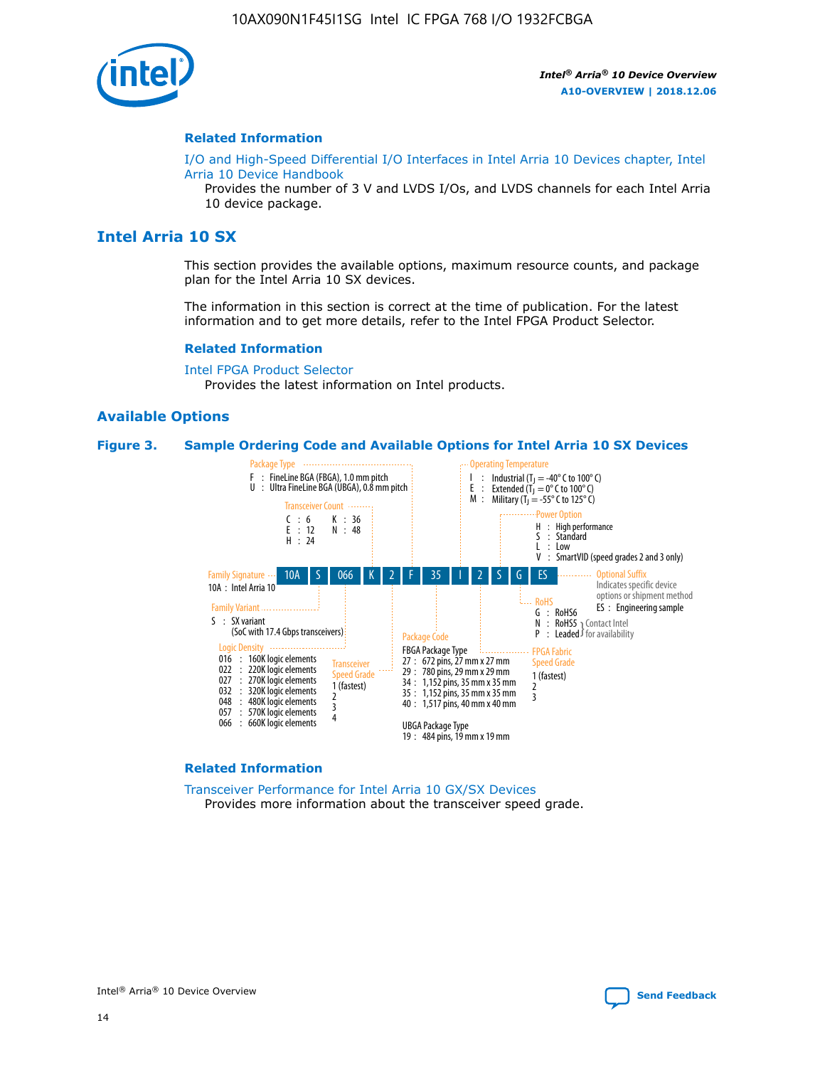## Related Information

I/O and High-Speed Differential I/O Interfaces in Intel Arria 10 Devices chapter, Intel Arria 10 Device Handbook

Provides the number of 3 V and LVDS I/Os, and LVDS channels for each Intel Arria 10 device package.

# Intel Arria 10 SX

This section provides the available options, maximum resource counts, and package plan for the Intel Arria 10 SX devices.

The information in this section is correct at the time of publication. For the latest information and to get more details, refer to the Intel FPGA Product Selector.

## Related Information

Intel FPGA Product Selector

Provides the latest information on Intel products.

## Available Options

**Figure 3. Sample Ordering Code and Available Options for Intel Arria 10 SX Devices**

Sample ordering code: 10A S 066 K 2 F 35 I 2 S G ES

- **Family Signature**
  - 10A : Intel Arria 10
- **Family Variant**
  - S : SX variant (SoC with 17.4 Gbps transceivers)
- **Logic Density**
  - 016 : 160K logic elements
  - 022 : 220K logic elements
  - 027 : 270K logic elements
  - 032 : 320K logic elements
  - 048 : 480K logic elements
  - 057 : 570K logic elements
  - 066 : 660K logic elements
- **Transceiver Count**
  - C : 6
  - E : 12
  - H : 24
  - K : 36
  - N : 48
- **Transceiver Speed Grade**
  - 1 (fastest)
  - 2
  - 3
  - 4
- **Package Type**
  - F : FineLine BGA (FBGA), 1.0 mm pitch
  - U : Ultra FineLine BGA (UBGA), 0.8 mm pitch
- **Package Code**
  - FBGA Package Type
    - 27 : 672 pins, 27 mm x 27 mm
    - 29 : 780 pins, 29 mm x 29 mm
    - 34 : 1,152 pins, 35 mm x 35 mm
    - 35 : 1,152 pins, 35 mm x 35 mm
    - 40 : 1,517 pins, 40 mm x 40 mm
  - UBGA Package Type
    - 19 : 484 pins, 19 mm x 19 mm
- **Operating Temperature**
  - I : Industrial ($T_J$ = -40° C to 100° C)
  - E : Extended ($T_J$ = 0° C to 100° C)
  - M : Military ($T_J$ = -55° C to 125° C)
- **FPGA Fabric Speed Grade**
  - 1 (fastest)
  - 2
  - 3
- **Power Option**
  - H : High performance
  - S : Standard
  - L : Low
  - V : SmartVID (speed grades 2 and 3 only)
- **RoHS**
  - G : RoHS6
  - N : RoHS5 (Contact Intel for availability)
  - P : Leaded (Contact Intel for availability)
- **Optional Suffix**
  - Indicates specific device options or shipment method
  - ES : Engineering sample

## Related Information

Transceiver Performance for Intel Arria 10 GX/SX Devices

Provides more information about the transceiver speed grade.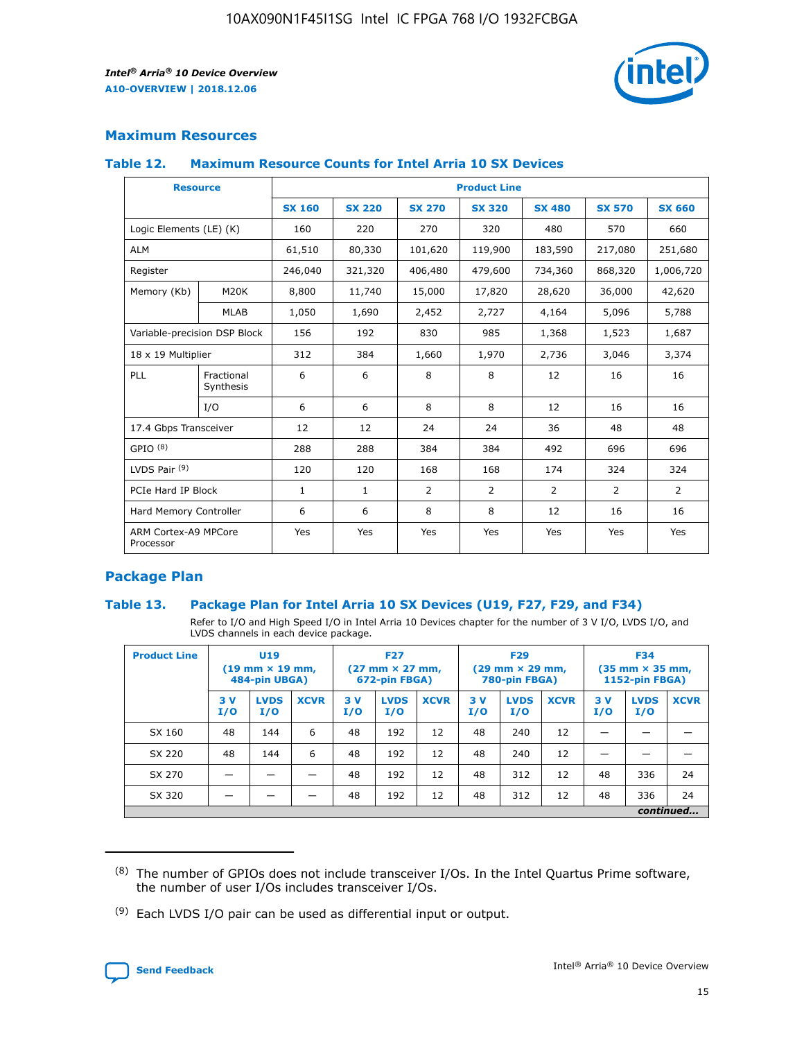## Maximum Resources

### Table 12. Maximum Resource Counts for Intel Arria 10 SX Devices

| Resource | | Product Line | | | | | | |
|---|---|---|---|---|---|---|---|---|
| | | SX 160 | SX 220 | SX 270 | SX 320 | SX 480 | SX 570 | SX 660 |
| Logic Elements (LE) (K) | | 160 | 220 | 270 | 320 | 480 | 570 | 660 |
| ALM | | 61,510 | 80,330 | 101,620 | 119,900 | 183,590 | 217,080 | 251,680 |
| Register | | 246,040 | 321,320 | 406,480 | 479,600 | 734,360 | 868,320 | 1,006,720 |
| Memory (Kb) | M20K | 8,800 | 11,740 | 15,000 | 17,820 | 28,620 | 36,000 | 42,620 |
| | MLAB | 1,050 | 1,690 | 2,452 | 2,727 | 4,164 | 5,096 | 5,788 |
| Variable-precision DSP Block | | 156 | 192 | 830 | 985 | 1,368 | 1,523 | 1,687 |
| 18 x 19 Multiplier | | 312 | 384 | 1,660 | 1,970 | 2,736 | 3,046 | 3,374 |
| PLL | Fractional Synthesis | 6 | 6 | 8 | 8 | 12 | 16 | 16 |
| | I/O | 6 | 6 | 8 | 8 | 12 | 16 | 16 |
| 17.4 Gbps Transceiver | | 12 | 12 | 24 | 24 | 36 | 48 | 48 |
| GPIO [(8)] | | 288 | 288 | 384 | 384 | 492 | 696 | 696 |
| LVDS Pair [(9)] | | 120 | 120 | 168 | 168 | 174 | 324 | 324 |
| PCIe Hard IP Block | | 1 | 1 | 2 | 2 | 2 | 2 | 2 |
| Hard Memory Controller | | 6 | 6 | 8 | 8 | 12 | 16 | 16 |
| ARM Cortex-A9 MPCore Processor | | Yes | Yes | Yes | Yes | Yes | Yes | Yes |

## Package Plan

### Table 13. Package Plan for Intel Arria 10 SX Devices (U19, F27, F29, and F34)

Refer to I/O and High Speed I/O in Intel Arria 10 Devices chapter for the number of 3 V I/O, LVDS I/O, and LVDS channels in each device package.

| Product Line | U19 (19 mm × 19 mm, 484-pin UBGA) | | | F27 (27 mm × 27 mm, 672-pin FBGA) | | | F29 (29 mm × 29 mm, 780-pin FBGA) | | | F34 (35 mm × 35 mm, 1152-pin FBGA) | | |
|---|---|---|---|---|---|---|---|---|---|---|---|---|
| | 3 V I/O | LVDS I/O | XCVR | 3 V I/O | LVDS I/O | XCVR | 3 V I/O | LVDS I/O | XCVR | 3 V I/O | LVDS I/O | XCVR |
| SX 160 | 48 | 144 | 6 | 48 | 192 | 12 | 48 | 240 | 12 | — | — | — |
| SX 220 | 48 | 144 | 6 | 48 | 192 | 12 | 48 | 240 | 12 | — | — | — |
| SX 270 | — | — | — | 48 | 192 | 12 | 48 | 312 | 12 | 48 | 336 | 24 |
| SX 320 | — | — | — | 48 | 192 | 12 | 48 | 312 | 12 | 48 | 336 | 24 |

*continued...*

(8) The number of GPIOs does not include transceiver I/Os. In the Intel Quartus Prime software, the number of user I/Os includes transceiver I/Os.

(9) Each LVDS I/O pair can be used as differential input or output.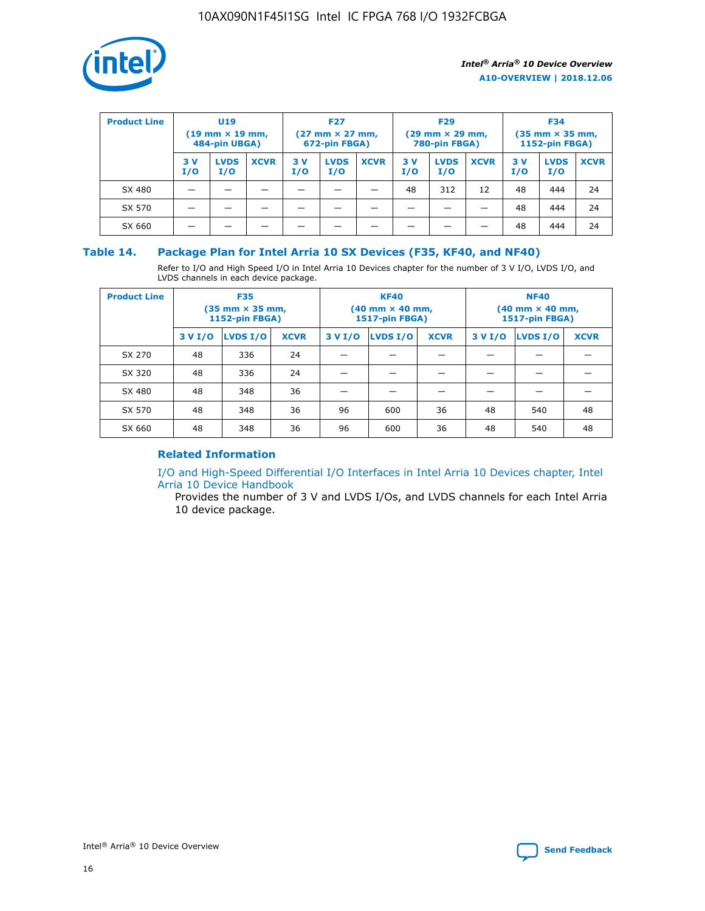| Product Line | U19 (19 mm × 19 mm, 484-pin UBGA) | | | F27 (27 mm × 27 mm, 672-pin FBGA) | | | F29 (29 mm × 29 mm, 780-pin FBGA) | | | F34 (35 mm × 35 mm, 1152-pin FBGA) | | |
|---|---|---|---|---|---|---|---|---|---|---|---|---|
| | 3 V I/O | LVDS I/O | XCVR | 3 V I/O | LVDS I/O | XCVR | 3 V I/O | LVDS I/O | XCVR | 3 V I/O | LVDS I/O | XCVR |
| SX 480 | — | — | — | — | — | — | 48 | 312 | 12 | 48 | 444 | 24 |
| SX 570 | — | — | — | — | — | — | — | — | — | 48 | 444 | 24 |
| SX 660 | — | — | — | — | — | — | — | — | — | 48 | 444 | 24 |

## Table 14. Package Plan for Intel Arria 10 SX Devices (F35, KF40, and NF40)

Refer to I/O and High Speed I/O in Intel Arria 10 Devices chapter for the number of 3 V I/O, LVDS I/O, and LVDS channels in each device package.

| Product Line | F35 (35 mm × 35 mm, 1152-pin FBGA) | | | KF40 (40 mm × 40 mm, 1517-pin FBGA) | | | NF40 (40 mm × 40 mm, 1517-pin FBGA) | | |
|---|---|---|---|---|---|---|---|---|---|
| | 3 V I/O | LVDS I/O | XCVR | 3 V I/O | LVDS I/O | XCVR | 3 V I/O | LVDS I/O | XCVR |
| SX 270 | 48 | 336 | 24 | — | — | — | — | — | — |
| SX 320 | 48 | 336 | 24 | — | — | — | — | — | — |
| SX 480 | 48 | 348 | 36 | — | — | — | — | — | — |
| SX 570 | 48 | 348 | 36 | 96 | 600 | 36 | 48 | 540 | 48 |
| SX 660 | 48 | 348 | 36 | 96 | 600 | 36 | 48 | 540 | 48 |

### Related Information

I/O and High-Speed Differential I/O Interfaces in Intel Arria 10 Devices chapter, Intel Arria 10 Device Handbook

Provides the number of 3 V and LVDS I/Os, and LVDS channels for each Intel Arria 10 device package.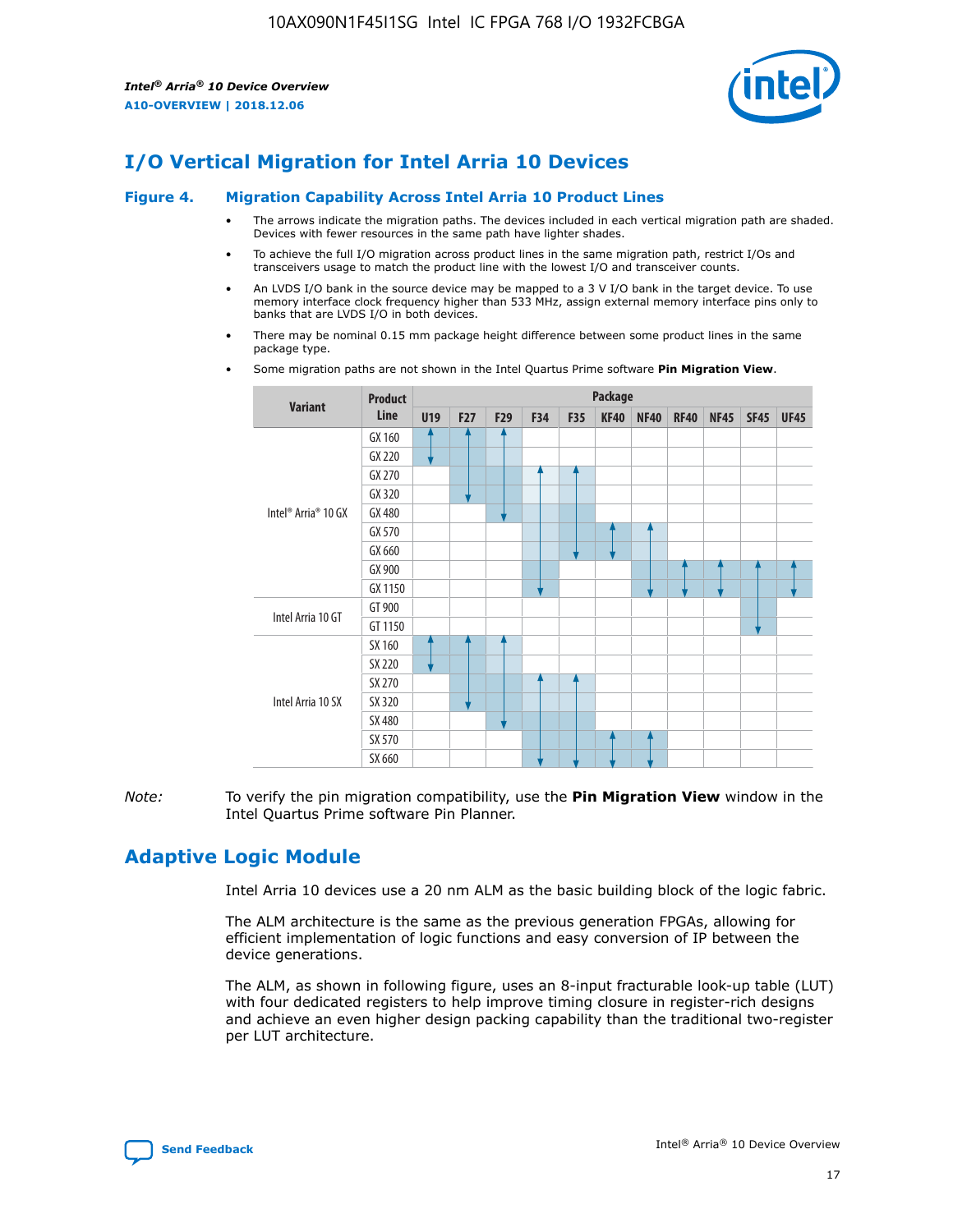# I/O Vertical Migration for Intel Arria 10 Devices

**Figure 4. Migration Capability Across Intel Arria 10 Product Lines**

- The arrows indicate the migration paths. The devices included in each vertical migration path are shaded. Devices with fewer resources in the same path have lighter shades.
- To achieve the full I/O migration across product lines in the same migration path, restrict I/Os and transceivers usage to match the product line with the lowest I/O and transceiver counts.
- An LVDS I/O bank in the source device may be mapped to a 3 V I/O bank in the target device. To use memory interface clock frequency higher than 533 MHz, assign external memory interface pins only to banks that are LVDS I/O in both devices.
- There may be nominal 0.15 mm package height difference between some product lines in the same package type.
- Some migration paths are not shown in the Intel Quartus Prime software **Pin Migration View**.

| Variant | Product Line | U19 | F27 | F29 | F34 | F35 | KF40 | NF40 | RF40 | NF45 | SF45 | UF45 |
|---|---|---|---|---|---|---|---|---|---|---|---|---|
| Intel® Arria® 10 GX | GX 160 | | | | | | | | | | | |
| | GX 220 | | | | | | | | | | | |
| | GX 270 | | | | | | | | | | | |
| | GX 320 | | | | | | | | | | | |
| | GX 480 | | | | | | | | | | | |
| | GX 570 | | | | | | | | | | | |
| | GX 660 | | | | | | | | | | | |
| | GX 900 | | | | | | | | | | | |
| | GX 1150 | | | | | | | | | | | |
| Intel Arria 10 GT | GT 900 | | | | | | | | | | | |
| | GT 1150 | | | | | | | | | | | |
| Intel Arria 10 SX | SX 160 | | | | | | | | | | | |
| | SX 220 | | | | | | | | | | | |
| | SX 270 | | | | | | | | | | | |
| | SX 320 | | | | | | | | | | | |
| | SX 480 | | | | | | | | | | | |
| | SX 570 | | | | | | | | | | | |
| | SX 660 | | | | | | | | | | | |

*Note:* To verify the pin migration compatibility, use the **Pin Migration View** window in the Intel Quartus Prime software Pin Planner.

# Adaptive Logic Module

Intel Arria 10 devices use a 20 nm ALM as the basic building block of the logic fabric.

The ALM architecture is the same as the previous generation FPGAs, allowing for efficient implementation of logic functions and easy conversion of IP between the device generations.

The ALM, as shown in following figure, uses an 8-input fracturable look-up table (LUT) with four dedicated registers to help improve timing closure in register-rich designs and achieve an even higher design packing capability than the traditional two-register per LUT architecture.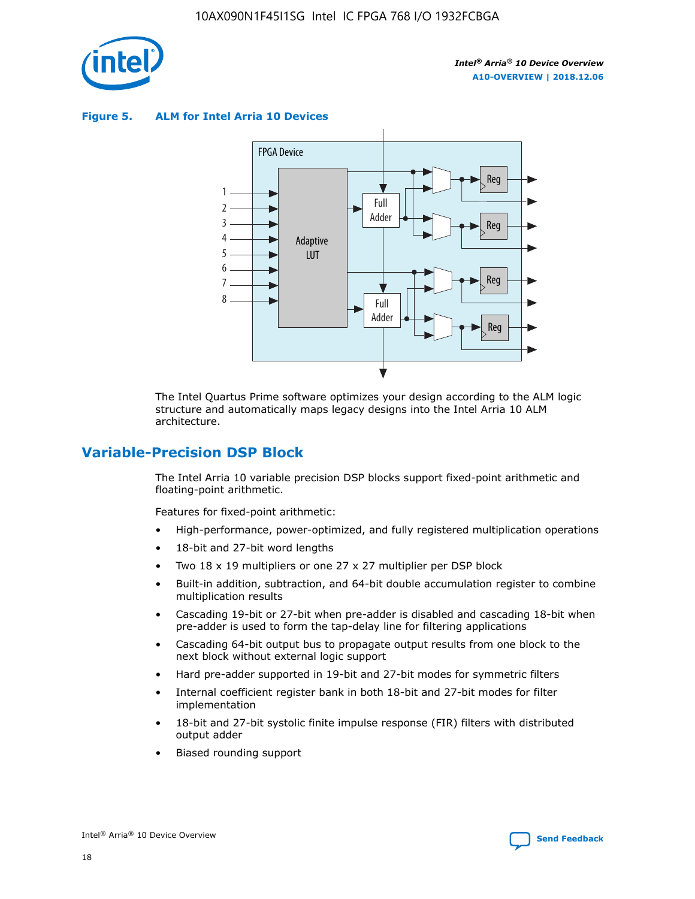**Figure 5. ALM for Intel Arria 10 Devices**

The Intel Quartus Prime software optimizes your design according to the ALM logic structure and automatically maps legacy designs into the Intel Arria 10 ALM architecture.

## Variable-Precision DSP Block

The Intel Arria 10 variable precision DSP blocks support fixed-point arithmetic and floating-point arithmetic.

Features for fixed-point arithmetic:

- High-performance, power-optimized, and fully registered multiplication operations
- 18-bit and 27-bit word lengths
- Two 18 x 19 multipliers or one 27 x 27 multiplier per DSP block
- Built-in addition, subtraction, and 64-bit double accumulation register to combine multiplication results
- Cascading 19-bit or 27-bit when pre-adder is disabled and cascading 18-bit when pre-adder is used to form the tap-delay line for filtering applications
- Cascading 64-bit output bus to propagate output results from one block to the next block without external logic support
- Hard pre-adder supported in 19-bit and 27-bit modes for symmetric filters
- Internal coefficient register bank in both 18-bit and 27-bit modes for filter implementation
- 18-bit and 27-bit systolic finite impulse response (FIR) filters with distributed output adder
- Biased rounding support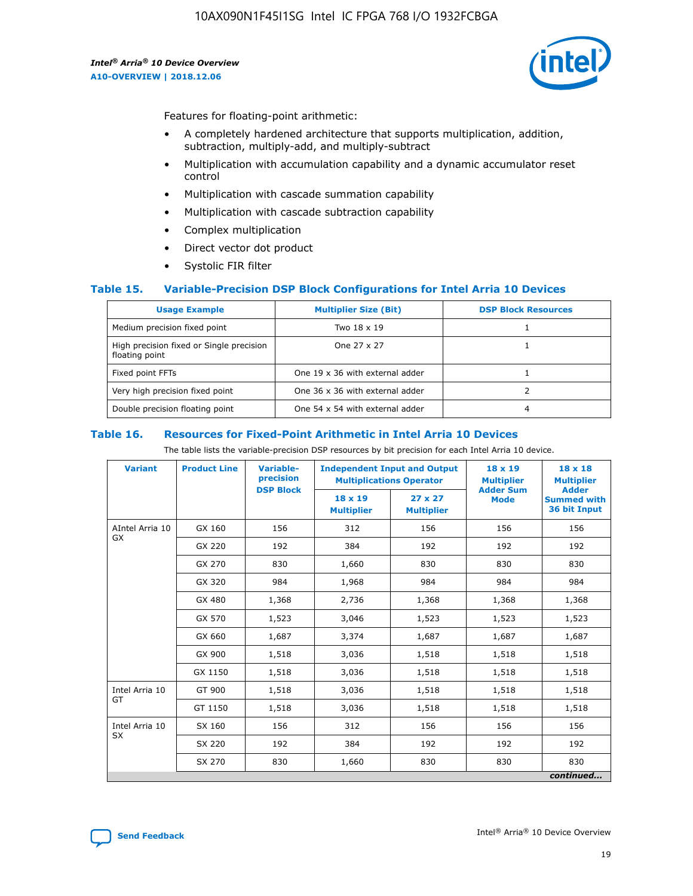Features for floating-point arithmetic:

- A completely hardened architecture that supports multiplication, addition, subtraction, multiply-add, and multiply-subtract
- Multiplication with accumulation capability and a dynamic accumulator reset control
- Multiplication with cascade summation capability
- Multiplication with cascade subtraction capability
- Complex multiplication
- Direct vector dot product
- Systolic FIR filter

### Table 15. Variable-Precision DSP Block Configurations for Intel Arria 10 Devices

| Usage Example | Multiplier Size (Bit) | DSP Block Resources |
|---|---|---|
| Medium precision fixed point | Two 18 x 19 | 1 |
| High precision fixed or Single precision floating point | One 27 x 27 | 1 |
| Fixed point FFTs | One 19 x 36 with external adder | 1 |
| Very high precision fixed point | One 36 x 36 with external adder | 2 |
| Double precision floating point | One 54 x 54 with external adder | 4 |

### Table 16. Resources for Fixed-Point Arithmetic in Intel Arria 10 Devices

The table lists the variable-precision DSP resources by bit precision for each Intel Arria 10 device.

| Variant | Product Line | Variable-precision DSP Block | Independent Input and Output Multiplications Operator | | 18 x 19 Multiplier Adder Sum Mode | 18 x 18 Multiplier Adder Summed with 36 bit Input |
|---|---|---|---|---|---|---|
| | | | 18 x 19 Multiplier | 27 x 27 Multiplier | | |
| AIntel Arria 10 GX | GX 160 | 156 | 312 | 156 | 156 | 156 |
| | GX 220 | 192 | 384 | 192 | 192 | 192 |
| | GX 270 | 830 | 1,660 | 830 | 830 | 830 |
| | GX 320 | 984 | 1,968 | 984 | 984 | 984 |
| | GX 480 | 1,368 | 2,736 | 1,368 | 1,368 | 1,368 |
| | GX 570 | 1,523 | 3,046 | 1,523 | 1,523 | 1,523 |
| | GX 660 | 1,687 | 3,374 | 1,687 | 1,687 | 1,687 |
| | GX 900 | 1,518 | 3,036 | 1,518 | 1,518 | 1,518 |
| | GX 1150 | 1,518 | 3,036 | 1,518 | 1,518 | 1,518 |
| Intel Arria 10 GT | GT 900 | 1,518 | 3,036 | 1,518 | 1,518 | 1,518 |
| | GT 1150 | 1,518 | 3,036 | 1,518 | 1,518 | 1,518 |
| Intel Arria 10 SX | SX 160 | 156 | 312 | 156 | 156 | 156 |
| | SX 220 | 192 | 384 | 192 | 192 | 192 |
| | SX 270 | 830 | 1,660 | 830 | 830 | 830 |

*continued...*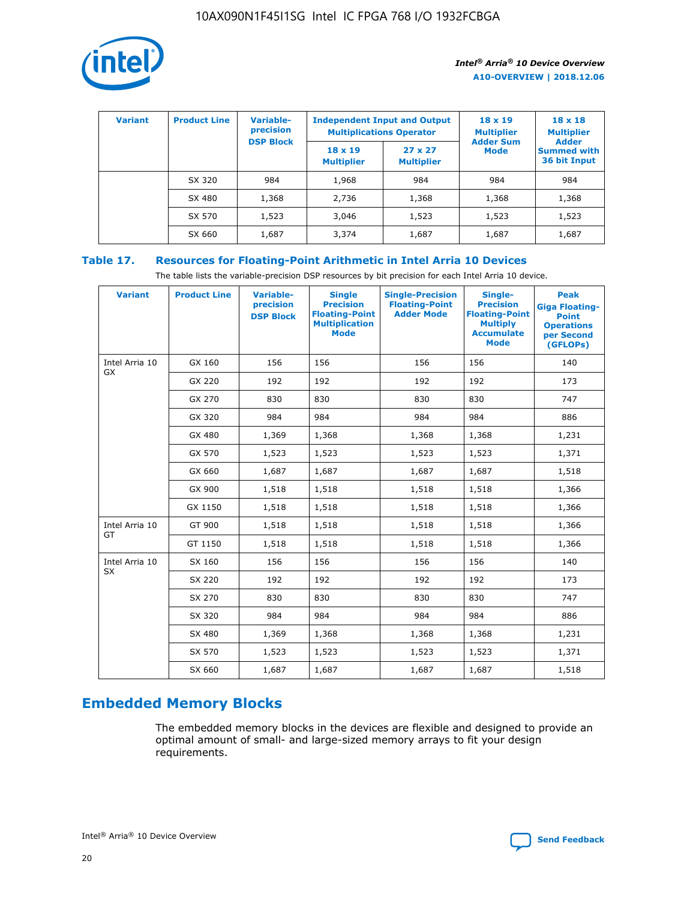| Variant | Product Line | Variable-precision DSP Block | Independent Input and Output Multiplications Operator | | 18 x 19 Multiplier Adder Sum Mode | 18 x 18 Multiplier Adder Summed with 36 bit Input |
|---|---|---|---|---|---|---|
| | | | 18 x 19 Multiplier | 27 x 27 Multiplier | | |
| | SX 320 | 984 | 1,968 | 984 | 984 | 984 |
| | SX 480 | 1,368 | 2,736 | 1,368 | 1,368 | 1,368 |
| | SX 570 | 1,523 | 3,046 | 1,523 | 1,523 | 1,523 |
| | SX 660 | 1,687 | 3,374 | 1,687 | 1,687 | 1,687 |

### Table 17. Resources for Floating-Point Arithmetic in Intel Arria 10 Devices

The table lists the variable-precision DSP resources by bit precision for each Intel Arria 10 device.

| Variant | Product Line | Variable-precision DSP Block | Single Precision Floating-Point Multiplication Mode | Single-Precision Floating-Point Adder Mode | Single-Precision Floating-Point Multiply Accumulate Mode | Peak Giga Floating-Point Operations per Second (GFLOPs) |
|---|---|---|---|---|---|---|
| Intel Arria 10 GX | GX 160 | 156 | 156 | 156 | 156 | 140 |
| | GX 220 | 192 | 192 | 192 | 192 | 173 |
| | GX 270 | 830 | 830 | 830 | 830 | 747 |
| | GX 320 | 984 | 984 | 984 | 984 | 886 |
| | GX 480 | 1,369 | 1,368 | 1,368 | 1,368 | 1,231 |
| | GX 570 | 1,523 | 1,523 | 1,523 | 1,523 | 1,371 |
| | GX 660 | 1,687 | 1,687 | 1,687 | 1,687 | 1,518 |
| | GX 900 | 1,518 | 1,518 | 1,518 | 1,518 | 1,366 |
| | GX 1150 | 1,518 | 1,518 | 1,518 | 1,518 | 1,366 |
| Intel Arria 10 GT | GT 900 | 1,518 | 1,518 | 1,518 | 1,518 | 1,366 |
| | GT 1150 | 1,518 | 1,518 | 1,518 | 1,518 | 1,366 |
| Intel Arria 10 SX | SX 160 | 156 | 156 | 156 | 156 | 140 |
| | SX 220 | 192 | 192 | 192 | 192 | 173 |
| | SX 270 | 830 | 830 | 830 | 830 | 747 |
| | SX 320 | 984 | 984 | 984 | 984 | 886 |
| | SX 480 | 1,369 | 1,368 | 1,368 | 1,368 | 1,231 |
| | SX 570 | 1,523 | 1,523 | 1,523 | 1,523 | 1,371 |
| | SX 660 | 1,687 | 1,687 | 1,687 | 1,687 | 1,518 |

## Embedded Memory Blocks

The embedded memory blocks in the devices are flexible and designed to provide an optimal amount of small- and large-sized memory arrays to fit your design requirements.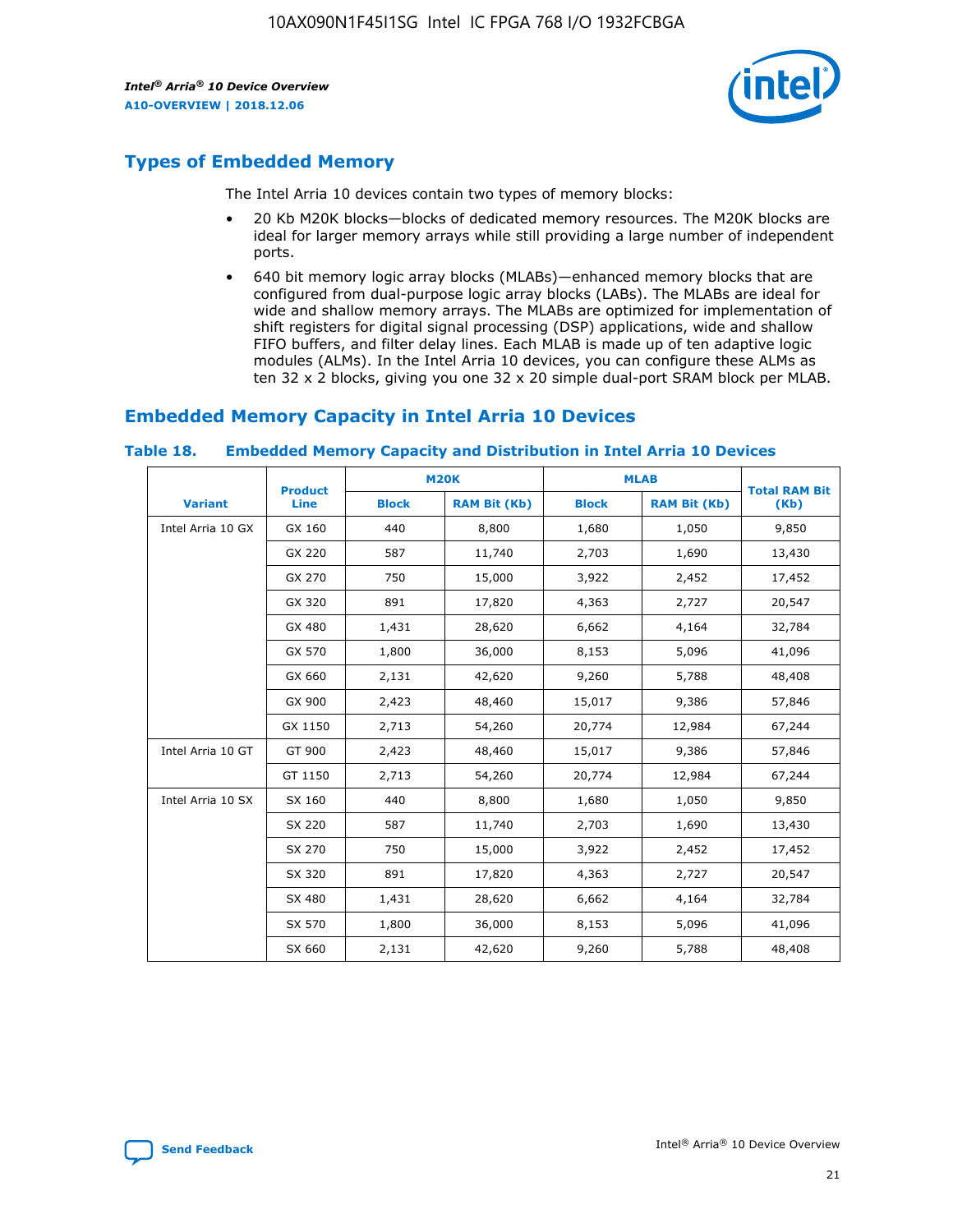## Types of Embedded Memory

The Intel Arria 10 devices contain two types of memory blocks:

- 20 Kb M20K blocks—blocks of dedicated memory resources. The M20K blocks are ideal for larger memory arrays while still providing a large number of independent ports.
- 640 bit memory logic array blocks (MLABs)—enhanced memory blocks that are configured from dual-purpose logic array blocks (LABs). The MLABs are ideal for wide and shallow memory arrays. The MLABs are optimized for implementation of shift registers for digital signal processing (DSP) applications, wide and shallow FIFO buffers, and filter delay lines. Each MLAB is made up of ten adaptive logic modules (ALMs). In the Intel Arria 10 devices, you can configure these ALMs as ten 32 x 2 blocks, giving you one 32 x 20 simple dual-port SRAM block per MLAB.

## Embedded Memory Capacity in Intel Arria 10 Devices

### Table 18. Embedded Memory Capacity and Distribution in Intel Arria 10 Devices

| Variant | Product Line | M20K | | MLAB | | Total RAM Bit (Kb) |
|---|---|---|---|---|---|---|
| | | Block | RAM Bit (Kb) | Block | RAM Bit (Kb) | |
| Intel Arria 10 GX | GX 160 | 440 | 8,800 | 1,680 | 1,050 | 9,850 |
| | GX 220 | 587 | 11,740 | 2,703 | 1,690 | 13,430 |
| | GX 270 | 750 | 15,000 | 3,922 | 2,452 | 17,452 |
| | GX 320 | 891 | 17,820 | 4,363 | 2,727 | 20,547 |
| | GX 480 | 1,431 | 28,620 | 6,662 | 4,164 | 32,784 |
| | GX 570 | 1,800 | 36,000 | 8,153 | 5,096 | 41,096 |
| | GX 660 | 2,131 | 42,620 | 9,260 | 5,788 | 48,408 |
| | GX 900 | 2,423 | 48,460 | 15,017 | 9,386 | 57,846 |
| | GX 1150 | 2,713 | 54,260 | 20,774 | 12,984 | 67,244 |
| Intel Arria 10 GT | GT 900 | 2,423 | 48,460 | 15,017 | 9,386 | 57,846 |
| | GT 1150 | 2,713 | 54,260 | 20,774 | 12,984 | 67,244 |
| Intel Arria 10 SX | SX 160 | 440 | 8,800 | 1,680 | 1,050 | 9,850 |
| | SX 220 | 587 | 11,740 | 2,703 | 1,690 | 13,430 |
| | SX 270 | 750 | 15,000 | 3,922 | 2,452 | 17,452 |
| | SX 320 | 891 | 17,820 | 4,363 | 2,727 | 20,547 |
| | SX 480 | 1,431 | 28,620 | 6,662 | 4,164 | 32,784 |
| | SX 570 | 1,800 | 36,000 | 8,153 | 5,096 | 41,096 |
| | SX 660 | 2,131 | 42,620 | 9,260 | 5,788 | 48,408 |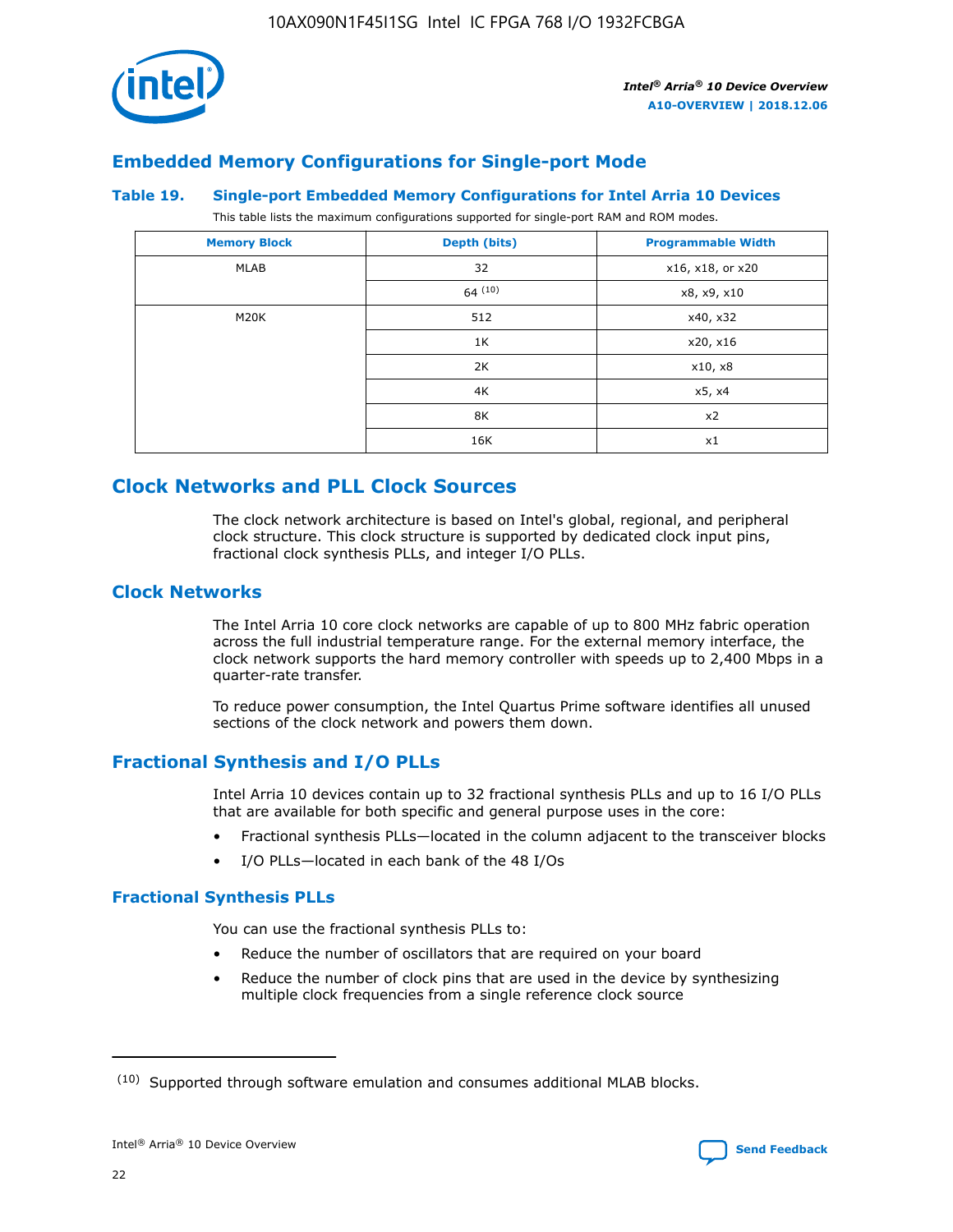## Embedded Memory Configurations for Single-port Mode

### Table 19. Single-port Embedded Memory Configurations for Intel Arria 10 Devices

This table lists the maximum configurations supported for single-port RAM and ROM modes.

| Memory Block | Depth (bits) | Programmable Width |
|---|---|---|
| MLAB | 32 | x16, x18, or x20 |
| | 64 [(10)] | x8, x9, x10 |
| M20K | 512 | x40, x32 |
| | 1K | x20, x16 |
| | 2K | x10, x8 |
| | 4K | x5, x4 |
| | 8K | x2 |
| | 16K | x1 |

## Clock Networks and PLL Clock Sources

The clock network architecture is based on Intel's global, regional, and peripheral clock structure. This clock structure is supported by dedicated clock input pins, fractional clock synthesis PLLs, and integer I/O PLLs.

## Clock Networks

The Intel Arria 10 core clock networks are capable of up to 800 MHz fabric operation across the full industrial temperature range. For the external memory interface, the clock network supports the hard memory controller with speeds up to 2,400 Mbps in a quarter-rate transfer.

To reduce power consumption, the Intel Quartus Prime software identifies all unused sections of the clock network and powers them down.

## Fractional Synthesis and I/O PLLs

Intel Arria 10 devices contain up to 32 fractional synthesis PLLs and up to 16 I/O PLLs that are available for both specific and general purpose uses in the core:

- Fractional synthesis PLLs—located in the column adjacent to the transceiver blocks
- I/O PLLs—located in each bank of the 48 I/Os

### Fractional Synthesis PLLs

You can use the fractional synthesis PLLs to:

- Reduce the number of oscillators that are required on your board
- Reduce the number of clock pins that are used in the device by synthesizing multiple clock frequencies from a single reference clock source

(10) Supported through software emulation and consumes additional MLAB blocks.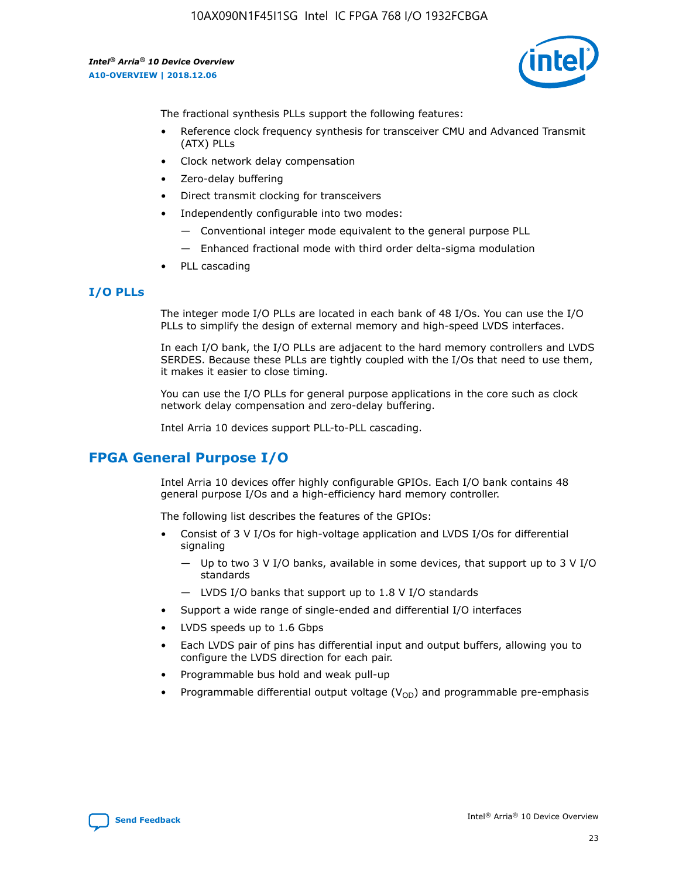The fractional synthesis PLLs support the following features:

- Reference clock frequency synthesis for transceiver CMU and Advanced Transmit (ATX) PLLs
- Clock network delay compensation
- Zero-delay buffering
- Direct transmit clocking for transceivers
- Independently configurable into two modes:
  - Conventional integer mode equivalent to the general purpose PLL
  - Enhanced fractional mode with third order delta-sigma modulation
- PLL cascading

### I/O PLLs

The integer mode I/O PLLs are located in each bank of 48 I/Os. You can use the I/O PLLs to simplify the design of external memory and high-speed LVDS interfaces.

In each I/O bank, the I/O PLLs are adjacent to the hard memory controllers and LVDS SERDES. Because these PLLs are tightly coupled with the I/Os that need to use them, it makes it easier to close timing.

You can use the I/O PLLs for general purpose applications in the core such as clock network delay compensation and zero-delay buffering.

Intel Arria 10 devices support PLL-to-PLL cascading.

## FPGA General Purpose I/O

Intel Arria 10 devices offer highly configurable GPIOs. Each I/O bank contains 48 general purpose I/Os and a high-efficiency hard memory controller.

The following list describes the features of the GPIOs:

- Consist of 3 V I/Os for high-voltage application and LVDS I/Os for differential signaling
  - Up to two 3 V I/O banks, available in some devices, that support up to 3 V I/O standards
  - LVDS I/O banks that support up to 1.8 V I/O standards
- Support a wide range of single-ended and differential I/O interfaces
- LVDS speeds up to 1.6 Gbps
- Each LVDS pair of pins has differential input and output buffers, allowing you to configure the LVDS direction for each pair.
- Programmable bus hold and weak pull-up
- Programmable differential output voltage ($V_{OD}$) and programmable pre-emphasis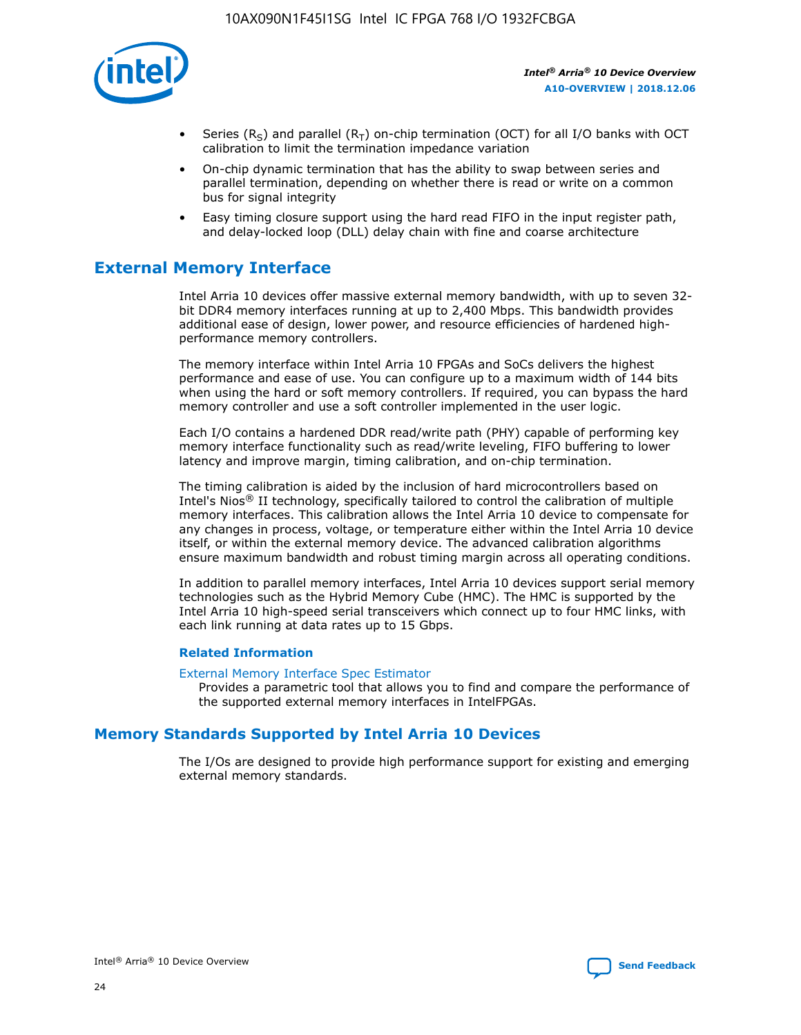- Series ($R_S$) and parallel ($R_T$) on-chip termination (OCT) for all I/O banks with OCT calibration to limit the termination impedance variation
- On-chip dynamic termination that has the ability to swap between series and parallel termination, depending on whether there is read or write on a common bus for signal integrity
- Easy timing closure support using the hard read FIFO in the input register path, and delay-locked loop (DLL) delay chain with fine and coarse architecture

## External Memory Interface

Intel Arria 10 devices offer massive external memory bandwidth, with up to seven 32-bit DDR4 memory interfaces running at up to 2,400 Mbps. This bandwidth provides additional ease of design, lower power, and resource efficiencies of hardened high-performance memory controllers.

The memory interface within Intel Arria 10 FPGAs and SoCs delivers the highest performance and ease of use. You can configure up to a maximum width of 144 bits when using the hard or soft memory controllers. If required, you can bypass the hard memory controller and use a soft controller implemented in the user logic.

Each I/O contains a hardened DDR read/write path (PHY) capable of performing key memory interface functionality such as read/write leveling, FIFO buffering to lower latency and improve margin, timing calibration, and on-chip termination.

The timing calibration is aided by the inclusion of hard microcontrollers based on Intel's Nios® II technology, specifically tailored to control the calibration of multiple memory interfaces. This calibration allows the Intel Arria 10 device to compensate for any changes in process, voltage, or temperature either within the Intel Arria 10 device itself, or within the external memory device. The advanced calibration algorithms ensure maximum bandwidth and robust timing margin across all operating conditions.

In addition to parallel memory interfaces, Intel Arria 10 devices support serial memory technologies such as the Hybrid Memory Cube (HMC). The HMC is supported by the Intel Arria 10 high-speed serial transceivers which connect up to four HMC links, with each link running at data rates up to 15 Gbps.

### Related Information

External Memory Interface Spec Estimator
Provides a parametric tool that allows you to find and compare the performance of the supported external memory interfaces in IntelFPGAs.

## Memory Standards Supported by Intel Arria 10 Devices

The I/Os are designed to provide high performance support for existing and emerging external memory standards.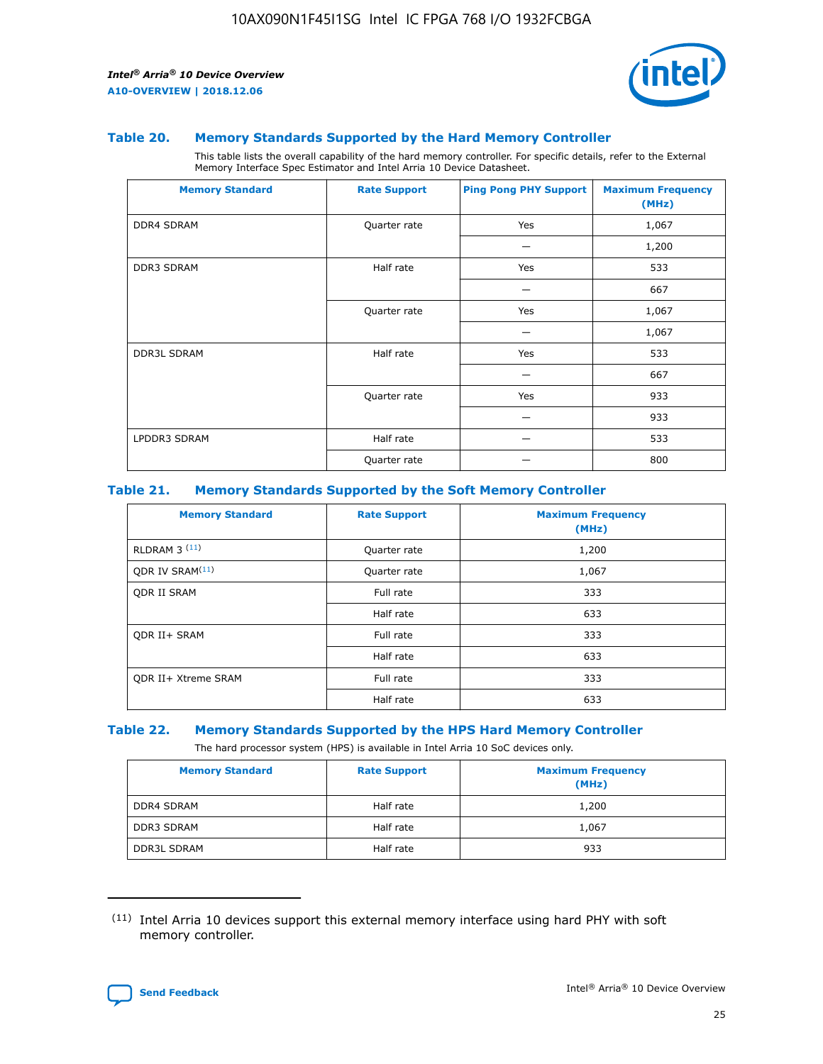### Table 20. Memory Standards Supported by the Hard Memory Controller

This table lists the overall capability of the hard memory controller. For specific details, refer to the External Memory Interface Spec Estimator and Intel Arria 10 Device Datasheet.

| Memory Standard | Rate Support | Ping Pong PHY Support | Maximum Frequency (MHz) |
|---|---|---|---|
| DDR4 SDRAM | Quarter rate | Yes | 1,067 |
| | | — | 1,200 |
| DDR3 SDRAM | Half rate | Yes | 533 |
| | | — | 667 |
| | Quarter rate | Yes | 1,067 |
| | | — | 1,067 |
| DDR3L SDRAM | Half rate | Yes | 533 |
| | | — | 667 |
| | Quarter rate | Yes | 933 |
| | | — | 933 |
| LPDDR3 SDRAM | Half rate | — | 533 |
| | Quarter rate | — | 800 |

### Table 21. Memory Standards Supported by the Soft Memory Controller

| Memory Standard | Rate Support | Maximum Frequency (MHz) |
|---|---|---|
| RLDRAM 3 (11) | Quarter rate | 1,200 |
| QDR IV SRAM(11) | Quarter rate | 1,067 |
| QDR II SRAM | Full rate | 333 |
| | Half rate | 633 |
| QDR II+ SRAM | Full rate | 333 |
| | Half rate | 633 |
| QDR II+ Xtreme SRAM | Full rate | 333 |
| | Half rate | 633 |

### Table 22. Memory Standards Supported by the HPS Hard Memory Controller

The hard processor system (HPS) is available in Intel Arria 10 SoC devices only.

| Memory Standard | Rate Support | Maximum Frequency (MHz) |
|---|---|---|
| DDR4 SDRAM | Half rate | 1,200 |
| DDR3 SDRAM | Half rate | 1,067 |
| DDR3L SDRAM | Half rate | 933 |

(11) Intel Arria 10 devices support this external memory interface using hard PHY with soft memory controller.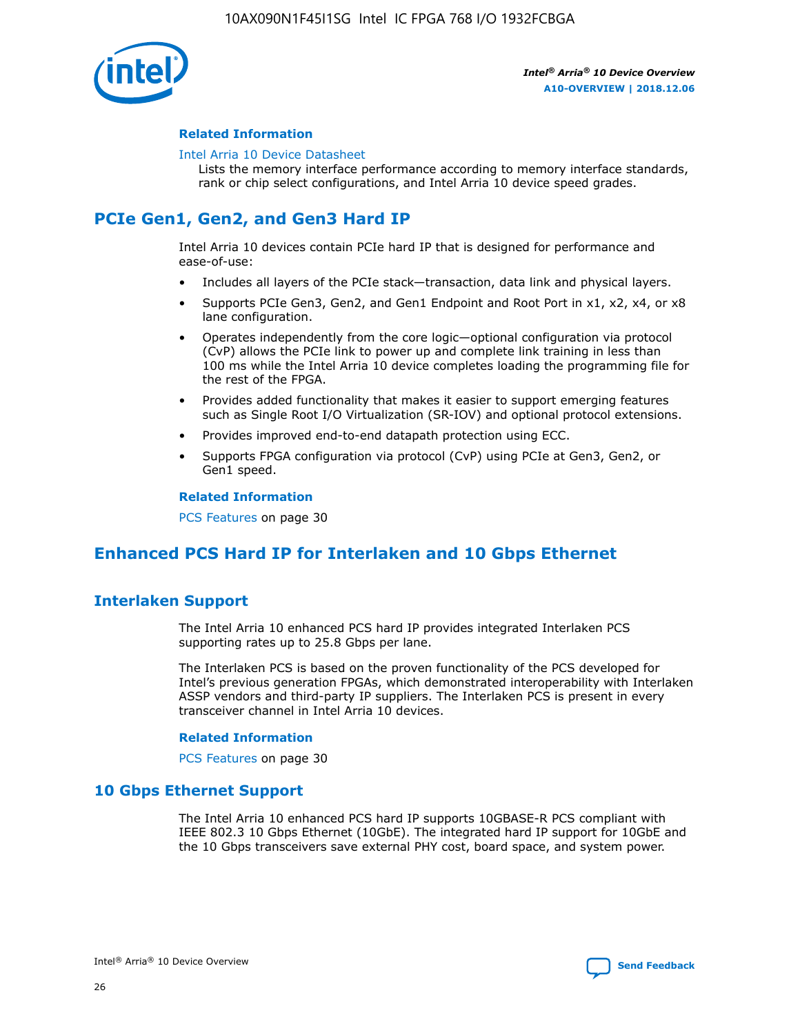#### Related Information

Intel Arria 10 Device Datasheet
Lists the memory interface performance according to memory interface standards, rank or chip select configurations, and Intel Arria 10 device speed grades.

## PCIe Gen1, Gen2, and Gen3 Hard IP

Intel Arria 10 devices contain PCIe hard IP that is designed for performance and ease-of-use:

- Includes all layers of the PCIe stack—transaction, data link and physical layers.
- Supports PCIe Gen3, Gen2, and Gen1 Endpoint and Root Port in x1, x2, x4, or x8 lane configuration.
- Operates independently from the core logic—optional configuration via protocol (CvP) allows the PCIe link to power up and complete link training in less than 100 ms while the Intel Arria 10 device completes loading the programming file for the rest of the FPGA.
- Provides added functionality that makes it easier to support emerging features such as Single Root I/O Virtualization (SR-IOV) and optional protocol extensions.
- Provides improved end-to-end datapath protection using ECC.
- Supports FPGA configuration via protocol (CvP) using PCIe at Gen3, Gen2, or Gen1 speed.

#### Related Information

PCS Features on page 30

## Enhanced PCS Hard IP for Interlaken and 10 Gbps Ethernet

### Interlaken Support

The Intel Arria 10 enhanced PCS hard IP provides integrated Interlaken PCS supporting rates up to 25.8 Gbps per lane.

The Interlaken PCS is based on the proven functionality of the PCS developed for Intel's previous generation FPGAs, which demonstrated interoperability with Interlaken ASSP vendors and third-party IP suppliers. The Interlaken PCS is present in every transceiver channel in Intel Arria 10 devices.

#### Related Information

PCS Features on page 30

### 10 Gbps Ethernet Support

The Intel Arria 10 enhanced PCS hard IP supports 10GBASE-R PCS compliant with IEEE 802.3 10 Gbps Ethernet (10GbE). The integrated hard IP support for 10GbE and the 10 Gbps transceivers save external PHY cost, board space, and system power.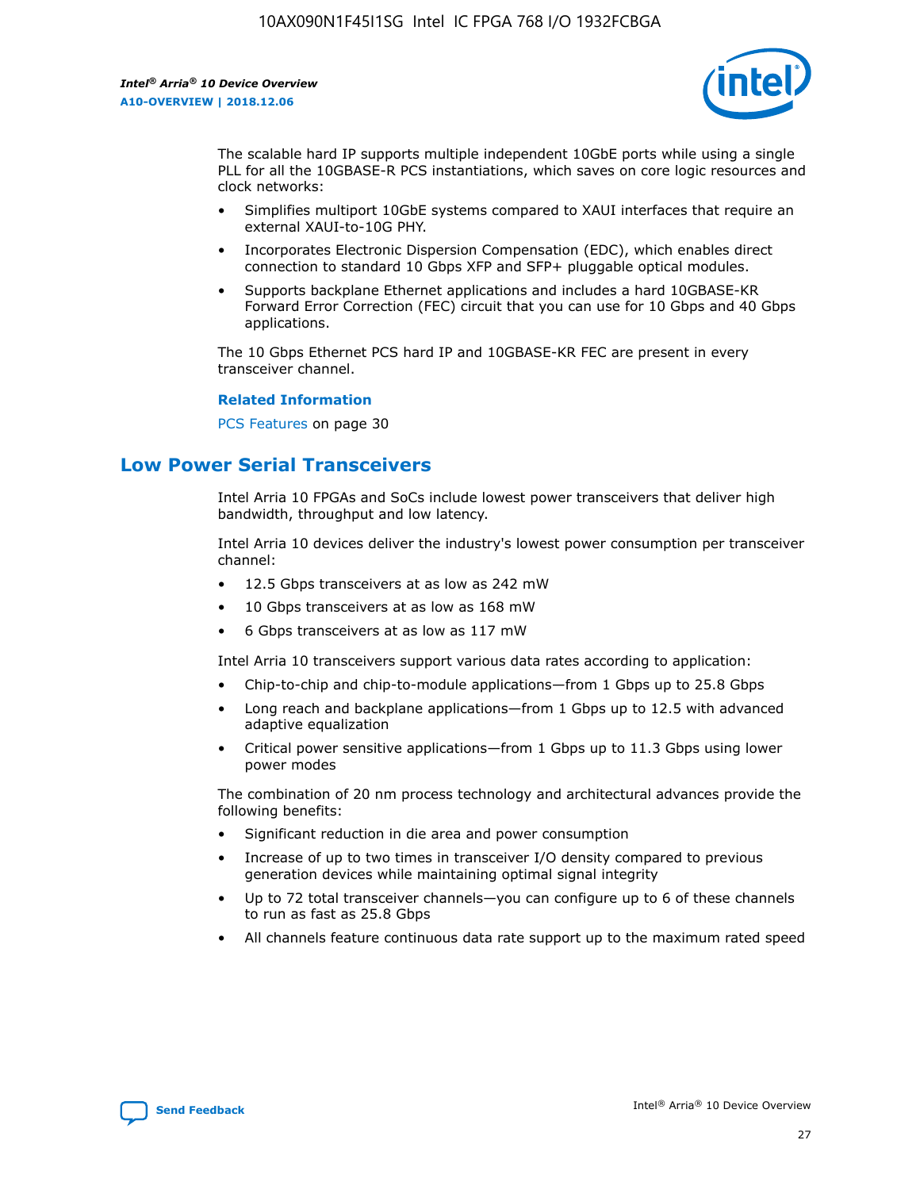The scalable hard IP supports multiple independent 10GbE ports while using a single PLL for all the 10GBASE-R PCS instantiations, which saves on core logic resources and clock networks:

- Simplifies multiport 10GbE systems compared to XAUI interfaces that require an external XAUI-to-10G PHY.
- Incorporates Electronic Dispersion Compensation (EDC), which enables direct connection to standard 10 Gbps XFP and SFP+ pluggable optical modules.
- Supports backplane Ethernet applications and includes a hard 10GBASE-KR Forward Error Correction (FEC) circuit that you can use for 10 Gbps and 40 Gbps applications.

The 10 Gbps Ethernet PCS hard IP and 10GBASE-KR FEC are present in every transceiver channel.

**Related Information**

PCS Features on page 30

## Low Power Serial Transceivers

Intel Arria 10 FPGAs and SoCs include lowest power transceivers that deliver high bandwidth, throughput and low latency.

Intel Arria 10 devices deliver the industry's lowest power consumption per transceiver channel:

- 12.5 Gbps transceivers at as low as 242 mW
- 10 Gbps transceivers at as low as 168 mW
- 6 Gbps transceivers at as low as 117 mW

Intel Arria 10 transceivers support various data rates according to application:

- Chip-to-chip and chip-to-module applications—from 1 Gbps up to 25.8 Gbps
- Long reach and backplane applications—from 1 Gbps up to 12.5 with advanced adaptive equalization
- Critical power sensitive applications—from 1 Gbps up to 11.3 Gbps using lower power modes

The combination of 20 nm process technology and architectural advances provide the following benefits:

- Significant reduction in die area and power consumption
- Increase of up to two times in transceiver I/O density compared to previous generation devices while maintaining optimal signal integrity
- Up to 72 total transceiver channels—you can configure up to 6 of these channels to run as fast as 25.8 Gbps
- All channels feature continuous data rate support up to the maximum rated speed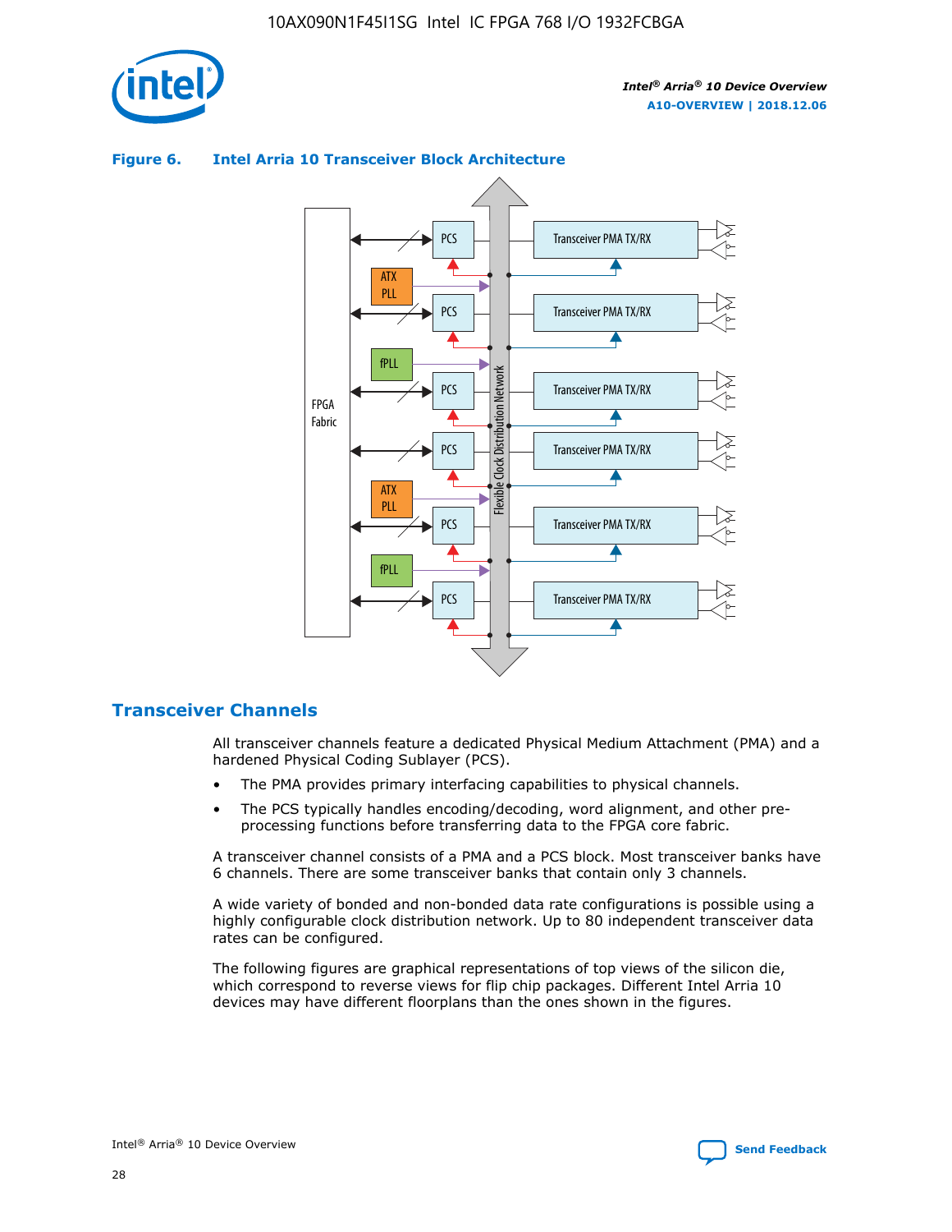**Figure 6. Intel Arria 10 Transceiver Block Architecture**

## Transceiver Channels

All transceiver channels feature a dedicated Physical Medium Attachment (PMA) and a hardened Physical Coding Sublayer (PCS).

- The PMA provides primary interfacing capabilities to physical channels.
- The PCS typically handles encoding/decoding, word alignment, and other pre-processing functions before transferring data to the FPGA core fabric.

A transceiver channel consists of a PMA and a PCS block. Most transceiver banks have 6 channels. There are some transceiver banks that contain only 3 channels.

A wide variety of bonded and non-bonded data rate configurations is possible using a highly configurable clock distribution network. Up to 80 independent transceiver data rates can be configured.

The following figures are graphical representations of top views of the silicon die, which correspond to reverse views for flip chip packages. Different Intel Arria 10 devices may have different floorplans than the ones shown in the figures.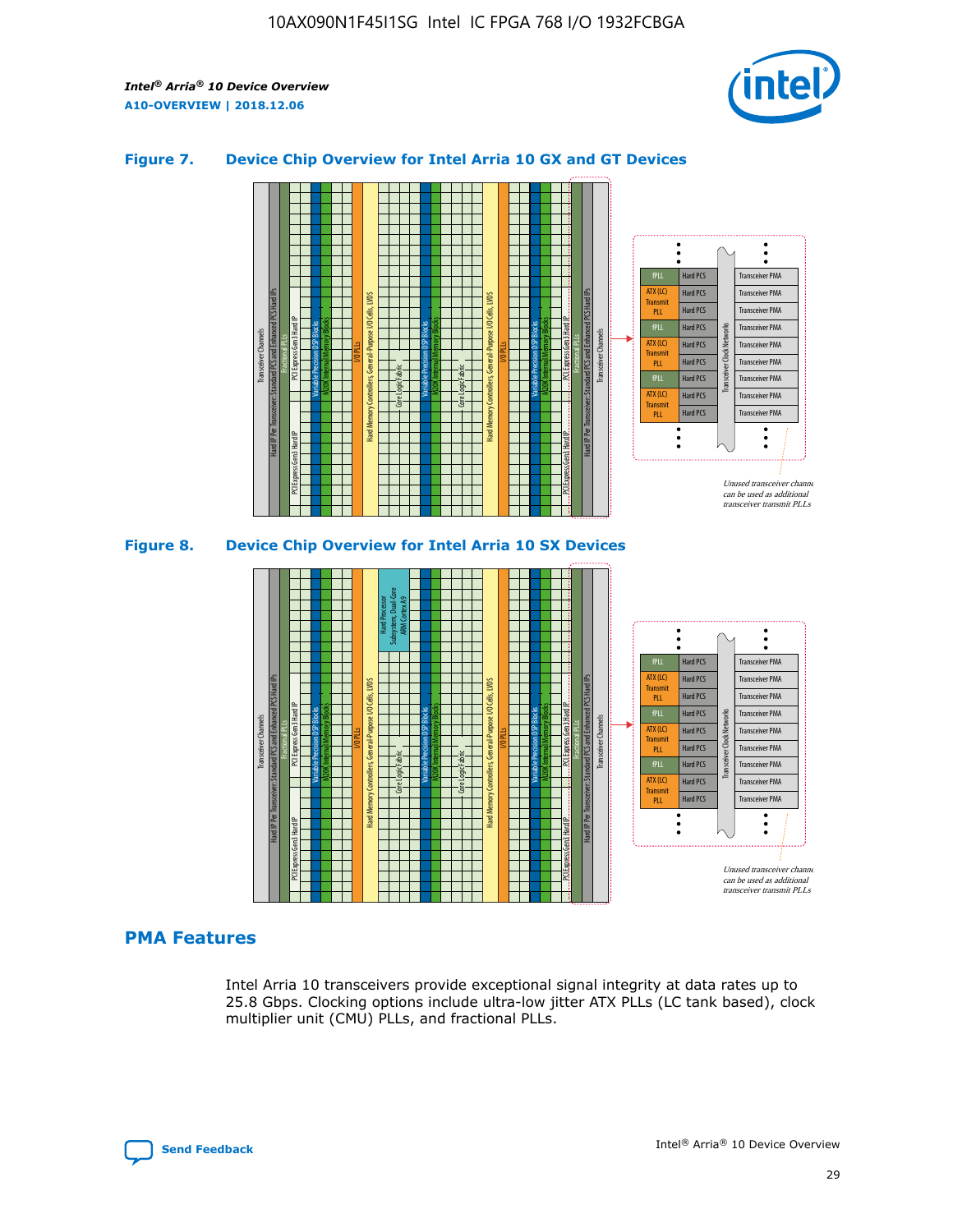### Figure 7. Device Chip Overview for Intel Arria 10 GX and GT Devices

Unused transceiver channels can be used as additional transceiver transmit PLLs

### Figure 8. Device Chip Overview for Intel Arria 10 SX Devices

Unused transceiver channels can be used as additional transceiver transmit PLLs

## PMA Features

Intel Arria 10 transceivers provide exceptional signal integrity at data rates up to 25.8 Gbps. Clocking options include ultra-low jitter ATX PLLs (LC tank based), clock multiplier unit (CMU) PLLs, and fractional PLLs.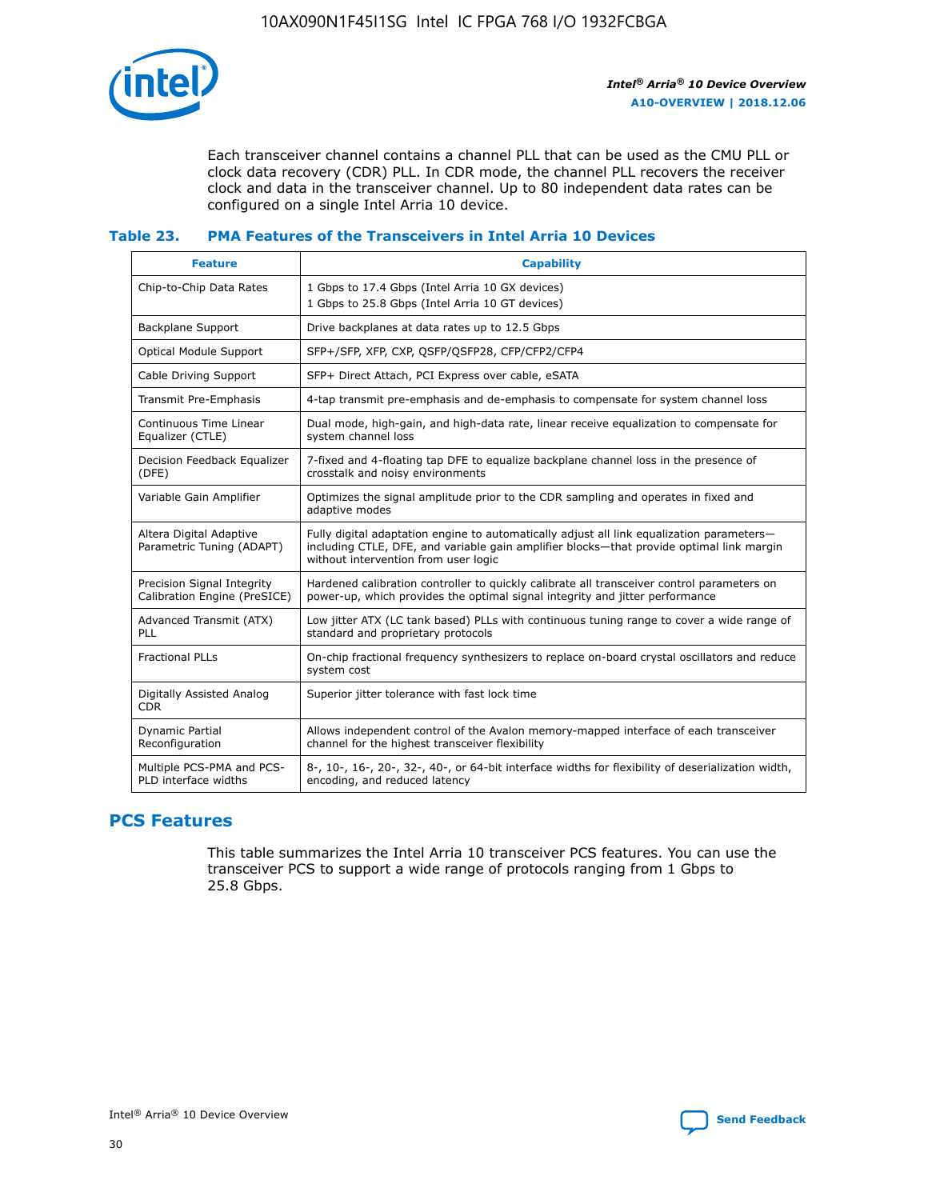Each transceiver channel contains a channel PLL that can be used as the CMU PLL or clock data recovery (CDR) PLL. In CDR mode, the channel PLL recovers the receiver clock and data in the transceiver channel. Up to 80 independent data rates can be configured on a single Intel Arria 10 device.

### Table 23. PMA Features of the Transceivers in Intel Arria 10 Devices

| Feature | Capability |
|---|---|
| Chip-to-Chip Data Rates | 1 Gbps to 17.4 Gbps (Intel Arria 10 GX devices)<br>1 Gbps to 25.8 Gbps (Intel Arria 10 GT devices) |
| Backplane Support | Drive backplanes at data rates up to 12.5 Gbps |
| Optical Module Support | SFP+/SFP, XFP, CXP, QSFP/QSFP28, CFP/CFP2/CFP4 |
| Cable Driving Support | SFP+ Direct Attach, PCI Express over cable, eSATA |
| Transmit Pre-Emphasis | 4-tap transmit pre-emphasis and de-emphasis to compensate for system channel loss |
| Continuous Time Linear Equalizer (CTLE) | Dual mode, high-gain, and high-data rate, linear receive equalization to compensate for system channel loss |
| Decision Feedback Equalizer (DFE) | 7-fixed and 4-floating tap DFE to equalize backplane channel loss in the presence of crosstalk and noisy environments |
| Variable Gain Amplifier | Optimizes the signal amplitude prior to the CDR sampling and operates in fixed and adaptive modes |
| Altera Digital Adaptive Parametric Tuning (ADAPT) | Fully digital adaptation engine to automatically adjust all link equalization parameters—including CTLE, DFE, and variable gain amplifier blocks—that provide optimal link margin without intervention from user logic |
| Precision Signal Integrity Calibration Engine (PreSICE) | Hardened calibration controller to quickly calibrate all transceiver control parameters on power-up, which provides the optimal signal integrity and jitter performance |
| Advanced Transmit (ATX) PLL | Low jitter ATX (LC tank based) PLLs with continuous tuning range to cover a wide range of standard and proprietary protocols |
| Fractional PLLs | On-chip fractional frequency synthesizers to replace on-board crystal oscillators and reduce system cost |
| Digitally Assisted Analog CDR | Superior jitter tolerance with fast lock time |
| Dynamic Partial Reconfiguration | Allows independent control of the Avalon memory-mapped interface of each transceiver channel for the highest transceiver flexibility |
| Multiple PCS-PMA and PCS-PLD interface widths | 8-, 10-, 16-, 20-, 32-, 40-, or 64-bit interface widths for flexibility of deserialization width, encoding, and reduced latency |

## PCS Features

This table summarizes the Intel Arria 10 transceiver PCS features. You can use the transceiver PCS to support a wide range of protocols ranging from 1 Gbps to 25.8 Gbps.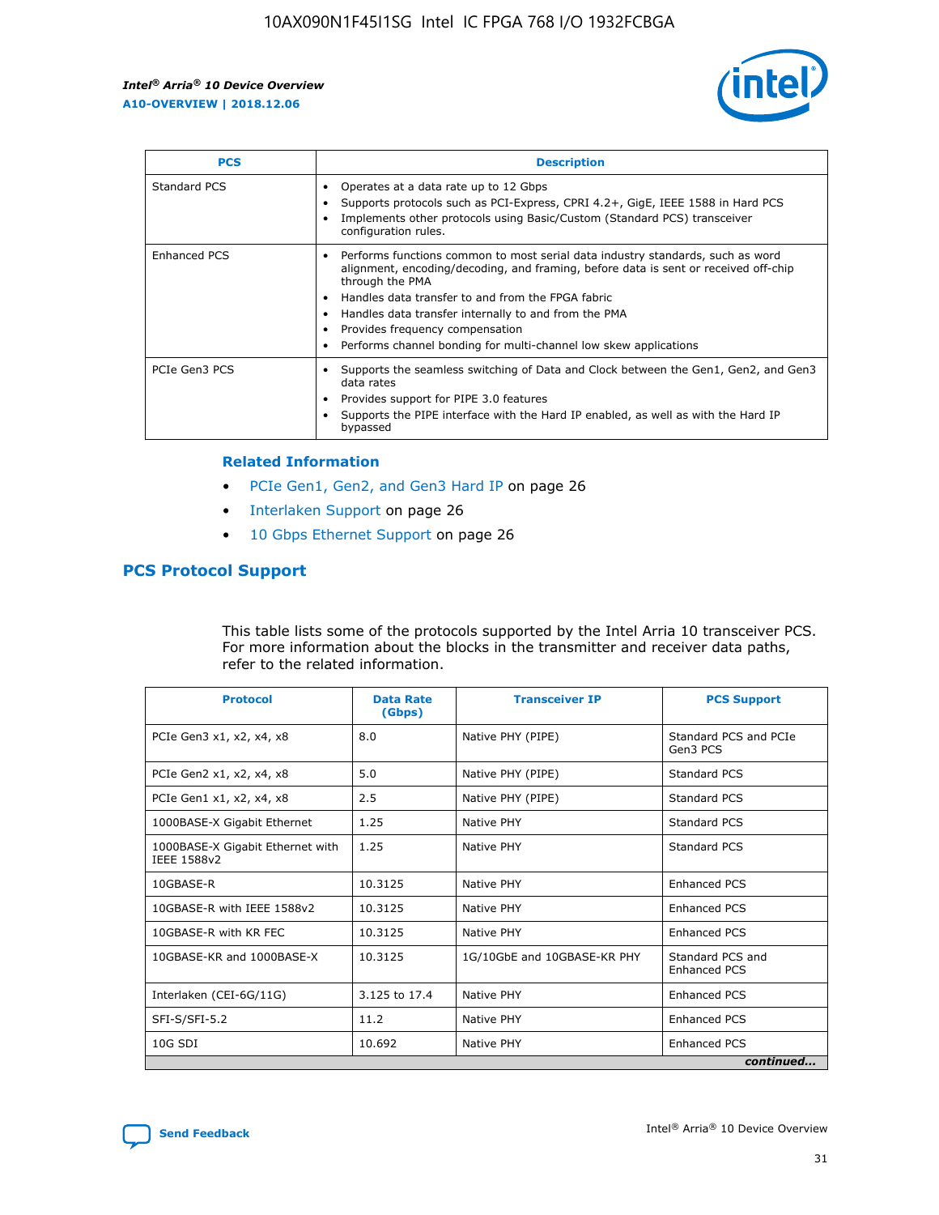| PCS | Description |
| --- | --- |
| Standard PCS | • Operates at a data rate up to 12 Gbps<br>• Supports protocols such as PCI-Express, CPRI 4.2+, GigE, IEEE 1588 in Hard PCS<br>• Implements other protocols using Basic/Custom (Standard PCS) transceiver configuration rules. |
| Enhanced PCS | • Performs functions common to most serial data industry standards, such as word alignment, encoding/decoding, and framing, before data is sent or received off-chip through the PMA<br>• Handles data transfer to and from the FPGA fabric<br>• Handles data transfer internally to and from the PMA<br>• Provides frequency compensation<br>• Performs channel bonding for multi-channel low skew applications |
| PCIe Gen3 PCS | • Supports the seamless switching of Data and Clock between the Gen1, Gen2, and Gen3 data rates<br>• Provides support for PIPE 3.0 features<br>• Supports the PIPE interface with the Hard IP enabled, as well as with the Hard IP bypassed |

### Related Information

- PCIe Gen1, Gen2, and Gen3 Hard IP on page 26
- Interlaken Support on page 26
- 10 Gbps Ethernet Support on page 26

## PCS Protocol Support

This table lists some of the protocols supported by the Intel Arria 10 transceiver PCS. For more information about the blocks in the transmitter and receiver data paths, refer to the related information.

| Protocol | Data Rate (Gbps) | Transceiver IP | PCS Support |
| --- | --- | --- | --- |
| PCIe Gen3 x1, x2, x4, x8 | 8.0 | Native PHY (PIPE) | Standard PCS and PCIe Gen3 PCS |
| PCIe Gen2 x1, x2, x4, x8 | 5.0 | Native PHY (PIPE) | Standard PCS |
| PCIe Gen1 x1, x2, x4, x8 | 2.5 | Native PHY (PIPE) | Standard PCS |
| 1000BASE-X Gigabit Ethernet | 1.25 | Native PHY | Standard PCS |
| 1000BASE-X Gigabit Ethernet with IEEE 1588v2 | 1.25 | Native PHY | Standard PCS |
| 10GBASE-R | 10.3125 | Native PHY | Enhanced PCS |
| 10GBASE-R with IEEE 1588v2 | 10.3125 | Native PHY | Enhanced PCS |
| 10GBASE-R with KR FEC | 10.3125 | Native PHY | Enhanced PCS |
| 10GBASE-KR and 1000BASE-X | 10.3125 | 1G/10GbE and 10GBASE-KR PHY | Standard PCS and Enhanced PCS |
| Interlaken (CEI-6G/11G) | 3.125 to 17.4 | Native PHY | Enhanced PCS |
| SFI-S/SFI-5.2 | 11.2 | Native PHY | Enhanced PCS |
| 10G SDI | 10.692 | Native PHY | Enhanced PCS |

*continued...*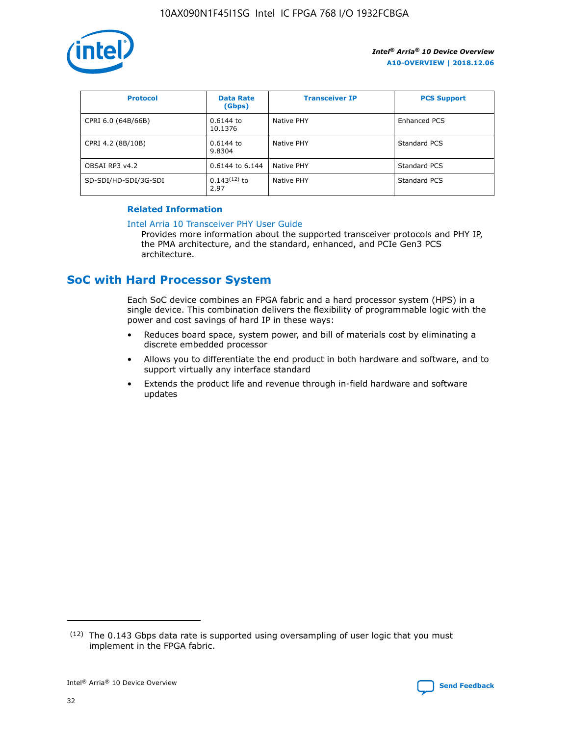| Protocol | Data Rate (Gbps) | Transceiver IP | PCS Support |
| --- | --- | --- | --- |
| CPRI 6.0 (64B/66B) | 0.6144 to 10.1376 | Native PHY | Enhanced PCS |
| CPRI 4.2 (8B/10B) | 0.6144 to 9.8304 | Native PHY | Standard PCS |
| OBSAI RP3 v4.2 | 0.6144 to 6.144 | Native PHY | Standard PCS |
| SD-SDI/HD-SDI/3G-SDI | 0.143[12] to 2.97 | Native PHY | Standard PCS |

**Related Information**

Intel Arria 10 Transceiver PHY User Guide

Provides more information about the supported transceiver protocols and PHY IP, the PMA architecture, and the standard, enhanced, and PCIe Gen3 PCS architecture.

## SoC with Hard Processor System

Each SoC device combines an FPGA fabric and a hard processor system (HPS) in a single device. This combination delivers the flexibility of programmable logic with the power and cost savings of hard IP in these ways:

- Reduces board space, system power, and bill of materials cost by eliminating a discrete embedded processor
- Allows you to differentiate the end product in both hardware and software, and to support virtually any interface standard
- Extends the product life and revenue through in-field hardware and software updates

(12) The 0.143 Gbps data rate is supported using oversampling of user logic that you must implement in the FPGA fabric.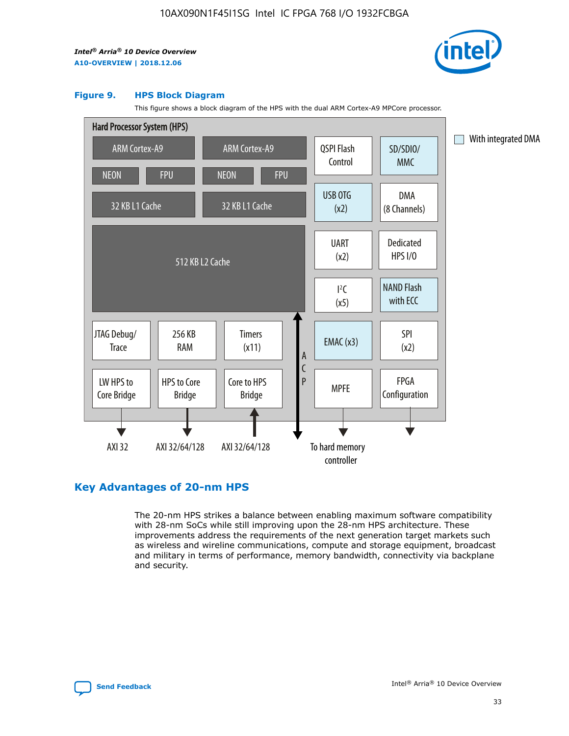**Figure 9. HPS Block Diagram**

This figure shows a block diagram of the HPS with the dual ARM Cortex-A9 MPCore processor.

Hard Processor System (HPS)

ARM Cortex-A9 | ARM Cortex-A9
NEON | FPU | NEON | FPU
32 KB L1 Cache | 32 KB L1 Cache
512 KB L2 Cache
JTAG Debug/Trace | 256 KB RAM | Timers (x11)
LW HPS to Core Bridge | HPS to Core Bridge | Core to HPS Bridge
QSPI Flash Control | SD/SDIO/MMC
USB OTG (x2) | DMA (8 Channels)
UART (x2) | Dedicated HPS I/O
I²C (x5) | NAND Flash with ECC
EMAC (x3) | SPI (x2)
MPFE | FPGA Configuration
ACP

AXI 32 | AXI 32/64/128 | AXI 32/64/128 | To hard memory controller

With integrated DMA

## Key Advantages of 20-nm HPS

The 20-nm HPS strikes a balance between enabling maximum software compatibility with 28-nm SoCs while still improving upon the 28-nm HPS architecture. These improvements address the requirements of the next generation target markets such as wireless and wireline communications, compute and storage equipment, broadcast and military in terms of performance, memory bandwidth, connectivity via backplane and security.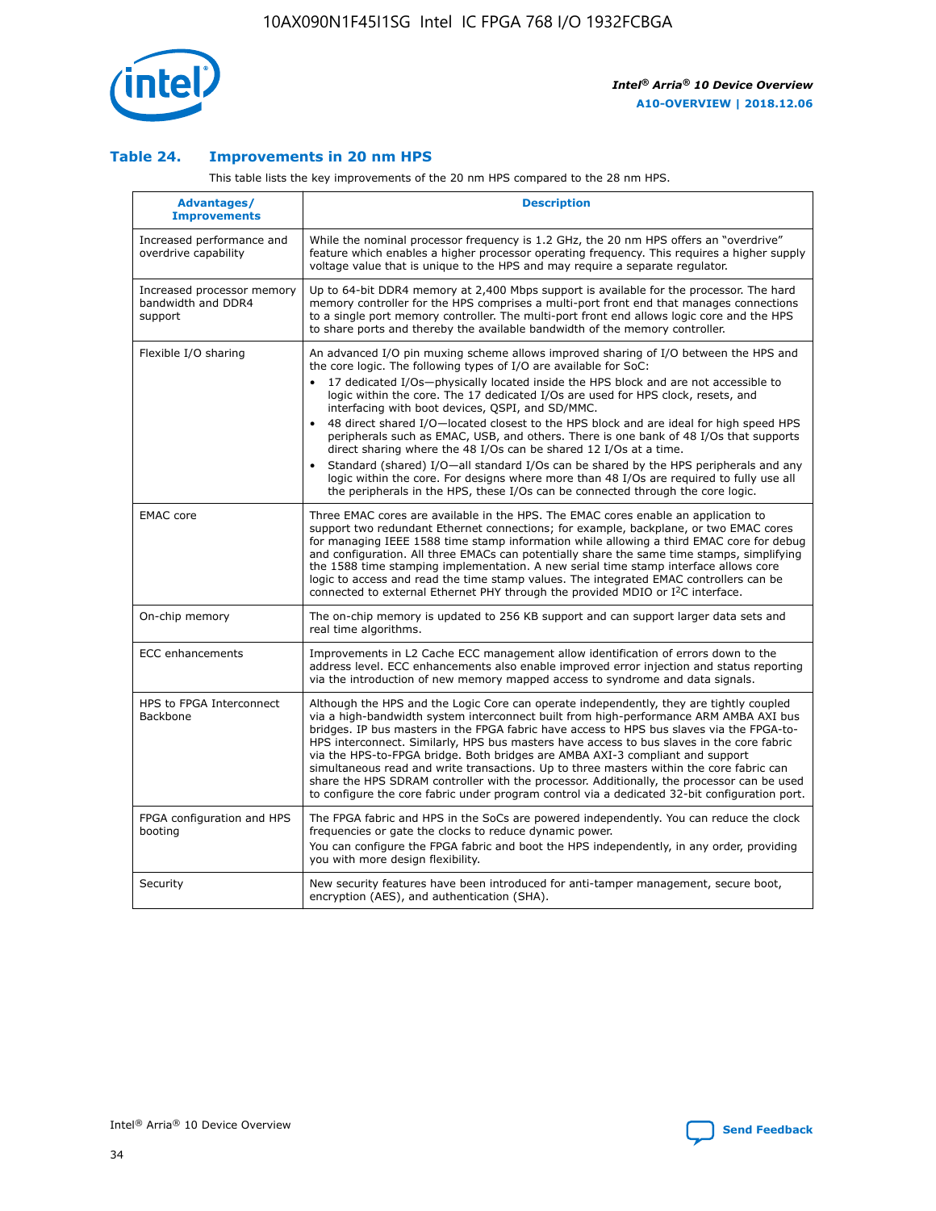### Table 24. Improvements in 20 nm HPS

This table lists the key improvements of the 20 nm HPS compared to the 28 nm HPS.

| Advantages/ Improvements | Description |
| --- | --- |
| Increased performance and overdrive capability | While the nominal processor frequency is 1.2 GHz, the 20 nm HPS offers an "overdrive" feature which enables a higher processor operating frequency. This requires a higher supply voltage value that is unique to the HPS and may require a separate regulator. |
| Increased processor memory bandwidth and DDR4 support | Up to 64-bit DDR4 memory at 2,400 Mbps support is available for the processor. The hard memory controller for the HPS comprises a multi-port front end that manages connections to a single port memory controller. The multi-port front end allows logic core and the HPS to share ports and thereby the available bandwidth of the memory controller. |
| Flexible I/O sharing | An advanced I/O pin muxing scheme allows improved sharing of I/O between the HPS and the core logic. The following types of I/O are available for SoC: • 17 dedicated I/Os—physically located inside the HPS block and are not accessible to logic within the core. The 17 dedicated I/Os are used for HPS clock, resets, and interfacing with boot devices, QSPI, and SD/MMC. • 48 direct shared I/O—located closest to the HPS block and are ideal for high speed HPS peripherals such as EMAC, USB, and others. There is one bank of 48 I/Os that supports direct sharing where the 48 I/Os can be shared 12 I/Os at a time. • Standard (shared) I/O—all standard I/Os can be shared by the HPS peripherals and any logic within the core. For designs where more than 48 I/Os are required to fully use all the peripherals in the HPS, these I/Os can be connected through the core logic. |
| EMAC core | Three EMAC cores are available in the HPS. The EMAC cores enable an application to support two redundant Ethernet connections; for example, backplane, or two EMAC cores for managing IEEE 1588 time stamp information while allowing a third EMAC core for debug and configuration. All three EMACs can potentially share the same time stamps, simplifying the 1588 time stamping implementation. A new serial time stamp interface allows core logic to access and read the time stamp values. The integrated EMAC controllers can be connected to external Ethernet PHY through the provided MDIO or I²C interface. |
| On-chip memory | The on-chip memory is updated to 256 KB support and can support larger data sets and real time algorithms. |
| ECC enhancements | Improvements in L2 Cache ECC management allow identification of errors down to the address level. ECC enhancements also enable improved error injection and status reporting via the introduction of new memory mapped access to syndrome and data signals. |
| HPS to FPGA Interconnect Backbone | Although the HPS and the Logic Core can operate independently, they are tightly coupled via a high-bandwidth system interconnect built from high-performance ARM AMBA AXI bus bridges. IP bus masters in the FPGA fabric have access to HPS bus slaves via the FPGA-to-HPS interconnect. Similarly, HPS bus masters have access to bus slaves in the core fabric via the HPS-to-FPGA bridge. Both bridges are AMBA AXI-3 compliant and support simultaneous read and write transactions. Up to three masters within the core fabric can share the HPS SDRAM controller with the processor. Additionally, the processor can be used to configure the core fabric under program control via a dedicated 32-bit configuration port. |
| FPGA configuration and HPS booting | The FPGA fabric and HPS in the SoCs are powered independently. You can reduce the clock frequencies or gate the clocks to reduce dynamic power. You can configure the FPGA fabric and boot the HPS independently, in any order, providing you with more design flexibility. |
| Security | New security features have been introduced for anti-tamper management, secure boot, encryption (AES), and authentication (SHA). |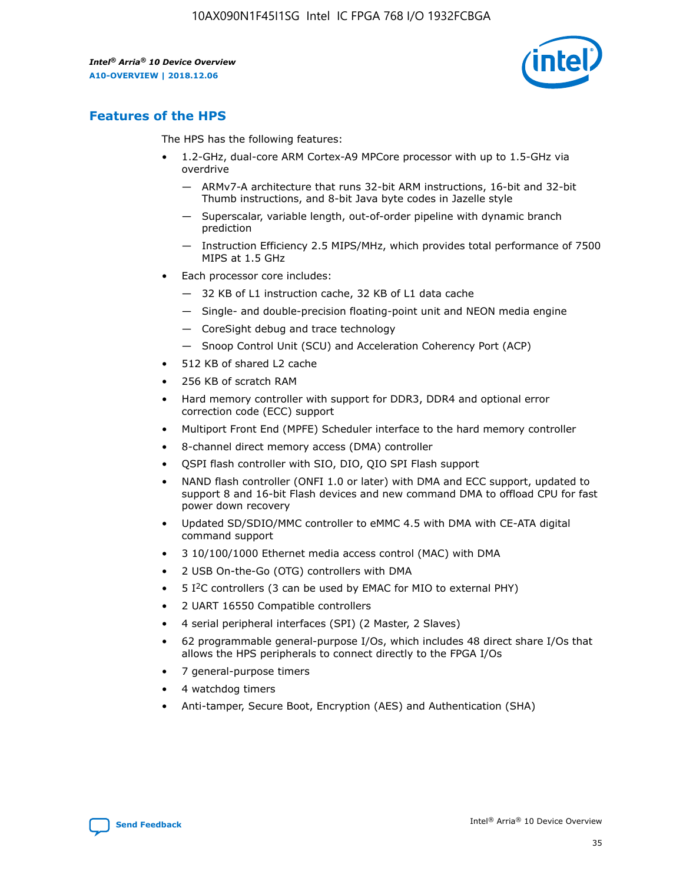## Features of the HPS

The HPS has the following features:

- 1.2-GHz, dual-core ARM Cortex-A9 MPCore processor with up to 1.5-GHz via overdrive
  - — ARMv7-A architecture that runs 32-bit ARM instructions, 16-bit and 32-bit Thumb instructions, and 8-bit Java byte codes in Jazelle style
  - — Superscalar, variable length, out-of-order pipeline with dynamic branch prediction
  - — Instruction Efficiency 2.5 MIPS/MHz, which provides total performance of 7500 MIPS at 1.5 GHz
- Each processor core includes:
  - — 32 KB of L1 instruction cache, 32 KB of L1 data cache
  - — Single- and double-precision floating-point unit and NEON media engine
  - — CoreSight debug and trace technology
  - — Snoop Control Unit (SCU) and Acceleration Coherency Port (ACP)
- 512 KB of shared L2 cache
- 256 KB of scratch RAM
- Hard memory controller with support for DDR3, DDR4 and optional error correction code (ECC) support
- Multiport Front End (MPFE) Scheduler interface to the hard memory controller
- 8-channel direct memory access (DMA) controller
- QSPI flash controller with SIO, DIO, QIO SPI Flash support
- NAND flash controller (ONFI 1.0 or later) with DMA and ECC support, updated to support 8 and 16-bit Flash devices and new command DMA to offload CPU for fast power down recovery
- Updated SD/SDIO/MMC controller to eMMC 4.5 with DMA with CE-ATA digital command support
- 3 10/100/1000 Ethernet media access control (MAC) with DMA
- 2 USB On-the-Go (OTG) controllers with DMA
- 5 I²C controllers (3 can be used by EMAC for MIO to external PHY)
- 2 UART 16550 Compatible controllers
- 4 serial peripheral interfaces (SPI) (2 Master, 2 Slaves)
- 62 programmable general-purpose I/Os, which includes 48 direct share I/Os that allows the HPS peripherals to connect directly to the FPGA I/Os
- 7 general-purpose timers
- 4 watchdog timers
- Anti-tamper, Secure Boot, Encryption (AES) and Authentication (SHA)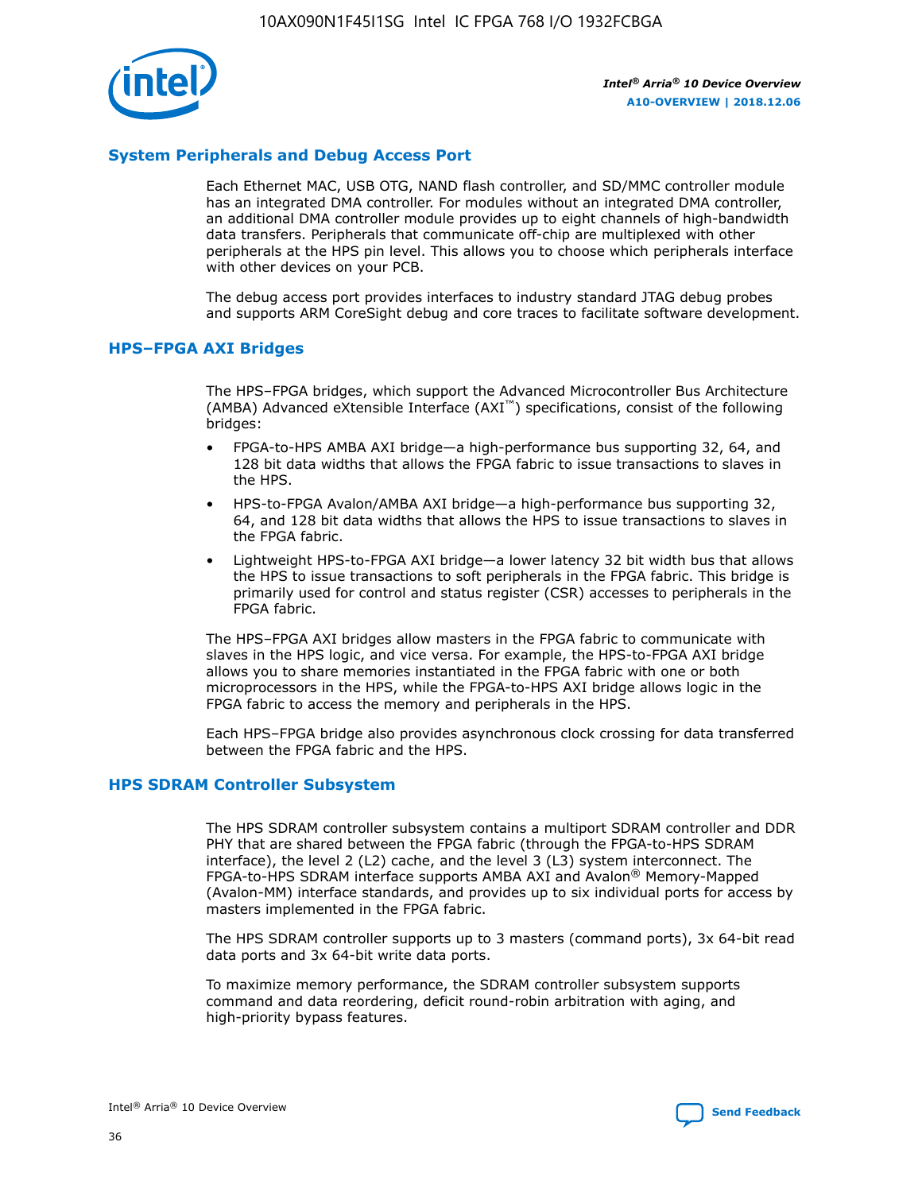## System Peripherals and Debug Access Port

Each Ethernet MAC, USB OTG, NAND flash controller, and SD/MMC controller module has an integrated DMA controller. For modules without an integrated DMA controller, an additional DMA controller module provides up to eight channels of high-bandwidth data transfers. Peripherals that communicate off-chip are multiplexed with other peripherals at the HPS pin level. This allows you to choose which peripherals interface with other devices on your PCB.

The debug access port provides interfaces to industry standard JTAG debug probes and supports ARM CoreSight debug and core traces to facilitate software development.

## HPS–FPGA AXI Bridges

The HPS–FPGA bridges, which support the Advanced Microcontroller Bus Architecture (AMBA) Advanced eXtensible Interface (AXI™) specifications, consist of the following bridges:

- FPGA-to-HPS AMBA AXI bridge—a high-performance bus supporting 32, 64, and 128 bit data widths that allows the FPGA fabric to issue transactions to slaves in the HPS.
- HPS-to-FPGA Avalon/AMBA AXI bridge—a high-performance bus supporting 32, 64, and 128 bit data widths that allows the HPS to issue transactions to slaves in the FPGA fabric.
- Lightweight HPS-to-FPGA AXI bridge—a lower latency 32 bit width bus that allows the HPS to issue transactions to soft peripherals in the FPGA fabric. This bridge is primarily used for control and status register (CSR) accesses to peripherals in the FPGA fabric.

The HPS–FPGA AXI bridges allow masters in the FPGA fabric to communicate with slaves in the HPS logic, and vice versa. For example, the HPS-to-FPGA AXI bridge allows you to share memories instantiated in the FPGA fabric with one or both microprocessors in the HPS, while the FPGA-to-HPS AXI bridge allows logic in the FPGA fabric to access the memory and peripherals in the HPS.

Each HPS–FPGA bridge also provides asynchronous clock crossing for data transferred between the FPGA fabric and the HPS.

## HPS SDRAM Controller Subsystem

The HPS SDRAM controller subsystem contains a multiport SDRAM controller and DDR PHY that are shared between the FPGA fabric (through the FPGA-to-HPS SDRAM interface), the level 2 (L2) cache, and the level 3 (L3) system interconnect. The FPGA-to-HPS SDRAM interface supports AMBA AXI and Avalon® Memory-Mapped (Avalon-MM) interface standards, and provides up to six individual ports for access by masters implemented in the FPGA fabric.

The HPS SDRAM controller supports up to 3 masters (command ports), 3x 64-bit read data ports and 3x 64-bit write data ports.

To maximize memory performance, the SDRAM controller subsystem supports command and data reordering, deficit round-robin arbitration with aging, and high-priority bypass features.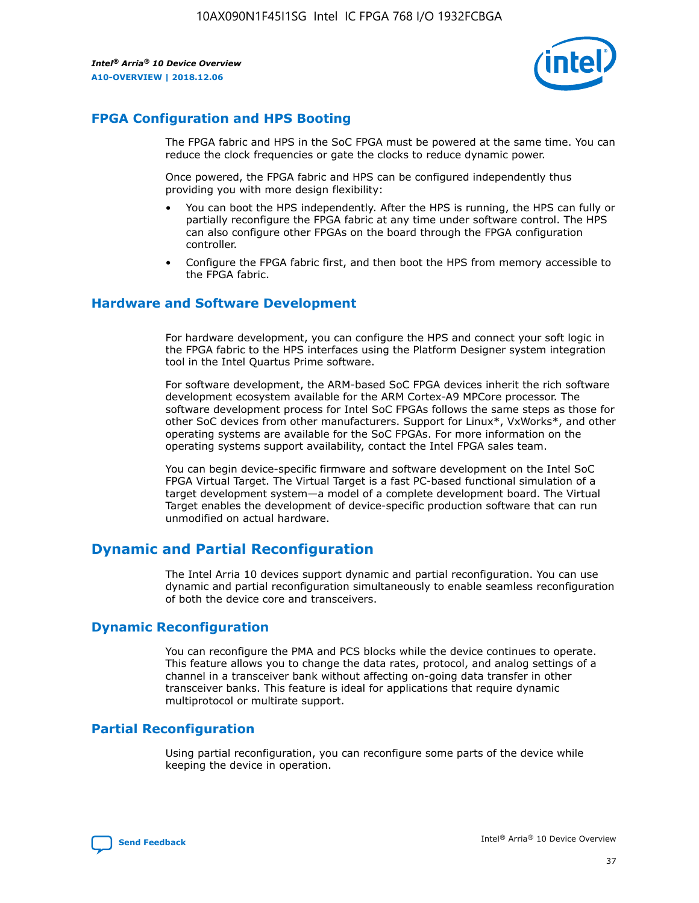## FPGA Configuration and HPS Booting

The FPGA fabric and HPS in the SoC FPGA must be powered at the same time. You can reduce the clock frequencies or gate the clocks to reduce dynamic power.

Once powered, the FPGA fabric and HPS can be configured independently thus providing you with more design flexibility:

- You can boot the HPS independently. After the HPS is running, the HPS can fully or partially reconfigure the FPGA fabric at any time under software control. The HPS can also configure other FPGAs on the board through the FPGA configuration controller.
- Configure the FPGA fabric first, and then boot the HPS from memory accessible to the FPGA fabric.

## Hardware and Software Development

For hardware development, you can configure the HPS and connect your soft logic in the FPGA fabric to the HPS interfaces using the Platform Designer system integration tool in the Intel Quartus Prime software.

For software development, the ARM-based SoC FPGA devices inherit the rich software development ecosystem available for the ARM Cortex-A9 MPCore processor. The software development process for Intel SoC FPGAs follows the same steps as those for other SoC devices from other manufacturers. Support for Linux*, VxWorks*, and other operating systems are available for the SoC FPGAs. For more information on the operating systems support availability, contact the Intel FPGA sales team.

You can begin device-specific firmware and software development on the Intel SoC FPGA Virtual Target. The Virtual Target is a fast PC-based functional simulation of a target development system—a model of a complete development board. The Virtual Target enables the development of device-specific production software that can run unmodified on actual hardware.

# Dynamic and Partial Reconfiguration

The Intel Arria 10 devices support dynamic and partial reconfiguration. You can use dynamic and partial reconfiguration simultaneously to enable seamless reconfiguration of both the device core and transceivers.

## Dynamic Reconfiguration

You can reconfigure the PMA and PCS blocks while the device continues to operate. This feature allows you to change the data rates, protocol, and analog settings of a channel in a transceiver bank without affecting on-going data transfer in other transceiver banks. This feature is ideal for applications that require dynamic multiprotocol or multirate support.

## Partial Reconfiguration

Using partial reconfiguration, you can reconfigure some parts of the device while keeping the device in operation.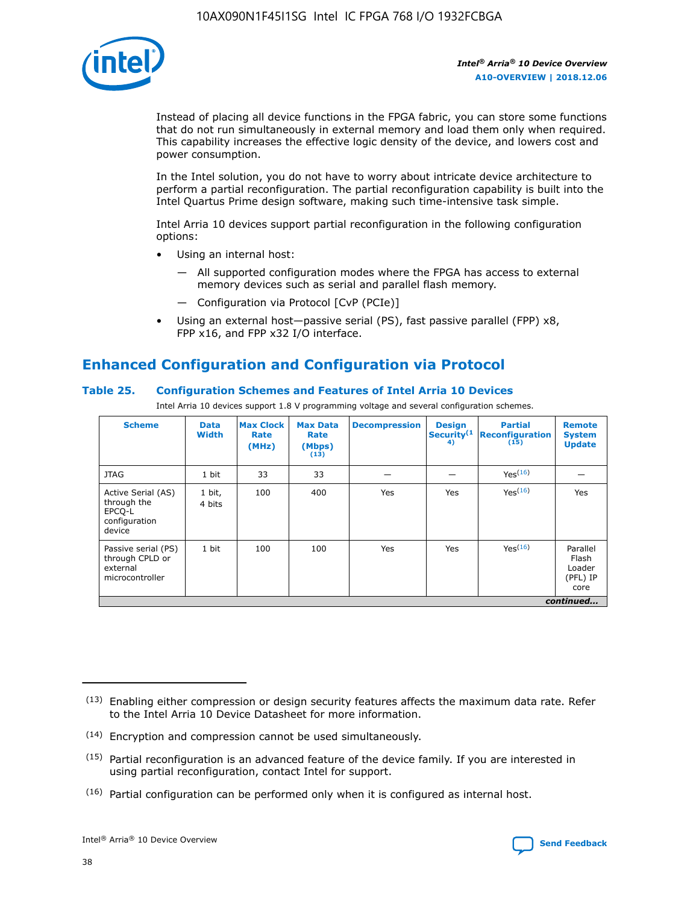Instead of placing all device functions in the FPGA fabric, you can store some functions that do not run simultaneously in external memory and load them only when required. This capability increases the effective logic density of the device, and lowers cost and power consumption.

In the Intel solution, you do not have to worry about intricate device architecture to perform a partial reconfiguration. The partial reconfiguration capability is built into the Intel Quartus Prime design software, making such time-intensive task simple.

Intel Arria 10 devices support partial reconfiguration in the following configuration options:

- Using an internal host:
  - — All supported configuration modes where the FPGA has access to external memory devices such as serial and parallel flash memory.
  - — Configuration via Protocol [CvP (PCIe)]
- Using an external host—passive serial (PS), fast passive parallel (FPP) x8, FPP x16, and FPP x32 I/O interface.

## Enhanced Configuration and Configuration via Protocol

### Table 25. Configuration Schemes and Features of Intel Arria 10 Devices

Intel Arria 10 devices support 1.8 V programming voltage and several configuration schemes.

| Scheme | Data Width | Max Clock Rate (MHz) | Max Data Rate (Mbps) (13) | Decompression | Design Security (14) | Partial Reconfiguration (15) | Remote System Update |
|---|---|---|---|---|---|---|---|
| JTAG | 1 bit | 33 | 33 | — | — | Yes (16) | — |
| Active Serial (AS) through the EPCQ-L configuration device | 1 bit, 4 bits | 100 | 400 | Yes | Yes | Yes (16) | Yes |
| Passive serial (PS) through CPLD or external microcontroller | 1 bit | 100 | 100 | Yes | Yes | Yes (16) | Parallel Flash Loader (PFL) IP core |

*continued...*

(13) Enabling either compression or design security features affects the maximum data rate. Refer to the Intel Arria 10 Device Datasheet for more information.

(14) Encryption and compression cannot be used simultaneously.

(15) Partial reconfiguration is an advanced feature of the device family. If you are interested in using partial reconfiguration, contact Intel for support.

(16) Partial configuration can be performed only when it is configured as internal host.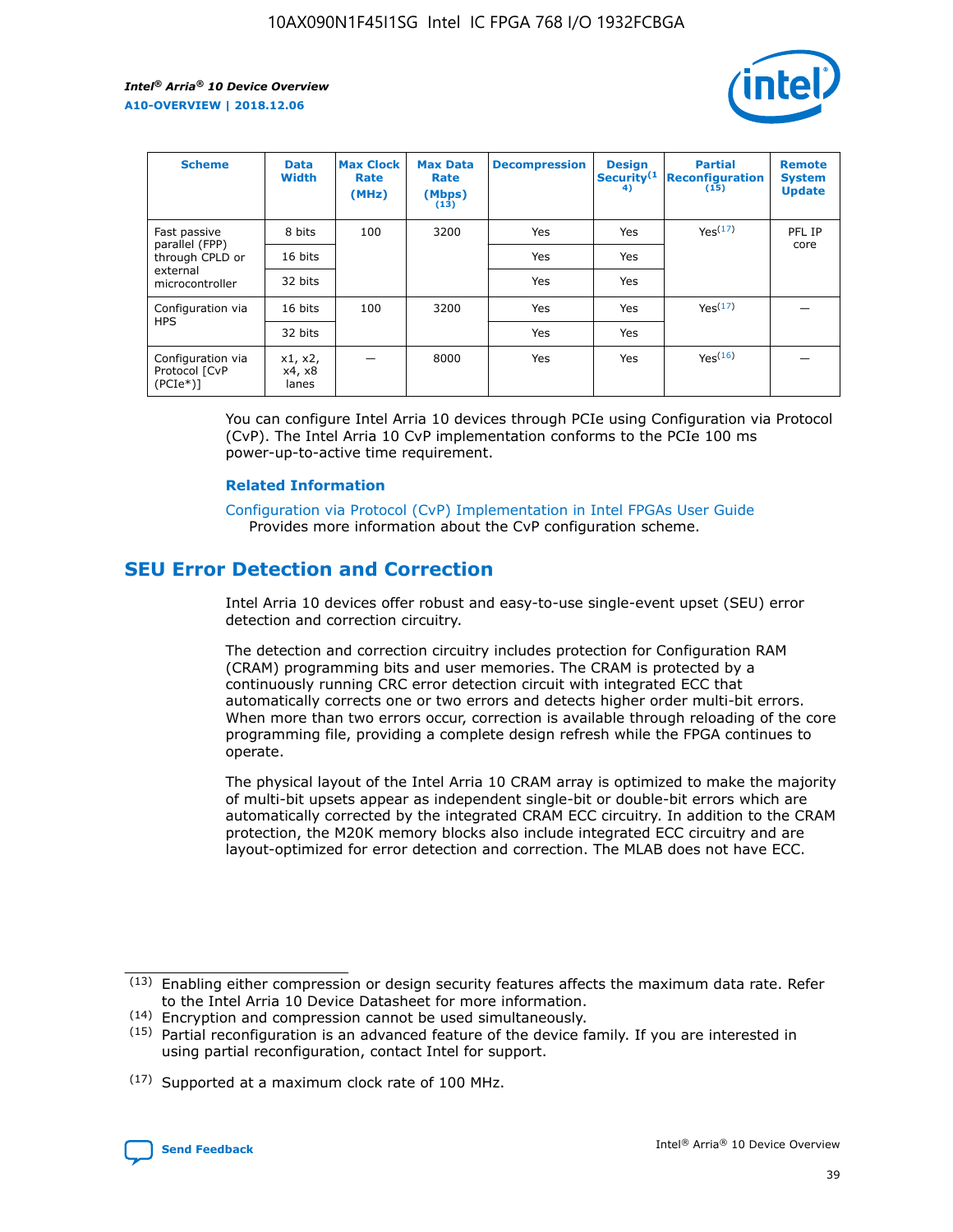| Scheme | Data Width | Max Clock Rate (MHz) | Max Data Rate (Mbps) (13) | Decompression | Design Security(14) | Partial Reconfiguration (15) | Remote System Update |
| --- | --- | --- | --- | --- | --- | --- | --- |
| Fast passive parallel (FPP) through CPLD or external microcontroller | 8 bits | 100 | 3200 | Yes | Yes | Yes(17) | PFL IP core |
| | 16 bits | | | Yes | Yes | | |
| | 32 bits | | | Yes | Yes | | |
| Configuration via HPS | 16 bits | 100 | 3200 | Yes | Yes | Yes(17) | — |
| | 32 bits | | | Yes | Yes | | |
| Configuration via Protocol [CvP (PCIe*)] | x1, x2, x4, x8 lanes | — | 8000 | Yes | Yes | Yes(16) | — |

You can configure Intel Arria 10 devices through PCIe using Configuration via Protocol (CvP). The Intel Arria 10 CvP implementation conforms to the PCIe 100 ms power-up-to-active time requirement.

### Related Information

Configuration via Protocol (CvP) Implementation in Intel FPGAs User Guide
Provides more information about the CvP configuration scheme.

## SEU Error Detection and Correction

Intel Arria 10 devices offer robust and easy-to-use single-event upset (SEU) error detection and correction circuitry.

The detection and correction circuitry includes protection for Configuration RAM (CRAM) programming bits and user memories. The CRAM is protected by a continuously running CRC error detection circuit with integrated ECC that automatically corrects one or two errors and detects higher order multi-bit errors. When more than two errors occur, correction is available through reloading of the core programming file, providing a complete design refresh while the FPGA continues to operate.

The physical layout of the Intel Arria 10 CRAM array is optimized to make the majority of multi-bit upsets appear as independent single-bit or double-bit errors which are automatically corrected by the integrated CRAM ECC circuitry. In addition to the CRAM protection, the M20K memory blocks also include integrated ECC circuitry and are layout-optimized for error detection and correction. The MLAB does not have ECC.

(13) Enabling either compression or design security features affects the maximum data rate. Refer to the Intel Arria 10 Device Datasheet for more information.

(14) Encryption and compression cannot be used simultaneously.

(15) Partial reconfiguration is an advanced feature of the device family. If you are interested in using partial reconfiguration, contact Intel for support.

(17) Supported at a maximum clock rate of 100 MHz.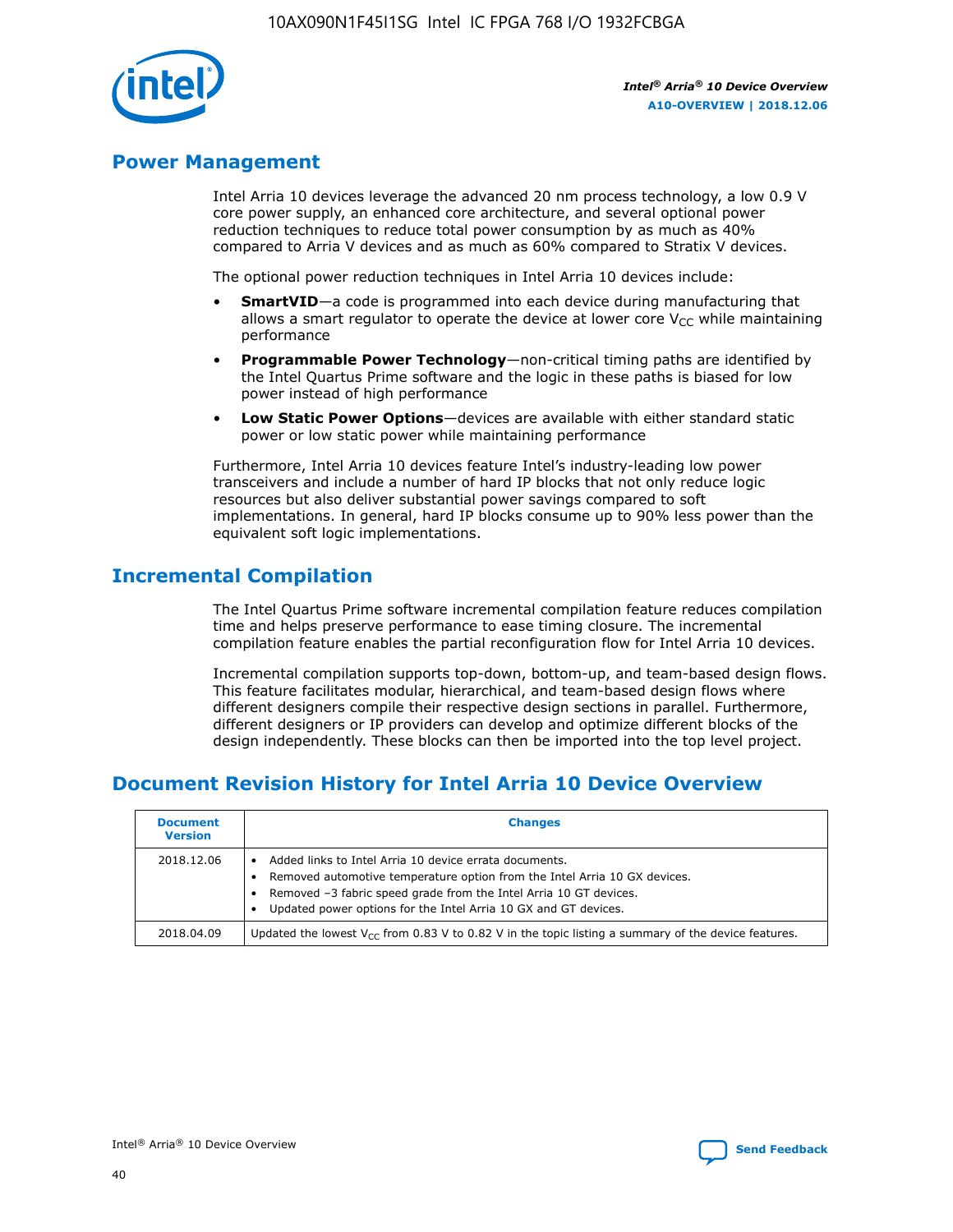## Power Management

Intel Arria 10 devices leverage the advanced 20 nm process technology, a low 0.9 V core power supply, an enhanced core architecture, and several optional power reduction techniques to reduce total power consumption by as much as 40% compared to Arria V devices and as much as 60% compared to Stratix V devices.

The optional power reduction techniques in Intel Arria 10 devices include:

- **SmartVID**—a code is programmed into each device during manufacturing that allows a smart regulator to operate the device at lower core $V_{CC}$ while maintaining performance
- **Programmable Power Technology**—non-critical timing paths are identified by the Intel Quartus Prime software and the logic in these paths is biased for low power instead of high performance
- **Low Static Power Options**—devices are available with either standard static power or low static power while maintaining performance

Furthermore, Intel Arria 10 devices feature Intel's industry-leading low power transceivers and include a number of hard IP blocks that not only reduce logic resources but also deliver substantial power savings compared to soft implementations. In general, hard IP blocks consume up to 90% less power than the equivalent soft logic implementations.

## Incremental Compilation

The Intel Quartus Prime software incremental compilation feature reduces compilation time and helps preserve performance to ease timing closure. The incremental compilation feature enables the partial reconfiguration flow for Intel Arria 10 devices.

Incremental compilation supports top-down, bottom-up, and team-based design flows. This feature facilitates modular, hierarchical, and team-based design flows where different designers compile their respective design sections in parallel. Furthermore, different designers or IP providers can develop and optimize different blocks of the design independently. These blocks can then be imported into the top level project.

## Document Revision History for Intel Arria 10 Device Overview

| Document Version | Changes |
| --- | --- |
| 2018.12.06 | • Added links to Intel Arria 10 device errata documents.<br>• Removed automotive temperature option from the Intel Arria 10 GX devices.<br>• Removed –3 fabric speed grade from the Intel Arria 10 GT devices.<br>• Updated power options for the Intel Arria 10 GX and GT devices. |
| 2018.04.09 | Updated the lowest $V_{CC}$ from 0.83 V to 0.82 V in the topic listing a summary of the device features. |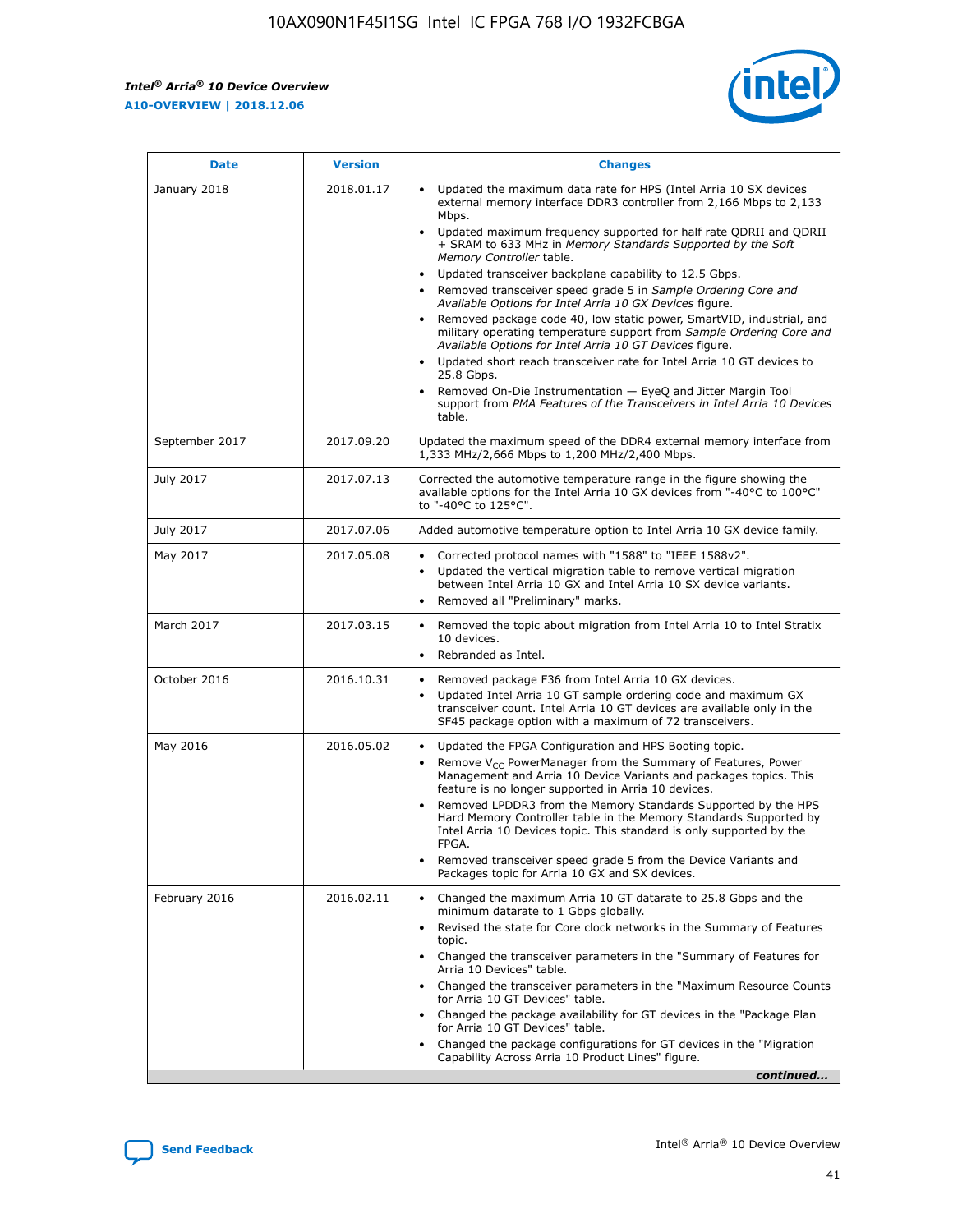| Date | Version | Changes |
| --- | --- | --- |
| January 2018 | 2018.01.17 | • Updated the maximum data rate for HPS (Intel Arria 10 SX devices external memory interface DDR3 controller from 2,166 Mbps to 2,133 Mbps.<br>• Updated maximum frequency supported for half rate QDRII and QDRII + SRAM to 633 MHz in *Memory Standards Supported by the Soft Memory Controller* table.<br>• Updated transceiver backplane capability to 12.5 Gbps.<br>• Removed transceiver speed grade 5 in *Sample Ordering Core and Available Options for Intel Arria 10 GX Devices* figure.<br>• Removed package code 40, low static power, SmartVID, industrial, and military operating temperature support from *Sample Ordering Core and Available Options for Intel Arria 10 GT Devices* figure.<br>• Updated short reach transceiver rate for Intel Arria 10 GT devices to 25.8 Gbps.<br>• Removed On-Die Instrumentation — EyeQ and Jitter Margin Tool support from *PMA Features of the Transceivers in Intel Arria 10 Devices* table. |
| September 2017 | 2017.09.20 | Updated the maximum speed of the DDR4 external memory interface from 1,333 MHz/2,666 Mbps to 1,200 MHz/2,400 Mbps. |
| July 2017 | 2017.07.13 | Corrected the automotive temperature range in the figure showing the available options for the Intel Arria 10 GX devices from "-40°C to 100°C" to "-40°C to 125°C". |
| July 2017 | 2017.07.06 | Added automotive temperature option to Intel Arria 10 GX device family. |
| May 2017 | 2017.05.08 | • Corrected protocol names with "1588" to "IEEE 1588v2".<br>• Updated the vertical migration table to remove vertical migration between Intel Arria 10 GX and Intel Arria 10 SX device variants.<br>• Removed all "Preliminary" marks. |
| March 2017 | 2017.03.15 | • Removed the topic about migration from Intel Arria 10 to Intel Stratix 10 devices.<br>• Rebranded as Intel. |
| October 2016 | 2016.10.31 | • Removed package F36 from Intel Arria 10 GX devices.<br>• Updated Intel Arria 10 GT sample ordering code and maximum GX transceiver count. Intel Arria 10 GT devices are available only in the SF45 package option with a maximum of 72 transceivers. |
| May 2016 | 2016.05.02 | • Updated the FPGA Configuration and HPS Booting topic.<br>• Remove $V_{CC}$ PowerManager from the Summary of Features, Power Management and Arria 10 Device Variants and packages topics. This feature is no longer supported in Arria 10 devices.<br>• Removed LPDDR3 from the Memory Standards Supported by the HPS Hard Memory Controller table in the Memory Standards Supported by Intel Arria 10 Devices topic. This standard is only supported by the FPGA.<br>• Removed transceiver speed grade 5 from the Device Variants and Packages topic for Arria 10 GX and SX devices. |
| February 2016 | 2016.02.11 | • Changed the maximum Arria 10 GT datarate to 25.8 Gbps and the minimum datarate to 1 Gbps globally.<br>• Revised the state for Core clock networks in the Summary of Features topic.<br>• Changed the transceiver parameters in the "Summary of Features for Arria 10 Devices" table.<br>• Changed the transceiver parameters in the "Maximum Resource Counts for Arria 10 GT Devices" table.<br>• Changed the package availability for GT devices in the "Package Plan for Arria 10 GT Devices" table.<br>• Changed the package configurations for GT devices in the "Migration Capability Across Arria 10 Product Lines" figure. |

*continued...*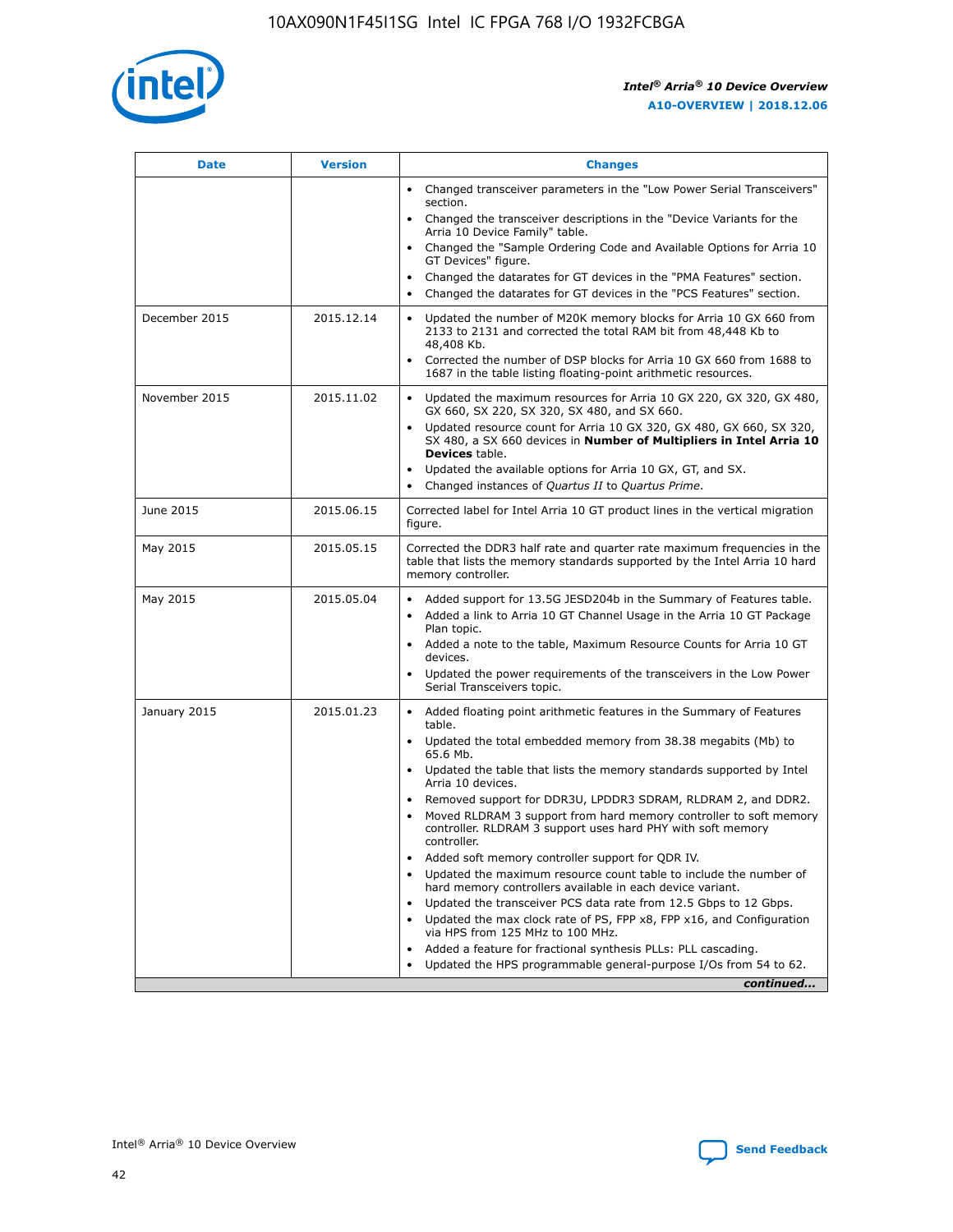| Date | Version | Changes |
| --- | --- | --- |
| | | • Changed transceiver parameters in the "Low Power Serial Transceivers" section.<br>• Changed the transceiver descriptions in the "Device Variants for the Arria 10 Device Family" table.<br>• Changed the "Sample Ordering Code and Available Options for Arria 10 GT Devices" figure.<br>• Changed the datarates for GT devices in the "PMA Features" section.<br>• Changed the datarates for GT devices in the "PCS Features" section. |
| December 2015 | 2015.12.14 | • Updated the number of M20K memory blocks for Arria 10 GX 660 from 2133 to 2131 and corrected the total RAM bit from 48,448 Kb to 48,408 Kb.<br>• Corrected the number of DSP blocks for Arria 10 GX 660 from 1688 to 1687 in the table listing floating-point arithmetic resources. |
| November 2015 | 2015.11.02 | • Updated the maximum resources for Arria 10 GX 220, GX 320, GX 480, GX 660, SX 220, SX 320, SX 480, and SX 660.<br>• Updated resource count for Arria 10 GX 320, GX 480, GX 660, SX 320, SX 480, a SX 660 devices in **Number of Multipliers in Intel Arria 10 Devices** table.<br>• Updated the available options for Arria 10 GX, GT, and SX.<br>• Changed instances of *Quartus II* to *Quartus Prime*. |
| June 2015 | 2015.06.15 | Corrected label for Intel Arria 10 GT product lines in the vertical migration figure. |
| May 2015 | 2015.05.15 | Corrected the DDR3 half rate and quarter rate maximum frequencies in the table that lists the memory standards supported by the Intel Arria 10 hard memory controller. |
| May 2015 | 2015.05.04 | • Added support for 13.5G JESD204b in the Summary of Features table.<br>• Added a link to Arria 10 GT Channel Usage in the Arria 10 GT Package Plan topic.<br>• Added a note to the table, Maximum Resource Counts for Arria 10 GT devices.<br>• Updated the power requirements of the transceivers in the Low Power Serial Transceivers topic. |
| January 2015 | 2015.01.23 | • Added floating point arithmetic features in the Summary of Features table.<br>• Updated the total embedded memory from 38.38 megabits (Mb) to 65.6 Mb.<br>• Updated the table that lists the memory standards supported by Intel Arria 10 devices.<br>• Removed support for DDR3U, LPDDR3 SDRAM, RLDRAM 2, and DDR2.<br>• Moved RLDRAM 3 support from hard memory controller to soft memory controller. RLDRAM 3 support uses hard PHY with soft memory controller.<br>• Added soft memory controller support for QDR IV.<br>• Updated the maximum resource count table to include the number of hard memory controllers available in each device variant.<br>• Updated the transceiver PCS data rate from 12.5 Gbps to 12 Gbps.<br>• Updated the max clock rate of PS, FPP x8, FPP x16, and Configuration via HPS from 125 MHz to 100 MHz.<br>• Added a feature for fractional synthesis PLLs: PLL cascading.<br>• Updated the HPS programmable general-purpose I/Os from 54 to 62. |

*continued...*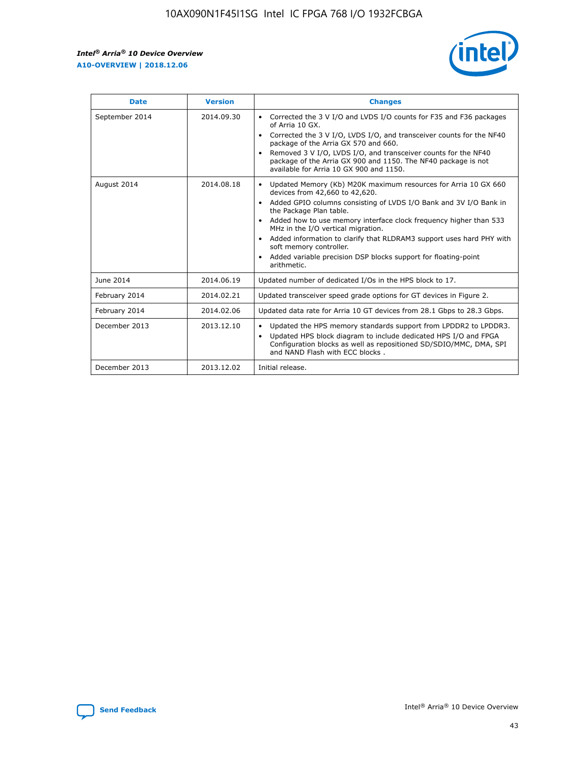| Date | Version | Changes |
| --- | --- | --- |
| September 2014 | 2014.09.30 | • Corrected the 3 V I/O and LVDS I/O counts for F35 and F36 packages of Arria 10 GX.<br>• Corrected the 3 V I/O, LVDS I/O, and transceiver counts for the NF40 package of the Arria GX 570 and 660.<br>• Removed 3 V I/O, LVDS I/O, and transceiver counts for the NF40 package of the Arria GX 900 and 1150. The NF40 package is not available for Arria 10 GX 900 and 1150. |
| August 2014 | 2014.08.18 | • Updated Memory (Kb) M20K maximum resources for Arria 10 GX 660 devices from 42,660 to 42,620.<br>• Added GPIO columns consisting of LVDS I/O Bank and 3V I/O Bank in the Package Plan table.<br>• Added how to use memory interface clock frequency higher than 533 MHz in the I/O vertical migration.<br>• Added information to clarify that RLDRAM3 support uses hard PHY with soft memory controller.<br>• Added variable precision DSP blocks support for floating-point arithmetic. |
| June 2014 | 2014.06.19 | Updated number of dedicated I/Os in the HPS block to 17. |
| February 2014 | 2014.02.21 | Updated transceiver speed grade options for GT devices in Figure 2. |
| February 2014 | 2014.02.06 | Updated data rate for Arria 10 GT devices from 28.1 Gbps to 28.3 Gbps. |
| December 2013 | 2013.12.10 | • Updated the HPS memory standards support from LPDDR2 to LPDDR3.<br>• Updated HPS block diagram to include dedicated HPS I/O and FPGA Configuration blocks as well as repositioned SD/SDIO/MMC, DMA, SPI and NAND Flash with ECC blocks . |
| December 2013 | 2013.12.02 | Initial release. |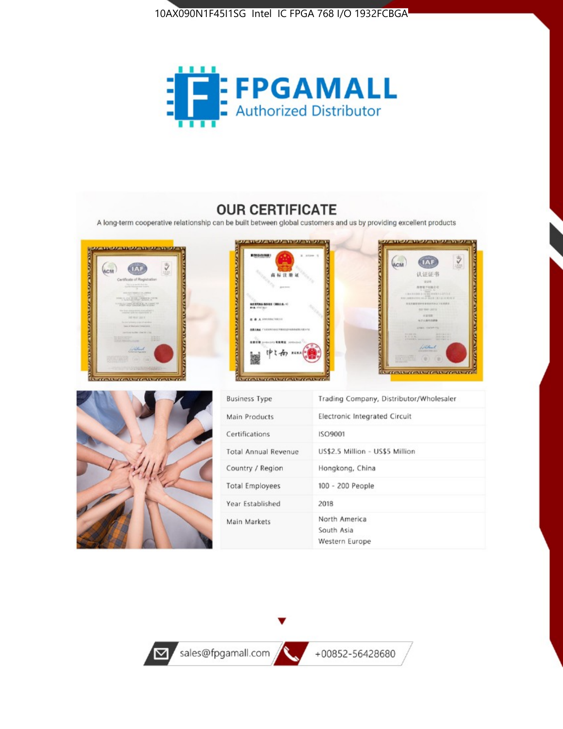FPGAMALL
Authorized Distributor

## OUR CERTIFICATE

A long-term cooperative relationship can be built between global customers and us by providing excellent products

| | |
|---|---|
| Business Type | Trading Company, Distributor/Wholesaler |
| Main Products | Electronic Integrated Circuit |
| Certifications | ISO9001 |
| Total Annual Revenue | US$2.5 Million - US$5 Million |
| Country / Region | Hongkong, China |
| Total Employees | 100 - 200 People |
| Year Established | 2018 |
| Main Markets | North America<br>South Asia<br>Western Europe |

sales@fpgamall.com +00852-56428680